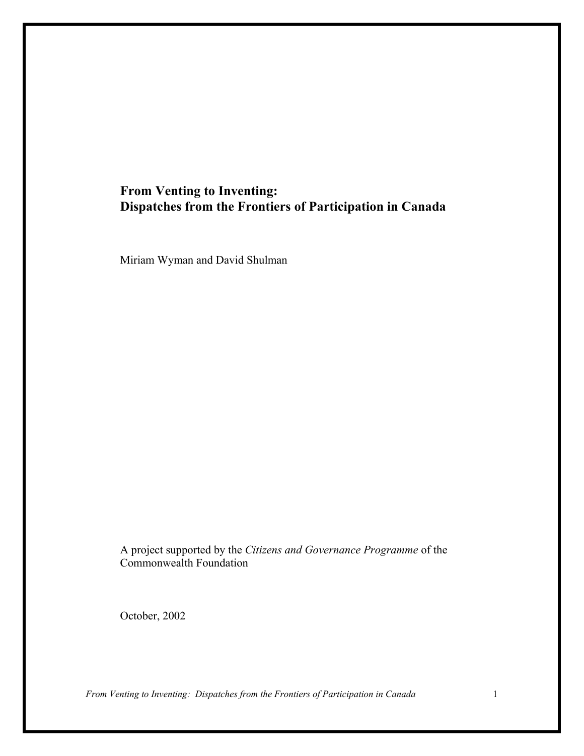# From Venting to Inventing: Dispatches from the Frontiers of Participation in Canada

Miriam Wyman and David Shulman

A project supported by the *Citizens and Governance Programme* of the Commonwealth Foundation

October, 2002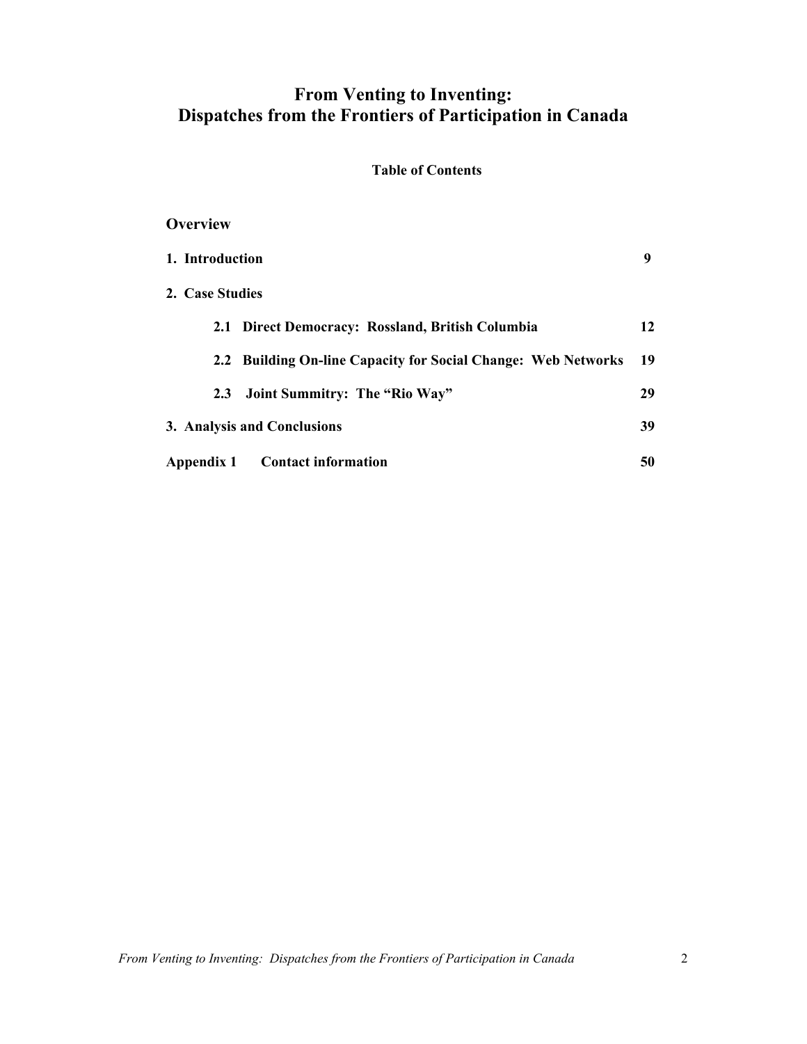# From Venting to Inventing:
# Dispatches from the Frontiers of Participation in Canada

**Table of Contents**

| | |
|---|---|
| **Overview** | |
| **1. Introduction** | **9** |
| **2. Case Studies** | |
| **2.1 Direct Democracy: Rossland, British Columbia** | **12** |
| **2.2 Building On-line Capacity for Social Change: Web Networks** | **19** |
| **2.3 Joint Summitry: The "Rio Way"** | **29** |
| **3. Analysis and Conclusions** | **39** |
| **Appendix 1 Contact information** | **50** |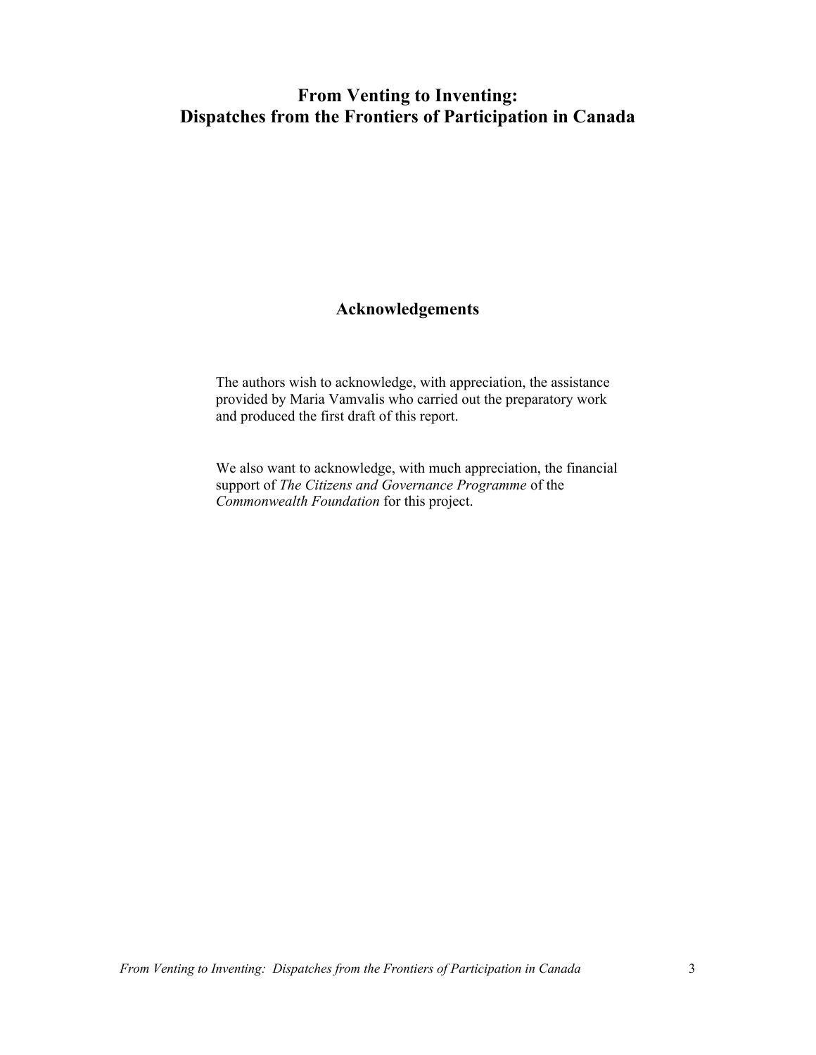# From Venting to Inventing: Dispatches from the Frontiers of Participation in Canada

## Acknowledgements

The authors wish to acknowledge, with appreciation, the assistance provided by Maria Vamvalis who carried out the preparatory work and produced the first draft of this report.

We also want to acknowledge, with much appreciation, the financial support of *The Citizens and Governance Programme* of the *Commonwealth Foundation* for this project.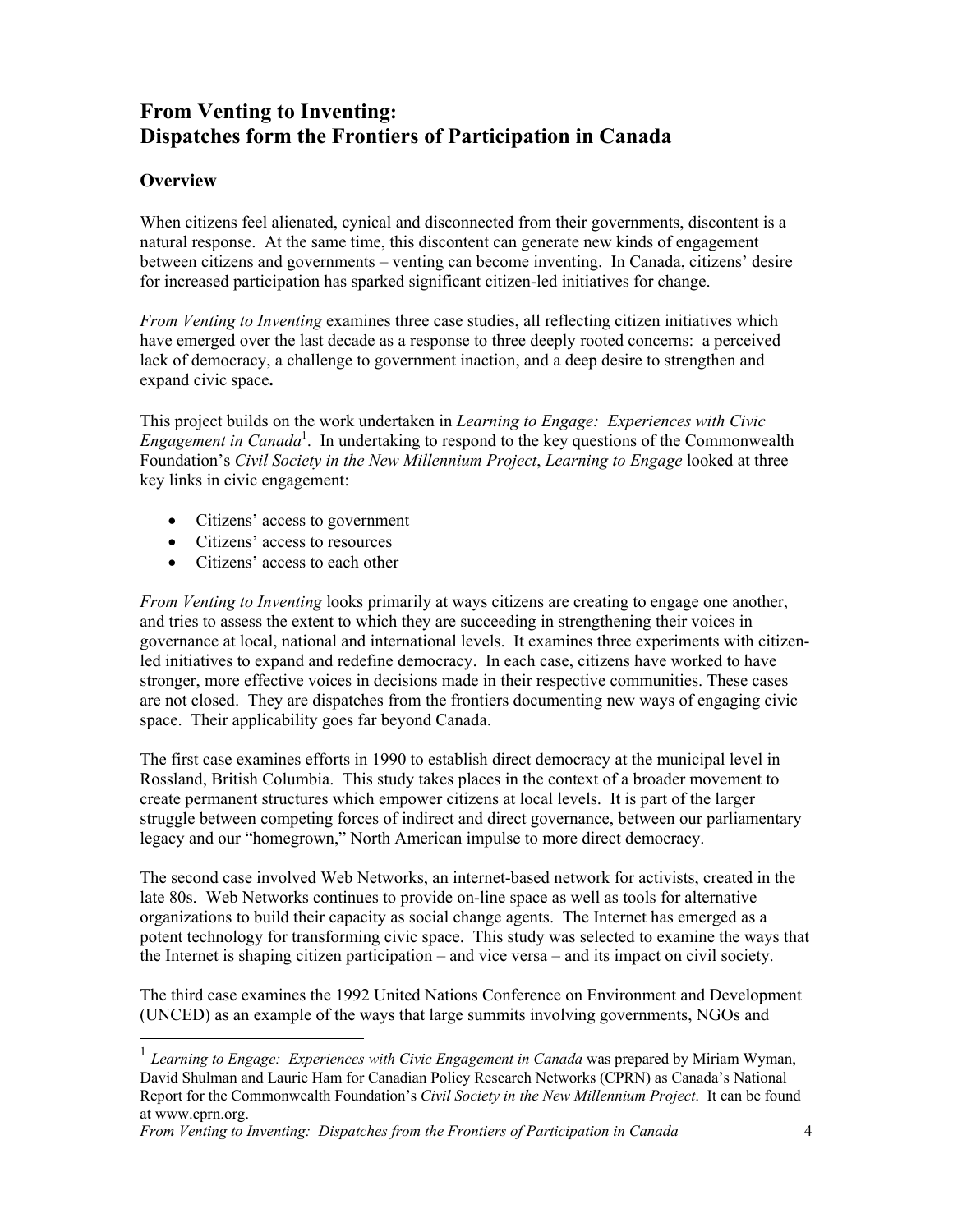# From Venting to Inventing: Dispatches form the Frontiers of Participation in Canada

## Overview

When citizens feel alienated, cynical and disconnected from their governments, discontent is a natural response. At the same time, this discontent can generate new kinds of engagement between citizens and governments – venting can become inventing. In Canada, citizens' desire for increased participation has sparked significant citizen-led initiatives for change.

*From Venting to Inventing* examines three case studies, all reflecting citizen initiatives which have emerged over the last decade as a response to three deeply rooted concerns: a perceived lack of democracy, a challenge to government inaction, and a deep desire to strengthen and expand civic space**.**

This project builds on the work undertaken in *Learning to Engage: Experiences with Civic Engagement in Canada*[1]. In undertaking to respond to the key questions of the Commonwealth Foundation's *Civil Society in the New Millennium Project*, *Learning to Engage* looked at three key links in civic engagement:

- Citizens' access to government
- Citizens' access to resources
- Citizens' access to each other

*From Venting to Inventing* looks primarily at ways citizens are creating to engage one another, and tries to assess the extent to which they are succeeding in strengthening their voices in governance at local, national and international levels. It examines three experiments with citizen-led initiatives to expand and redefine democracy. In each case, citizens have worked to have stronger, more effective voices in decisions made in their respective communities. These cases are not closed. They are dispatches from the frontiers documenting new ways of engaging civic space. Their applicability goes far beyond Canada.

The first case examines efforts in 1990 to establish direct democracy at the municipal level in Rossland, British Columbia. This study takes places in the context of a broader movement to create permanent structures which empower citizens at local levels. It is part of the larger struggle between competing forces of indirect and direct governance, between our parliamentary legacy and our "homegrown," North American impulse to more direct democracy.

The second case involved Web Networks, an internet-based network for activists, created in the late 80s. Web Networks continues to provide on-line space as well as tools for alternative organizations to build their capacity as social change agents. The Internet has emerged as a potent technology for transforming civic space. This study was selected to examine the ways that the Internet is shaping citizen participation – and vice versa – and its impact on civil society.

The third case examines the 1992 United Nations Conference on Environment and Development (UNCED) as an example of the ways that large summits involving governments, NGOs and

---

[1] *Learning to Engage: Experiences with Civic Engagement in Canada* was prepared by Miriam Wyman, David Shulman and Laurie Ham for Canadian Policy Research Networks (CPRN) as Canada's National Report for the Commonwealth Foundation's *Civil Society in the New Millennium Project*. It can be found at www.cprn.org.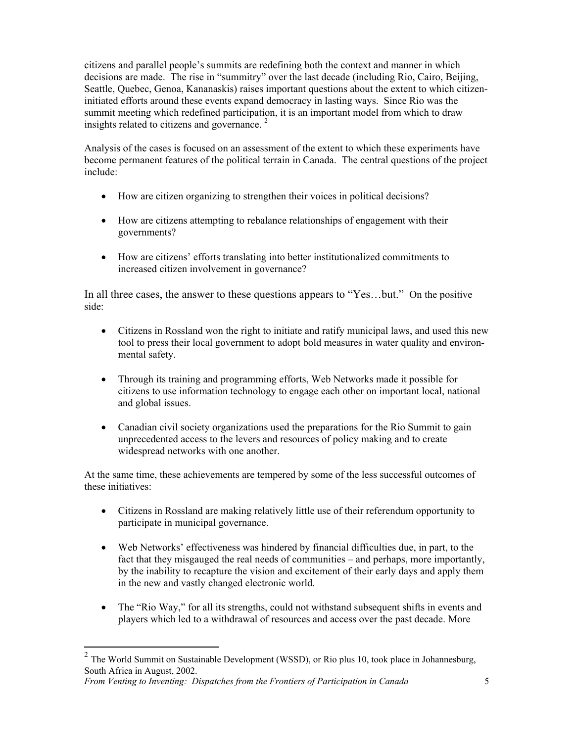citizens and parallel people's summits are redefining both the context and manner in which decisions are made. The rise in "summitry" over the last decade (including Rio, Cairo, Beijing, Seattle, Quebec, Genoa, Kananaskis) raises important questions about the extent to which citizen-initiated efforts around these events expand democracy in lasting ways. Since Rio was the summit meeting which redefined participation, it is an important model from which to draw insights related to citizens and governance. [2]

Analysis of the cases is focused on an assessment of the extent to which these experiments have become permanent features of the political terrain in Canada. The central questions of the project include:

- How are citizen organizing to strengthen their voices in political decisions?
- How are citizens attempting to rebalance relationships of engagement with their governments?
- How are citizens' efforts translating into better institutionalized commitments to increased citizen involvement in governance?

In all three cases, the answer to these questions appears to "Yes…but." On the positive side:

- Citizens in Rossland won the right to initiate and ratify municipal laws, and used this new tool to press their local government to adopt bold measures in water quality and environmental safety.
- Through its training and programming efforts, Web Networks made it possible for citizens to use information technology to engage each other on important local, national and global issues.
- Canadian civil society organizations used the preparations for the Rio Summit to gain unprecedented access to the levers and resources of policy making and to create widespread networks with one another.

At the same time, these achievements are tempered by some of the less successful outcomes of these initiatives:

- Citizens in Rossland are making relatively little use of their referendum opportunity to participate in municipal governance.
- Web Networks' effectiveness was hindered by financial difficulties due, in part, to the fact that they misgauged the real needs of communities – and perhaps, more importantly, by the inability to recapture the vision and excitement of their early days and apply them in the new and vastly changed electronic world.
- The "Rio Way," for all its strengths, could not withstand subsequent shifts in events and players which led to a withdrawal of resources and access over the past decade. More

---

[2] The World Summit on Sustainable Development (WSSD), or Rio plus 10, took place in Johannesburg, South Africa in August, 2002.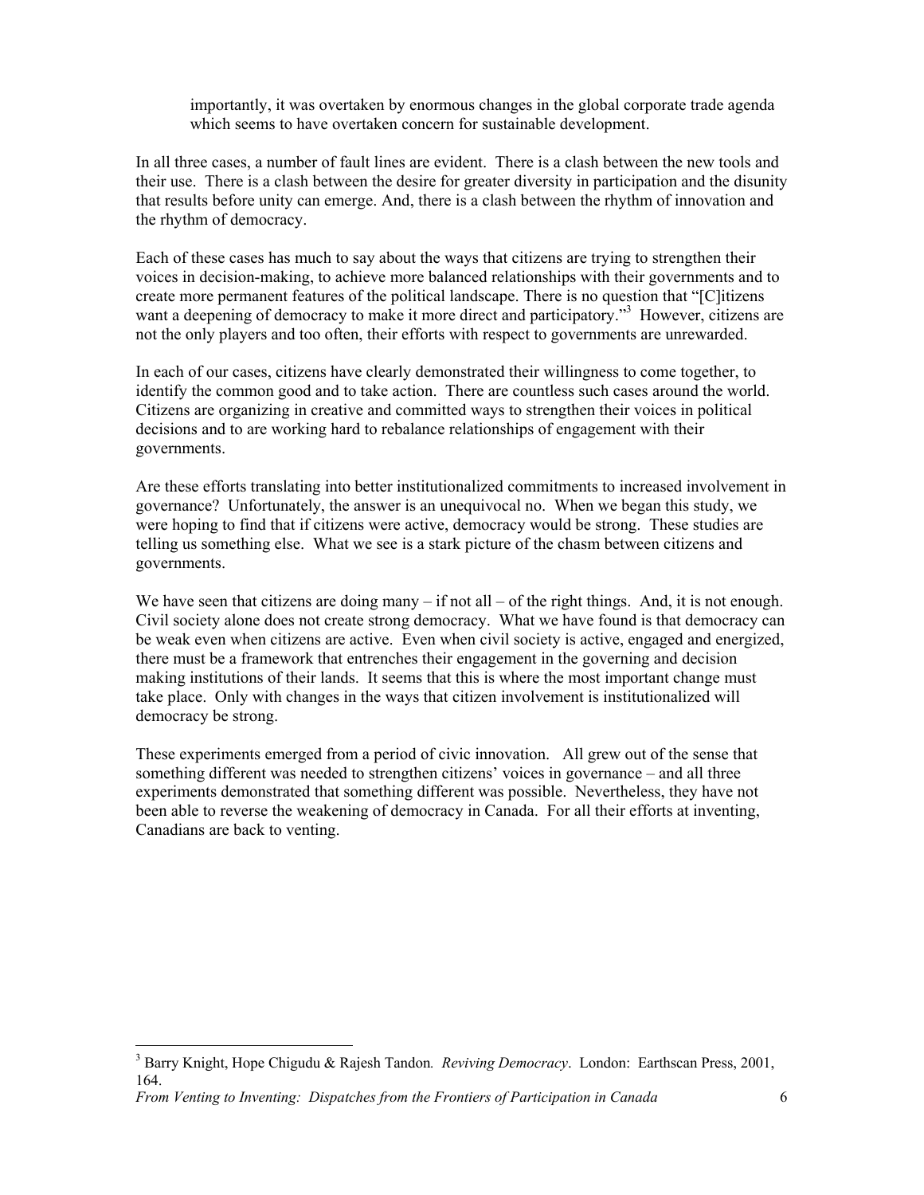importantly, it was overtaken by enormous changes in the global corporate trade agenda which seems to have overtaken concern for sustainable development.

In all three cases, a number of fault lines are evident. There is a clash between the new tools and their use. There is a clash between the desire for greater diversity in participation and the disunity that results before unity can emerge. And, there is a clash between the rhythm of innovation and the rhythm of democracy.

Each of these cases has much to say about the ways that citizens are trying to strengthen their voices in decision-making, to achieve more balanced relationships with their governments and to create more permanent features of the political landscape. There is no question that "[C]itizens want a deepening of democracy to make it more direct and participatory."[3] However, citizens are not the only players and too often, their efforts with respect to governments are unrewarded.

In each of our cases, citizens have clearly demonstrated their willingness to come together, to identify the common good and to take action. There are countless such cases around the world. Citizens are organizing in creative and committed ways to strengthen their voices in political decisions and to are working hard to rebalance relationships of engagement with their governments.

Are these efforts translating into better institutionalized commitments to increased involvement in governance? Unfortunately, the answer is an unequivocal no. When we began this study, we were hoping to find that if citizens were active, democracy would be strong. These studies are telling us something else. What we see is a stark picture of the chasm between citizens and governments.

We have seen that citizens are doing many – if not all – of the right things. And, it is not enough. Civil society alone does not create strong democracy. What we have found is that democracy can be weak even when citizens are active. Even when civil society is active, engaged and energized, there must be a framework that entrenches their engagement in the governing and decision making institutions of their lands. It seems that this is where the most important change must take place. Only with changes in the ways that citizen involvement is institutionalized will democracy be strong.

These experiments emerged from a period of civic innovation. All grew out of the sense that something different was needed to strengthen citizens' voices in governance – and all three experiments demonstrated that something different was possible. Nevertheless, they have not been able to reverse the weakening of democracy in Canada. For all their efforts at inventing, Canadians are back to venting.

---

[3] Barry Knight, Hope Chigudu & Rajesh Tandon. *Reviving Democracy*. London: Earthscan Press, 2001, 164.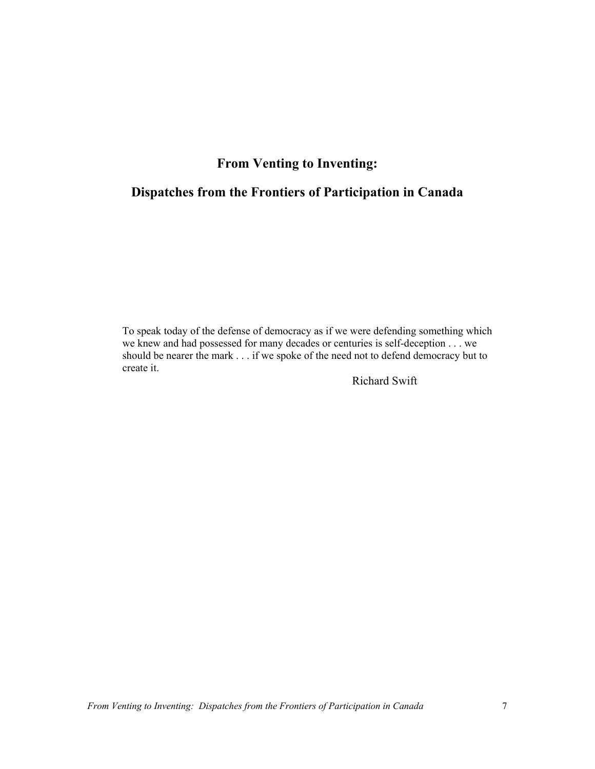# From Venting to Inventing:

# Dispatches from the Frontiers of Participation in Canada

> To speak today of the defense of democracy as if we were defending something which we knew and had possessed for many decades or centuries is self-deception . . . we should be nearer the mark . . . if we spoke of the need not to defend democracy but to create it.
>
> Richard Swift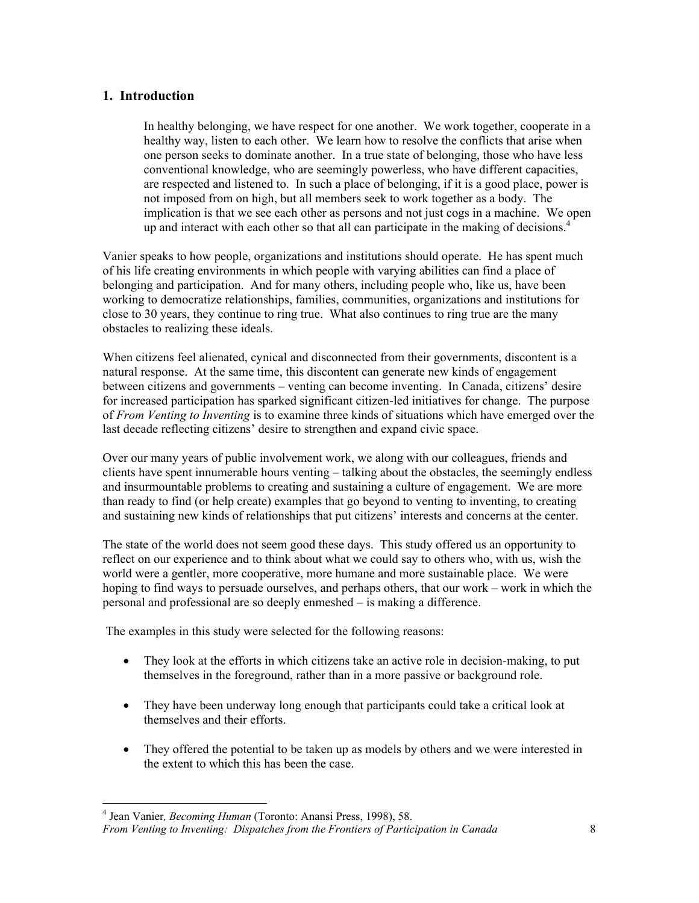## 1. Introduction

> In healthy belonging, we have respect for one another. We work together, cooperate in a healthy way, listen to each other. We learn how to resolve the conflicts that arise when one person seeks to dominate another. In a true state of belonging, those who have less conventional knowledge, who are seemingly powerless, who have different capacities, are respected and listened to. In such a place of belonging, if it is a good place, power is not imposed from on high, but all members seek to work together as a body. The implication is that we see each other as persons and not just cogs in a machine. We open up and interact with each other so that all can participate in the making of decisions.[4]

Vanier speaks to how people, organizations and institutions should operate. He has spent much of his life creating environments in which people with varying abilities can find a place of belonging and participation. And for many others, including people who, like us, have been working to democratize relationships, families, communities, organizations and institutions for close to 30 years, they continue to ring true. What also continues to ring true are the many obstacles to realizing these ideals.

When citizens feel alienated, cynical and disconnected from their governments, discontent is a natural response. At the same time, this discontent can generate new kinds of engagement between citizens and governments – venting can become inventing. In Canada, citizens' desire for increased participation has sparked significant citizen-led initiatives for change. The purpose of *From Venting to Inventing* is to examine three kinds of situations which have emerged over the last decade reflecting citizens' desire to strengthen and expand civic space.

Over our many years of public involvement work, we along with our colleagues, friends and clients have spent innumerable hours venting – talking about the obstacles, the seemingly endless and insurmountable problems to creating and sustaining a culture of engagement. We are more than ready to find (or help create) examples that go beyond to venting to inventing, to creating and sustaining new kinds of relationships that put citizens' interests and concerns at the center.

The state of the world does not seem good these days. This study offered us an opportunity to reflect on our experience and to think about what we could say to others who, with us, wish the world were a gentler, more cooperative, more humane and more sustainable place. We were hoping to find ways to persuade ourselves, and perhaps others, that our work – work in which the personal and professional are so deeply enmeshed – is making a difference.

The examples in this study were selected for the following reasons:

- They look at the efforts in which citizens take an active role in decision-making, to put themselves in the foreground, rather than in a more passive or background role.
- They have been underway long enough that participants could take a critical look at themselves and their efforts.
- They offered the potential to be taken up as models by others and we were interested in the extent to which this has been the case.

---

[4] Jean Vanier*, Becoming Human* (Toronto: Anansi Press, 1998), 58.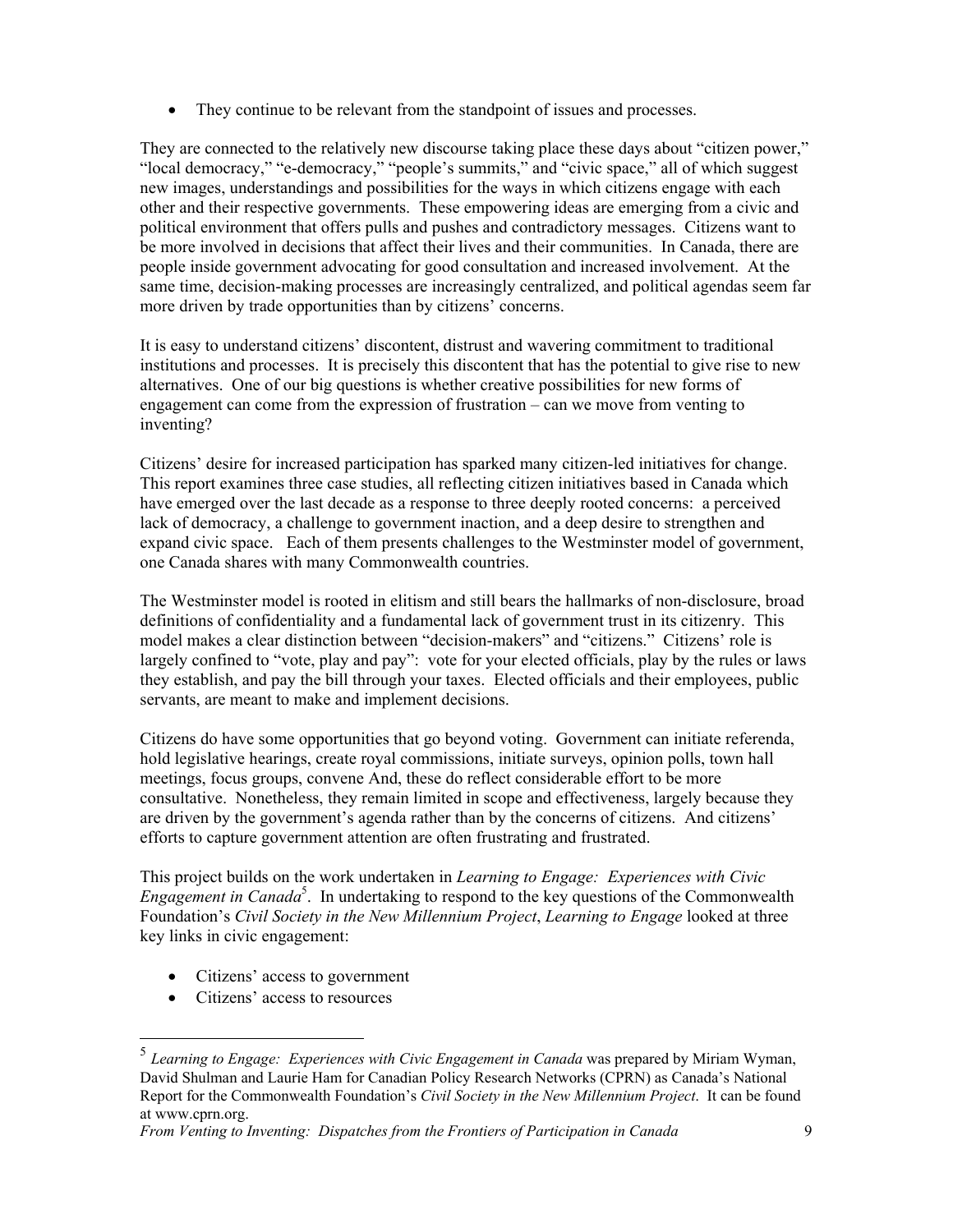- They continue to be relevant from the standpoint of issues and processes.

They are connected to the relatively new discourse taking place these days about "citizen power," "local democracy," "e-democracy," "people's summits," and "civic space," all of which suggest new images, understandings and possibilities for the ways in which citizens engage with each other and their respective governments. These empowering ideas are emerging from a civic and political environment that offers pulls and pushes and contradictory messages. Citizens want to be more involved in decisions that affect their lives and their communities. In Canada, there are people inside government advocating for good consultation and increased involvement. At the same time, decision-making processes are increasingly centralized, and political agendas seem far more driven by trade opportunities than by citizens' concerns.

It is easy to understand citizens' discontent, distrust and wavering commitment to traditional institutions and processes. It is precisely this discontent that has the potential to give rise to new alternatives. One of our big questions is whether creative possibilities for new forms of engagement can come from the expression of frustration – can we move from venting to inventing?

Citizens' desire for increased participation has sparked many citizen-led initiatives for change. This report examines three case studies, all reflecting citizen initiatives based in Canada which have emerged over the last decade as a response to three deeply rooted concerns: a perceived lack of democracy, a challenge to government inaction, and a deep desire to strengthen and expand civic space. Each of them presents challenges to the Westminster model of government, one Canada shares with many Commonwealth countries.

The Westminster model is rooted in elitism and still bears the hallmarks of non-disclosure, broad definitions of confidentiality and a fundamental lack of government trust in its citizenry. This model makes a clear distinction between "decision-makers" and "citizens." Citizens' role is largely confined to "vote, play and pay": vote for your elected officials, play by the rules or laws they establish, and pay the bill through your taxes. Elected officials and their employees, public servants, are meant to make and implement decisions.

Citizens do have some opportunities that go beyond voting. Government can initiate referenda, hold legislative hearings, create royal commissions, initiate surveys, opinion polls, town hall meetings, focus groups, convene And, these do reflect considerable effort to be more consultative. Nonetheless, they remain limited in scope and effectiveness, largely because they are driven by the government's agenda rather than by the concerns of citizens. And citizens' efforts to capture government attention are often frustrating and frustrated.

This project builds on the work undertaken in *Learning to Engage: Experiences with Civic Engagement in Canada*[5]. In undertaking to respond to the key questions of the Commonwealth Foundation's *Civil Society in the New Millennium Project*, *Learning to Engage* looked at three key links in civic engagement:

- Citizens' access to government
- Citizens' access to resources

---

[5] *Learning to Engage: Experiences with Civic Engagement in Canada* was prepared by Miriam Wyman, David Shulman and Laurie Ham for Canadian Policy Research Networks (CPRN) as Canada's National Report for the Commonwealth Foundation's *Civil Society in the New Millennium Project*. It can be found at www.cprn.org.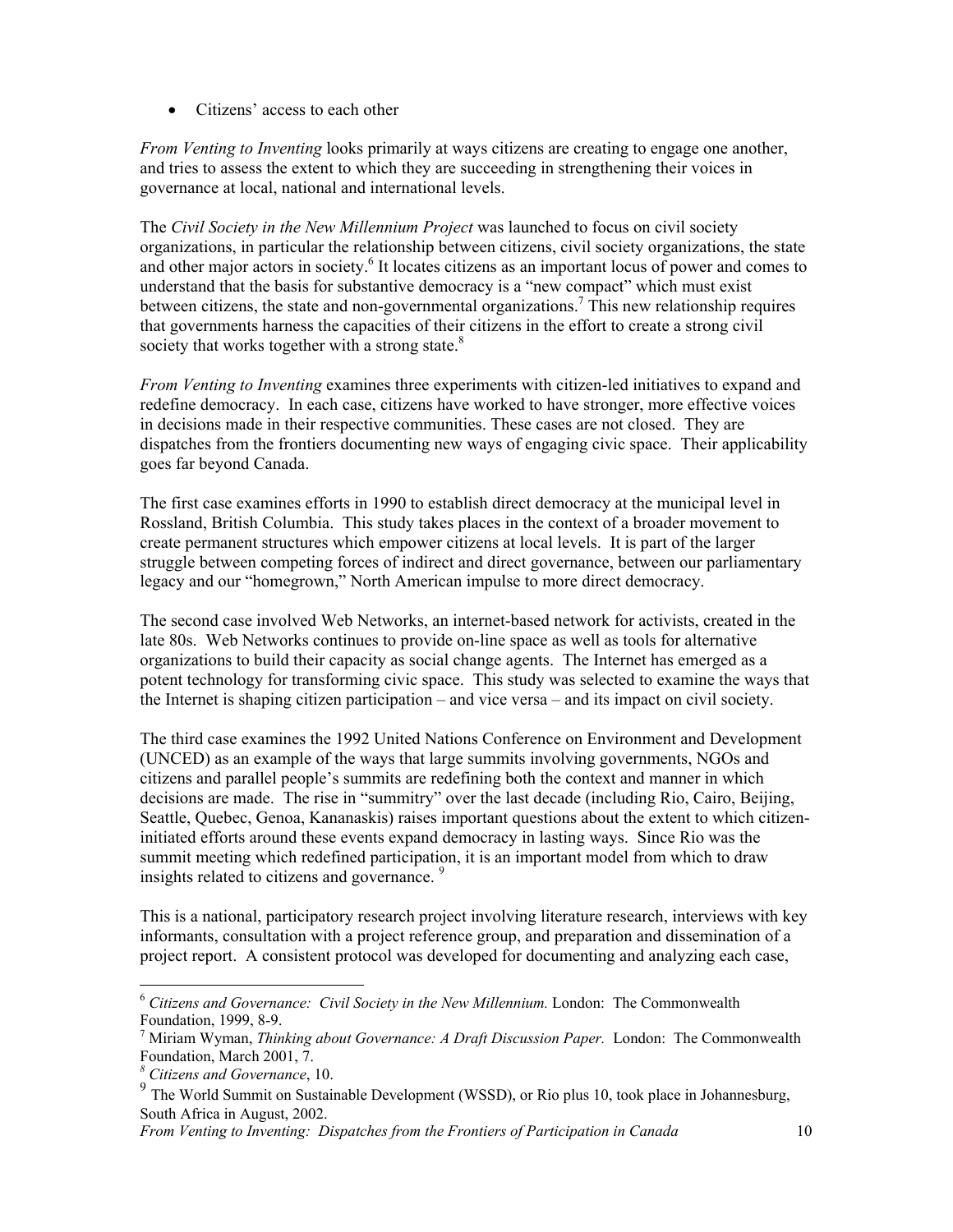- Citizens' access to each other

*From Venting to Inventing* looks primarily at ways citizens are creating to engage one another, and tries to assess the extent to which they are succeeding in strengthening their voices in governance at local, national and international levels.

The *Civil Society in the New Millennium Project* was launched to focus on civil society organizations, in particular the relationship between citizens, civil society organizations, the state and other major actors in society.[6] It locates citizens as an important locus of power and comes to understand that the basis for substantive democracy is a "new compact" which must exist between citizens, the state and non-governmental organizations.[7] This new relationship requires that governments harness the capacities of their citizens in the effort to create a strong civil society that works together with a strong state.[8]

*From Venting to Inventing* examines three experiments with citizen-led initiatives to expand and redefine democracy. In each case, citizens have worked to have stronger, more effective voices in decisions made in their respective communities. These cases are not closed. They are dispatches from the frontiers documenting new ways of engaging civic space. Their applicability goes far beyond Canada.

The first case examines efforts in 1990 to establish direct democracy at the municipal level in Rossland, British Columbia. This study takes places in the context of a broader movement to create permanent structures which empower citizens at local levels. It is part of the larger struggle between competing forces of indirect and direct governance, between our parliamentary legacy and our "homegrown," North American impulse to more direct democracy.

The second case involved Web Networks, an internet-based network for activists, created in the late 80s. Web Networks continues to provide on-line space as well as tools for alternative organizations to build their capacity as social change agents. The Internet has emerged as a potent technology for transforming civic space. This study was selected to examine the ways that the Internet is shaping citizen participation – and vice versa – and its impact on civil society.

The third case examines the 1992 United Nations Conference on Environment and Development (UNCED) as an example of the ways that large summits involving governments, NGOs and citizens and parallel people's summits are redefining both the context and manner in which decisions are made. The rise in "summitry" over the last decade (including Rio, Cairo, Beijing, Seattle, Quebec, Genoa, Kananaskis) raises important questions about the extent to which citizen-initiated efforts around these events expand democracy in lasting ways. Since Rio was the summit meeting which redefined participation, it is an important model from which to draw insights related to citizens and governance.[9]

This is a national, participatory research project involving literature research, interviews with key informants, consultation with a project reference group, and preparation and dissemination of a project report. A consistent protocol was developed for documenting and analyzing each case,

---

[6] *Citizens and Governance: Civil Society in the New Millennium.* London: The Commonwealth Foundation, 1999, 8-9.

[7] Miriam Wyman, *Thinking about Governance: A Draft Discussion Paper.* London: The Commonwealth Foundation, March 2001, 7.

[8] *Citizens and Governance*, 10.

[9] The World Summit on Sustainable Development (WSSD), or Rio plus 10, took place in Johannesburg, South Africa in August, 2002.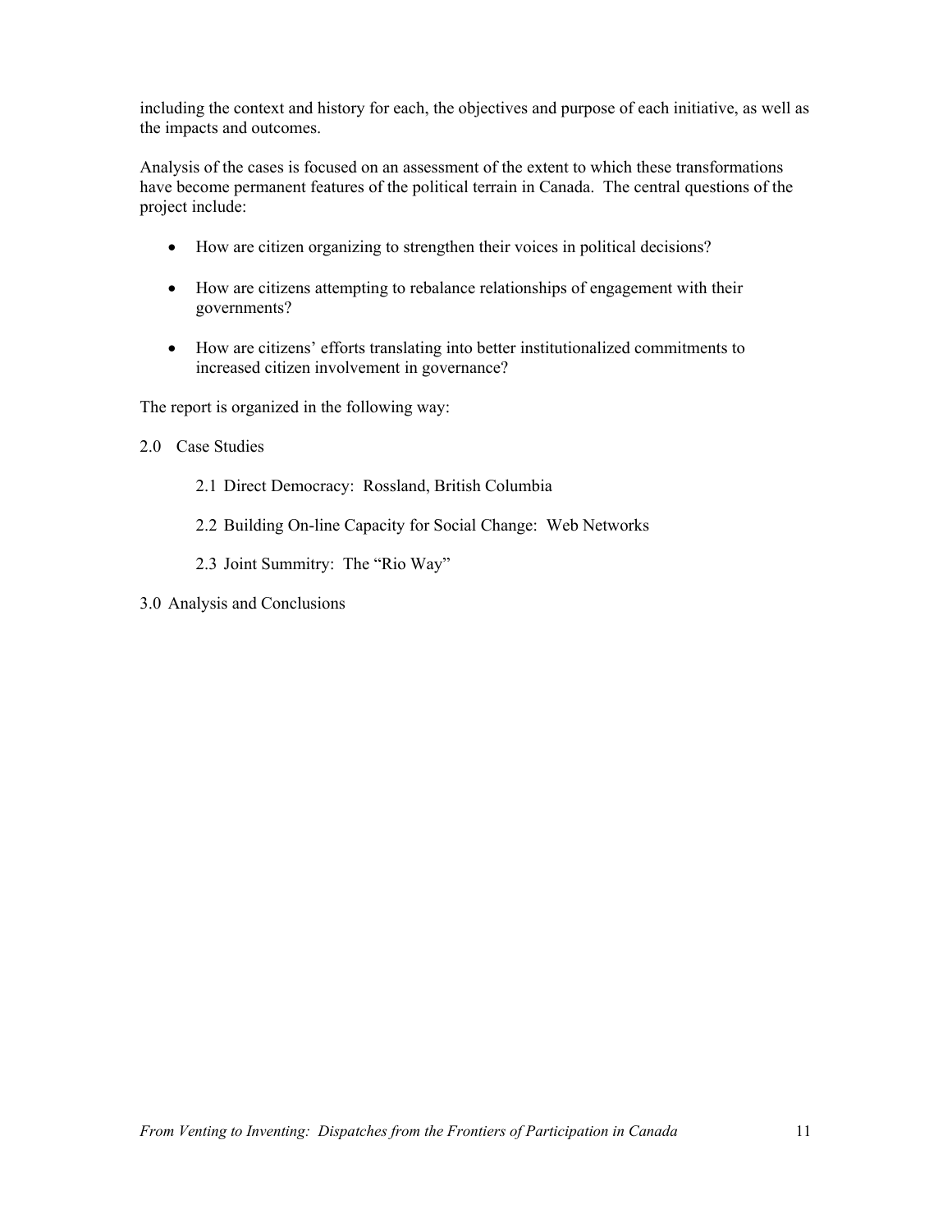including the context and history for each, the objectives and purpose of each initiative, as well as the impacts and outcomes.

Analysis of the cases is focused on an assessment of the extent to which these transformations have become permanent features of the political terrain in Canada. The central questions of the project include:

- How are citizen organizing to strengthen their voices in political decisions?
- How are citizens attempting to rebalance relationships of engagement with their governments?
- How are citizens' efforts translating into better institutionalized commitments to increased citizen involvement in governance?

The report is organized in the following way:

2.0 Case Studies

  2.1 Direct Democracy: Rossland, British Columbia

  2.2 Building On-line Capacity for Social Change: Web Networks

  2.3 Joint Summitry: The "Rio Way"

3.0 Analysis and Conclusions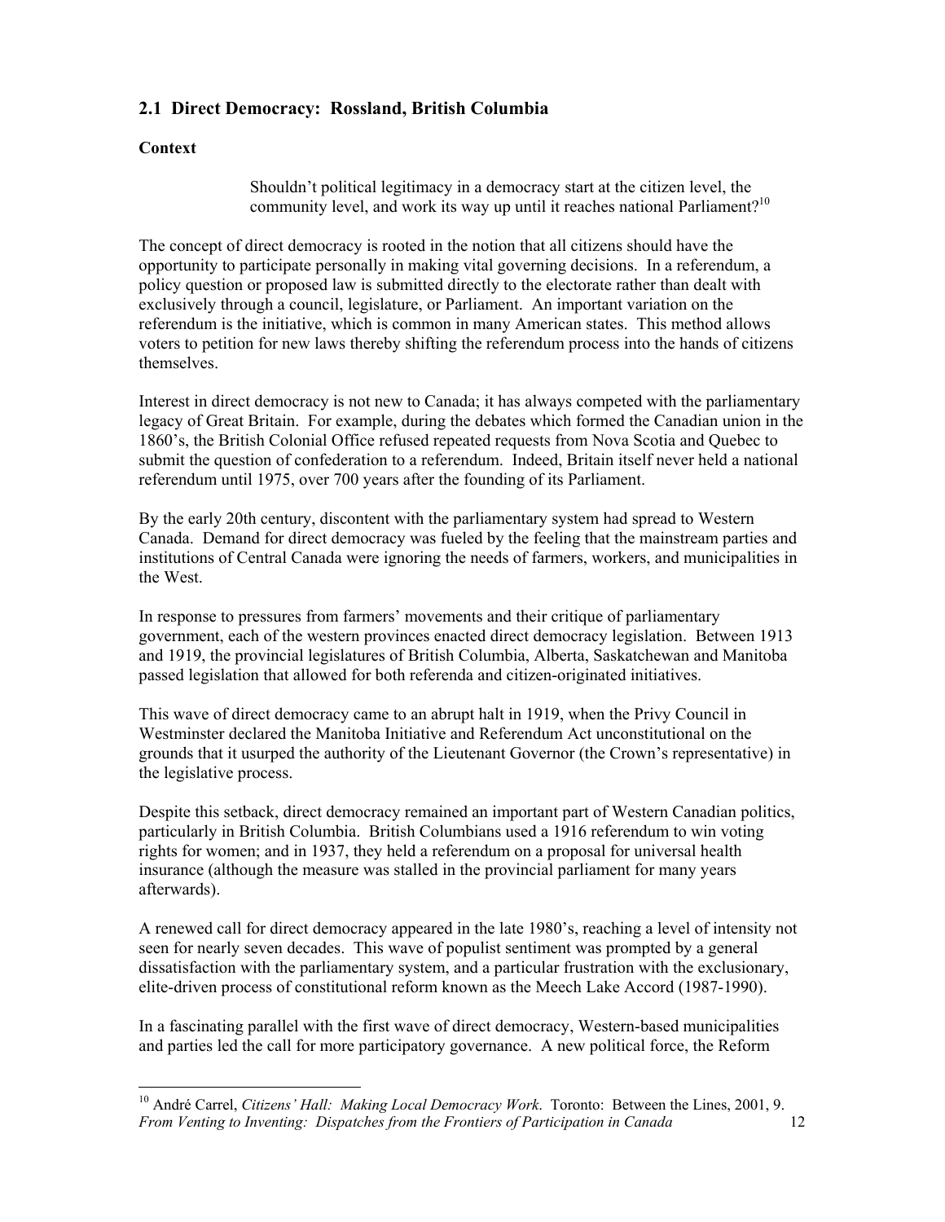## 2.1 Direct Democracy: Rossland, British Columbia

### Context

> Shouldn't political legitimacy in a democracy start at the citizen level, the community level, and work its way up until it reaches national Parliament?[10]

The concept of direct democracy is rooted in the notion that all citizens should have the opportunity to participate personally in making vital governing decisions. In a referendum, a policy question or proposed law is submitted directly to the electorate rather than dealt with exclusively through a council, legislature, or Parliament. An important variation on the referendum is the initiative, which is common in many American states. This method allows voters to petition for new laws thereby shifting the referendum process into the hands of citizens themselves.

Interest in direct democracy is not new to Canada; it has always competed with the parliamentary legacy of Great Britain. For example, during the debates which formed the Canadian union in the 1860's, the British Colonial Office refused repeated requests from Nova Scotia and Quebec to submit the question of confederation to a referendum. Indeed, Britain itself never held a national referendum until 1975, over 700 years after the founding of its Parliament.

By the early 20th century, discontent with the parliamentary system had spread to Western Canada. Demand for direct democracy was fueled by the feeling that the mainstream parties and institutions of Central Canada were ignoring the needs of farmers, workers, and municipalities in the West.

In response to pressures from farmers' movements and their critique of parliamentary government, each of the western provinces enacted direct democracy legislation. Between 1913 and 1919, the provincial legislatures of British Columbia, Alberta, Saskatchewan and Manitoba passed legislation that allowed for both referenda and citizen-originated initiatives.

This wave of direct democracy came to an abrupt halt in 1919, when the Privy Council in Westminster declared the Manitoba Initiative and Referendum Act unconstitutional on the grounds that it usurped the authority of the Lieutenant Governor (the Crown's representative) in the legislative process.

Despite this setback, direct democracy remained an important part of Western Canadian politics, particularly in British Columbia. British Columbians used a 1916 referendum to win voting rights for women; and in 1937, they held a referendum on a proposal for universal health insurance (although the measure was stalled in the provincial parliament for many years afterwards).

A renewed call for direct democracy appeared in the late 1980's, reaching a level of intensity not seen for nearly seven decades. This wave of populist sentiment was prompted by a general dissatisfaction with the parliamentary system, and a particular frustration with the exclusionary, elite-driven process of constitutional reform known as the Meech Lake Accord (1987-1990).

In a fascinating parallel with the first wave of direct democracy, Western-based municipalities and parties led the call for more participatory governance. A new political force, the Reform

---

[10] André Carrel, *Citizens' Hall: Making Local Democracy Work*. Toronto: Between the Lines, 2001, 9.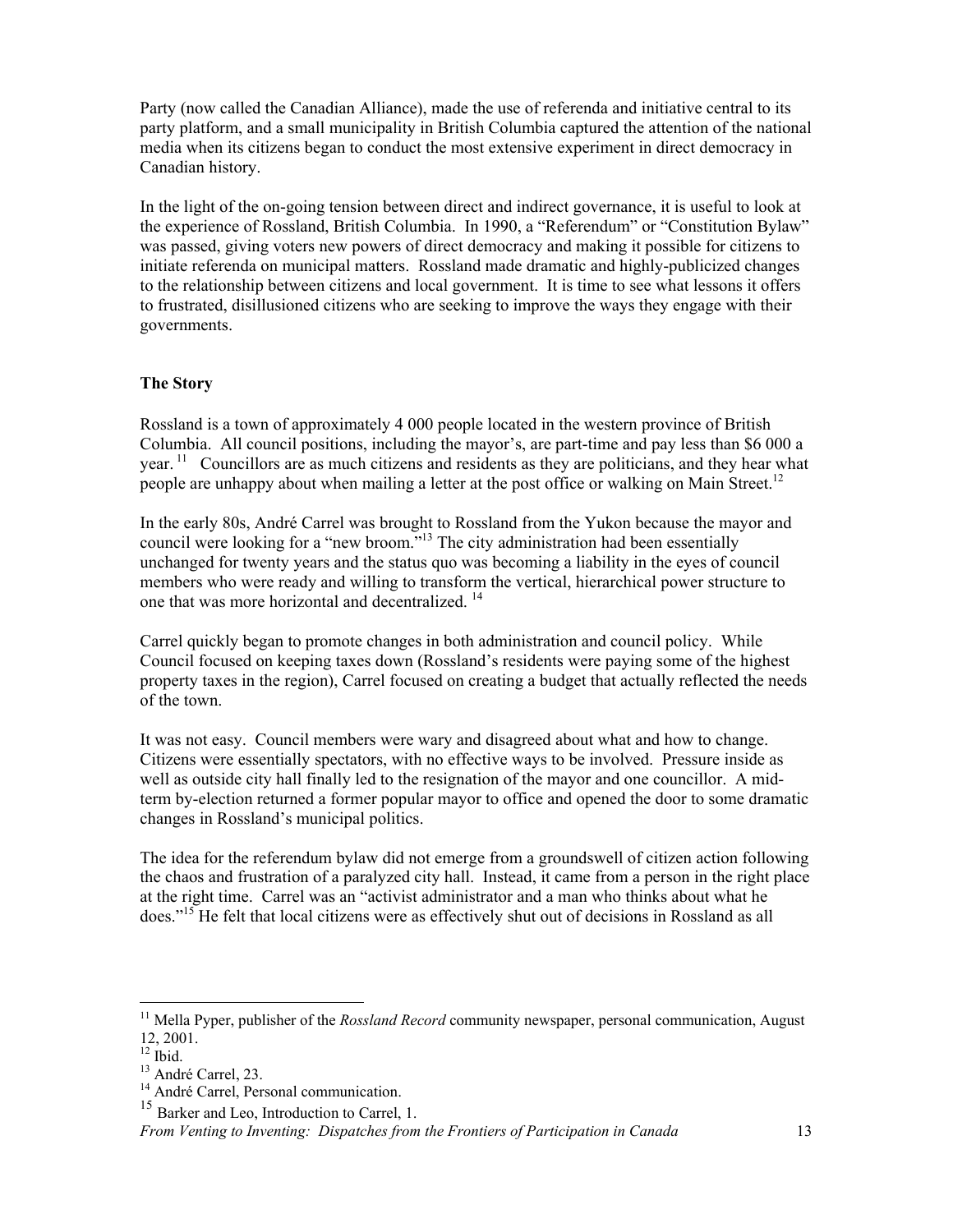Party (now called the Canadian Alliance), made the use of referenda and initiative central to its party platform, and a small municipality in British Columbia captured the attention of the national media when its citizens began to conduct the most extensive experiment in direct democracy in Canadian history.

In the light of the on-going tension between direct and indirect governance, it is useful to look at the experience of Rossland, British Columbia. In 1990, a "Referendum" or "Constitution Bylaw" was passed, giving voters new powers of direct democracy and making it possible for citizens to initiate referenda on municipal matters. Rossland made dramatic and highly-publicized changes to the relationship between citizens and local government. It is time to see what lessons it offers to frustrated, disillusioned citizens who are seeking to improve the ways they engage with their governments.

**The Story**

Rossland is a town of approximately 4 000 people located in the western province of British Columbia. All council positions, including the mayor's, are part-time and pay less than $6 000 a year.[11] Councillors are as much citizens and residents as they are politicians, and they hear what people are unhappy about when mailing a letter at the post office or walking on Main Street.[12]

In the early 80s, André Carrel was brought to Rossland from the Yukon because the mayor and council were looking for a "new broom."[13] The city administration had been essentially unchanged for twenty years and the status quo was becoming a liability in the eyes of council members who were ready and willing to transform the vertical, hierarchical power structure to one that was more horizontal and decentralized.[14]

Carrel quickly began to promote changes in both administration and council policy. While Council focused on keeping taxes down (Rossland's residents were paying some of the highest property taxes in the region), Carrel focused on creating a budget that actually reflected the needs of the town.

It was not easy. Council members were wary and disagreed about what and how to change. Citizens were essentially spectators, with no effective ways to be involved. Pressure inside as well as outside city hall finally led to the resignation of the mayor and one councillor. A mid-term by-election returned a former popular mayor to office and opened the door to some dramatic changes in Rossland's municipal politics.

The idea for the referendum bylaw did not emerge from a groundswell of citizen action following the chaos and frustration of a paralyzed city hall. Instead, it came from a person in the right place at the right time. Carrel was an "activist administrator and a man who thinks about what he does."[15] He felt that local citizens were as effectively shut out of decisions in Rossland as all

---

[11] Mella Pyper, publisher of the *Rossland Record* community newspaper, personal communication, August 12, 2001.

[12] Ibid.

[13] André Carrel, 23.

[14] André Carrel, Personal communication.

[15] Barker and Leo, Introduction to Carrel, 1.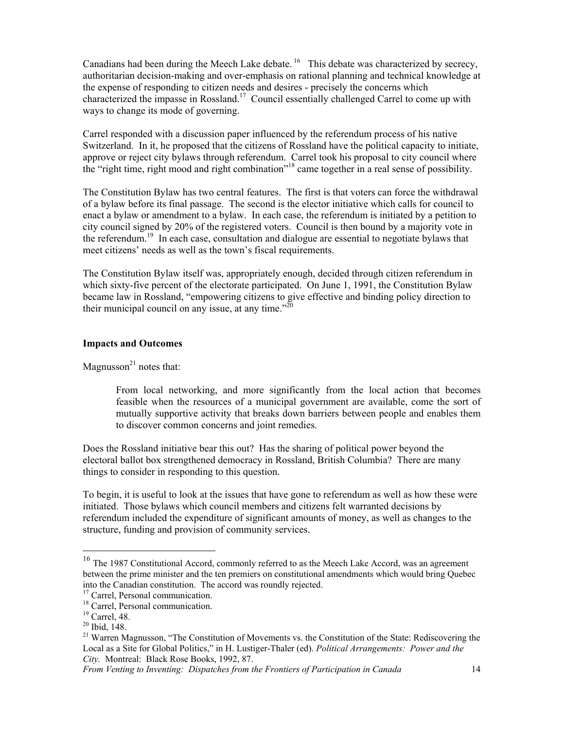Canadians had been during the Meech Lake debate.[16] This debate was characterized by secrecy, authoritarian decision-making and over-emphasis on rational planning and technical knowledge at the expense of responding to citizen needs and desires - precisely the concerns which characterized the impasse in Rossland.[17] Council essentially challenged Carrel to come up with ways to change its mode of governing.

Carrel responded with a discussion paper influenced by the referendum process of his native Switzerland. In it, he proposed that the citizens of Rossland have the political capacity to initiate, approve or reject city bylaws through referendum. Carrel took his proposal to city council where the "right time, right mood and right combination"[18] came together in a real sense of possibility.

The Constitution Bylaw has two central features. The first is that voters can force the withdrawal of a bylaw before its final passage. The second is the elector initiative which calls for council to enact a bylaw or amendment to a bylaw. In each case, the referendum is initiated by a petition to city council signed by 20% of the registered voters. Council is then bound by a majority vote in the referendum.[19] In each case, consultation and dialogue are essential to negotiate bylaws that meet citizens' needs as well as the town's fiscal requirements.

The Constitution Bylaw itself was, appropriately enough, decided through citizen referendum in which sixty-five percent of the electorate participated. On June 1, 1991, the Constitution Bylaw became law in Rossland, "empowering citizens to give effective and binding policy direction to their municipal council on any issue, at any time."[20]

### Impacts and Outcomes

Magnusson[21] notes that:

> From local networking, and more significantly from the local action that becomes feasible when the resources of a municipal government are available, come the sort of mutually supportive activity that breaks down barriers between people and enables them to discover common concerns and joint remedies.

Does the Rossland initiative bear this out? Has the sharing of political power beyond the electoral ballot box strengthened democracy in Rossland, British Columbia? There are many things to consider in responding to this question.

To begin, it is useful to look at the issues that have gone to referendum as well as how these were initiated. Those bylaws which council members and citizens felt warranted decisions by referendum included the expenditure of significant amounts of money, as well as changes to the structure, funding and provision of community services.

---

[16] The 1987 Constitutional Accord, commonly referred to as the Meech Lake Accord, was an agreement between the prime minister and the ten premiers on constitutional amendments which would bring Quebec into the Canadian constitution. The accord was roundly rejected.

[17] Carrel, Personal communication.

[18] Carrel, Personal communication.

[19] Carrel, 48.

[20] Ibid, 148.

[21] Warren Magnusson, "The Constitution of Movements vs. the Constitution of the State: Rediscovering the Local as a Site for Global Politics," in H. Lustiger-Thaler (ed). *Political Arrangements: Power and the City.* Montreal: Black Rose Books, 1992, 87.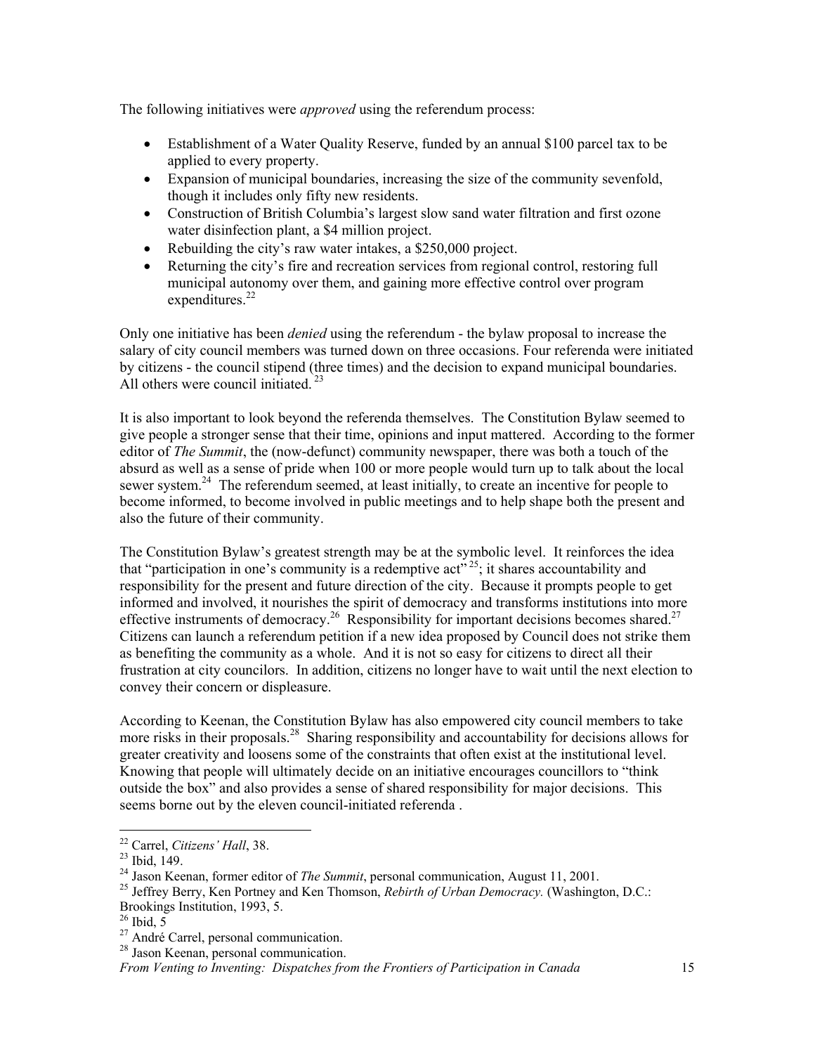The following initiatives were *approved* using the referendum process:

- Establishment of a Water Quality Reserve, funded by an annual $100 parcel tax to be applied to every property.
- Expansion of municipal boundaries, increasing the size of the community sevenfold, though it includes only fifty new residents.
- Construction of British Columbia's largest slow sand water filtration and first ozone water disinfection plant, a $4 million project.
- Rebuilding the city's raw water intakes, a $250,000 project.
- Returning the city's fire and recreation services from regional control, restoring full municipal autonomy over them, and gaining more effective control over program expenditures.[22]

Only one initiative has been *denied* using the referendum - the bylaw proposal to increase the salary of city council members was turned down on three occasions. Four referenda were initiated by citizens - the council stipend (three times) and the decision to expand municipal boundaries. All others were council initiated. [23]

It is also important to look beyond the referenda themselves. The Constitution Bylaw seemed to give people a stronger sense that their time, opinions and input mattered. According to the former editor of *The Summit*, the (now-defunct) community newspaper, there was both a touch of the absurd as well as a sense of pride when 100 or more people would turn up to talk about the local sewer system.[24] The referendum seemed, at least initially, to create an incentive for people to become informed, to become involved in public meetings and to help shape both the present and also the future of their community.

The Constitution Bylaw's greatest strength may be at the symbolic level. It reinforces the idea that "participation in one's community is a redemptive act"[25]; it shares accountability and responsibility for the present and future direction of the city. Because it prompts people to get informed and involved, it nourishes the spirit of democracy and transforms institutions into more effective instruments of democracy.[26] Responsibility for important decisions becomes shared.[27] Citizens can launch a referendum petition if a new idea proposed by Council does not strike them as benefiting the community as a whole. And it is not so easy for citizens to direct all their frustration at city councilors. In addition, citizens no longer have to wait until the next election to convey their concern or displeasure.

According to Keenan, the Constitution Bylaw has also empowered city council members to take more risks in their proposals.[28] Sharing responsibility and accountability for decisions allows for greater creativity and loosens some of the constraints that often exist at the institutional level. Knowing that people will ultimately decide on an initiative encourages councillors to "think outside the box" and also provides a sense of shared responsibility for major decisions. This seems borne out by the eleven council-initiated referenda .

---

[22] Carrel, *Citizens' Hall*, 38.
[23] Ibid, 149.
[24] Jason Keenan, former editor of *The Summit*, personal communication, August 11, 2001.
[25] Jeffrey Berry, Ken Portney and Ken Thomson, *Rebirth of Urban Democracy.* (Washington, D.C.: Brookings Institution, 1993, 5.
[26] Ibid, 5
[27] André Carrel, personal communication.
[28] Jason Keenan, personal communication.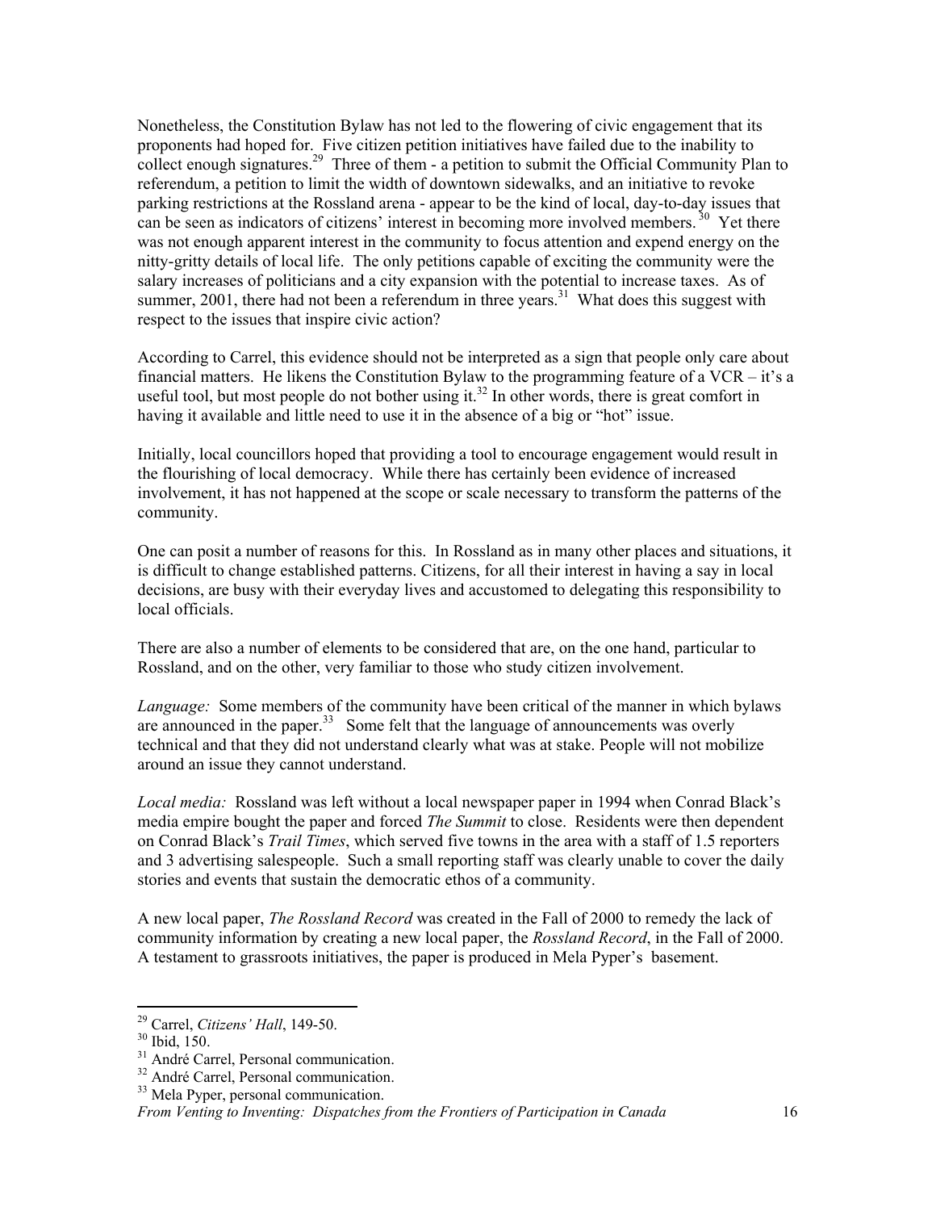Nonetheless, the Constitution Bylaw has not led to the flowering of civic engagement that its proponents had hoped for. Five citizen petition initiatives have failed due to the inability to collect enough signatures.[29] Three of them - a petition to submit the Official Community Plan to referendum, a petition to limit the width of downtown sidewalks, and an initiative to revoke parking restrictions at the Rossland arena - appear to be the kind of local, day-to-day issues that can be seen as indicators of citizens' interest in becoming more involved members.[30] Yet there was not enough apparent interest in the community to focus attention and expend energy on the nitty-gritty details of local life. The only petitions capable of exciting the community were the salary increases of politicians and a city expansion with the potential to increase taxes. As of summer, 2001, there had not been a referendum in three years.[31] What does this suggest with respect to the issues that inspire civic action?

According to Carrel, this evidence should not be interpreted as a sign that people only care about financial matters. He likens the Constitution Bylaw to the programming feature of a VCR – it's a useful tool, but most people do not bother using it.[32] In other words, there is great comfort in having it available and little need to use it in the absence of a big or "hot" issue.

Initially, local councillors hoped that providing a tool to encourage engagement would result in the flourishing of local democracy. While there has certainly been evidence of increased involvement, it has not happened at the scope or scale necessary to transform the patterns of the community.

One can posit a number of reasons for this. In Rossland as in many other places and situations, it is difficult to change established patterns. Citizens, for all their interest in having a say in local decisions, are busy with their everyday lives and accustomed to delegating this responsibility to local officials.

There are also a number of elements to be considered that are, on the one hand, particular to Rossland, and on the other, very familiar to those who study citizen involvement.

*Language:* Some members of the community have been critical of the manner in which bylaws are announced in the paper.[33] Some felt that the language of announcements was overly technical and that they did not understand clearly what was at stake. People will not mobilize around an issue they cannot understand.

*Local media:* Rossland was left without a local newspaper paper in 1994 when Conrad Black's media empire bought the paper and forced *The Summit* to close. Residents were then dependent on Conrad Black's *Trail Times*, which served five towns in the area with a staff of 1.5 reporters and 3 advertising salespeople. Such a small reporting staff was clearly unable to cover the daily stories and events that sustain the democratic ethos of a community.

A new local paper, *The Rossland Record* was created in the Fall of 2000 to remedy the lack of community information by creating a new local paper, the *Rossland Record*, in the Fall of 2000. A testament to grassroots initiatives, the paper is produced in Mela Pyper's basement.

---

[29] Carrel, *Citizens' Hall*, 149-50.

[30] Ibid, 150.

[31] André Carrel, Personal communication.

[32] André Carrel, Personal communication.

[33] Mela Pyper, personal communication.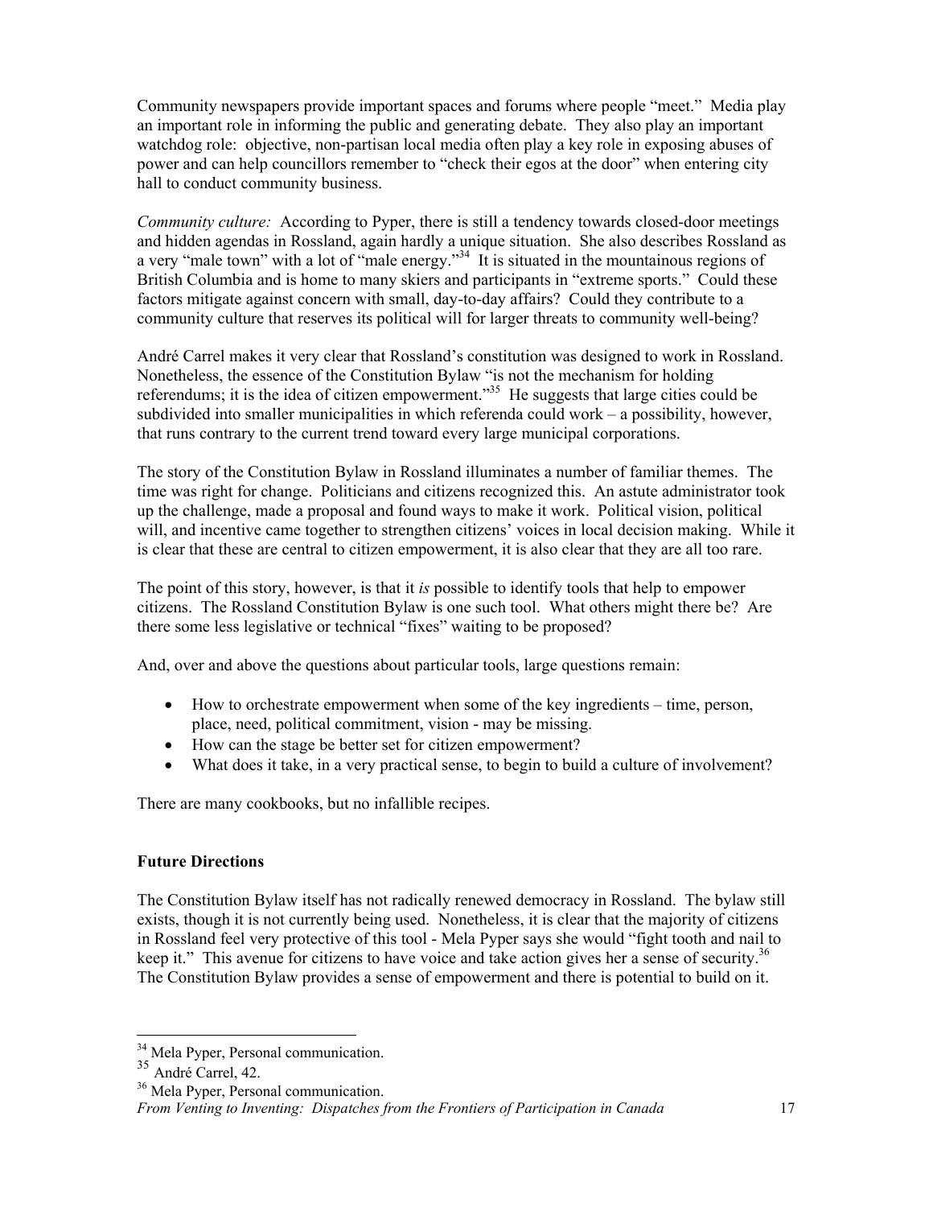Community newspapers provide important spaces and forums where people "meet." Media play an important role in informing the public and generating debate. They also play an important watchdog role: objective, non-partisan local media often play a key role in exposing abuses of power and can help councillors remember to "check their egos at the door" when entering city hall to conduct community business.

*Community culture:* According to Pyper, there is still a tendency towards closed-door meetings and hidden agendas in Rossland, again hardly a unique situation. She also describes Rossland as a very "male town" with a lot of "male energy."[34] It is situated in the mountainous regions of British Columbia and is home to many skiers and participants in "extreme sports." Could these factors mitigate against concern with small, day-to-day affairs? Could they contribute to a community culture that reserves its political will for larger threats to community well-being?

André Carrel makes it very clear that Rossland's constitution was designed to work in Rossland. Nonetheless, the essence of the Constitution Bylaw "is not the mechanism for holding referendums; it is the idea of citizen empowerment."[35] He suggests that large cities could be subdivided into smaller municipalities in which referenda could work – a possibility, however, that runs contrary to the current trend toward every large municipal corporations.

The story of the Constitution Bylaw in Rossland illuminates a number of familiar themes. The time was right for change. Politicians and citizens recognized this. An astute administrator took up the challenge, made a proposal and found ways to make it work. Political vision, political will, and incentive came together to strengthen citizens' voices in local decision making. While it is clear that these are central to citizen empowerment, it is also clear that they are all too rare.

The point of this story, however, is that it *is* possible to identify tools that help to empower citizens. The Rossland Constitution Bylaw is one such tool. What others might there be? Are there some less legislative or technical "fixes" waiting to be proposed?

And, over and above the questions about particular tools, large questions remain:

- How to orchestrate empowerment when some of the key ingredients – time, person, place, need, political commitment, vision - may be missing.
- How can the stage be better set for citizen empowerment?
- What does it take, in a very practical sense, to begin to build a culture of involvement?

There are many cookbooks, but no infallible recipes.

**Future Directions**

The Constitution Bylaw itself has not radically renewed democracy in Rossland. The bylaw still exists, though it is not currently being used. Nonetheless, it is clear that the majority of citizens in Rossland feel very protective of this tool - Mela Pyper says she would "fight tooth and nail to keep it." This avenue for citizens to have voice and take action gives her a sense of security.[36] The Constitution Bylaw provides a sense of empowerment and there is potential to build on it.

---

[34] Mela Pyper, Personal communication.

[35] André Carrel, 42.

[36] Mela Pyper, Personal communication.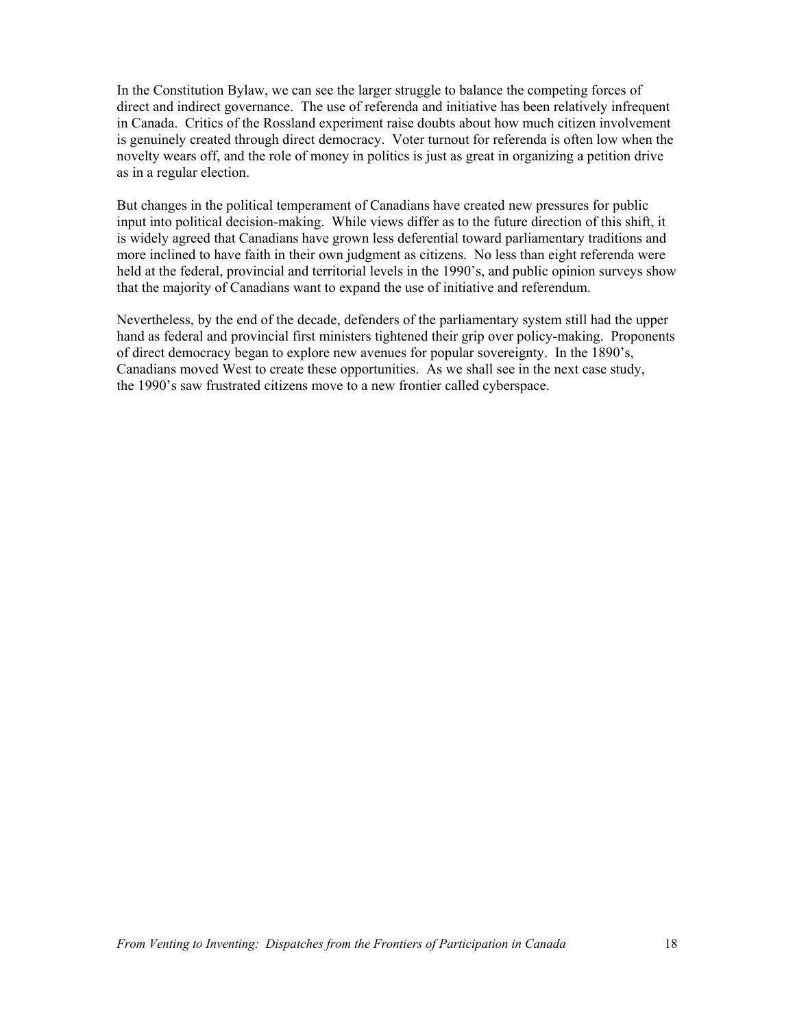In the Constitution Bylaw, we can see the larger struggle to balance the competing forces of direct and indirect governance. The use of referenda and initiative has been relatively infrequent in Canada. Critics of the Rossland experiment raise doubts about how much citizen involvement is genuinely created through direct democracy. Voter turnout for referenda is often low when the novelty wears off, and the role of money in politics is just as great in organizing a petition drive as in a regular election.

But changes in the political temperament of Canadians have created new pressures for public input into political decision-making. While views differ as to the future direction of this shift, it is widely agreed that Canadians have grown less deferential toward parliamentary traditions and more inclined to have faith in their own judgment as citizens. No less than eight referenda were held at the federal, provincial and territorial levels in the 1990's, and public opinion surveys show that the majority of Canadians want to expand the use of initiative and referendum.

Nevertheless, by the end of the decade, defenders of the parliamentary system still had the upper hand as federal and provincial first ministers tightened their grip over policy-making. Proponents of direct democracy began to explore new avenues for popular sovereignty. In the 1890's, Canadians moved West to create these opportunities. As we shall see in the next case study, the 1990's saw frustrated citizens move to a new frontier called cyberspace.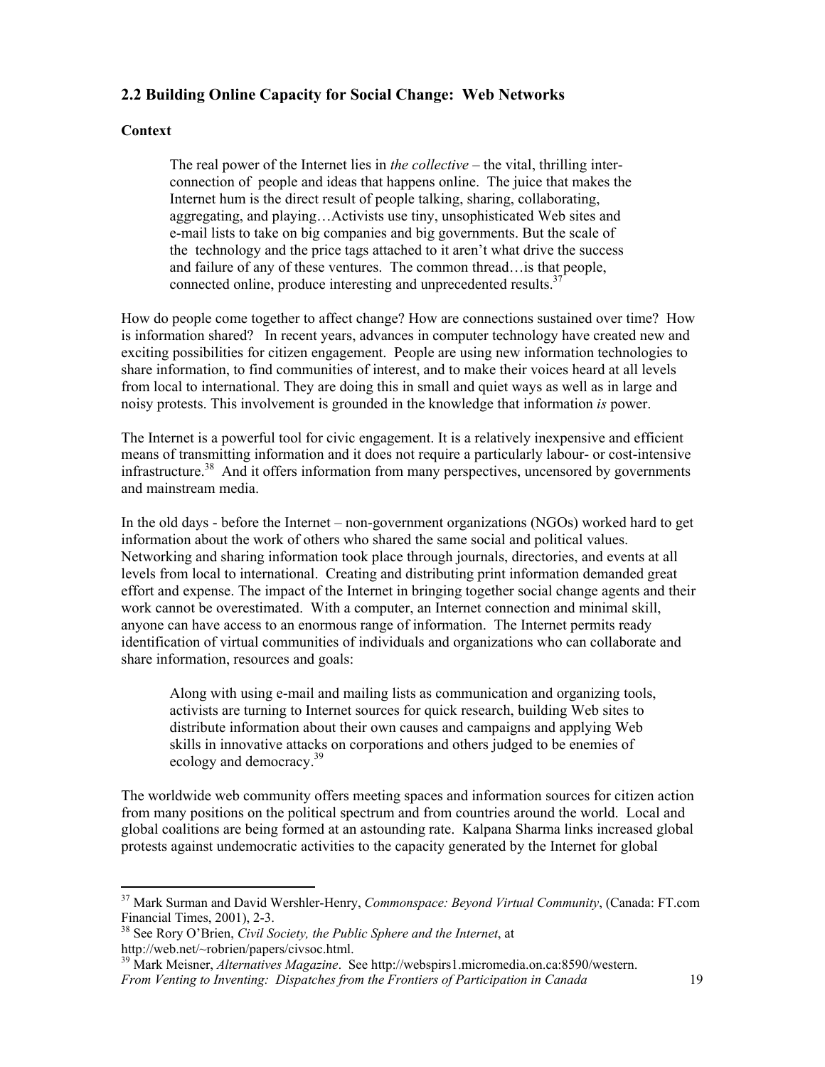## 2.2 Building Online Capacity for Social Change: Web Networks

### Context

> The real power of the Internet lies in *the collective* – the vital, thrilling inter-connection of people and ideas that happens online. The juice that makes the Internet hum is the direct result of people talking, sharing, collaborating, aggregating, and playing…Activists use tiny, unsophisticated Web sites and e-mail lists to take on big companies and big governments. But the scale of the technology and the price tags attached to it aren't what drive the success and failure of any of these ventures. The common thread…is that people, connected online, produce interesting and unprecedented results.[37]

How do people come together to affect change? How are connections sustained over time? How is information shared? In recent years, advances in computer technology have created new and exciting possibilities for citizen engagement. People are using new information technologies to share information, to find communities of interest, and to make their voices heard at all levels from local to international. They are doing this in small and quiet ways as well as in large and noisy protests. This involvement is grounded in the knowledge that information *is* power.

The Internet is a powerful tool for civic engagement. It is a relatively inexpensive and efficient means of transmitting information and it does not require a particularly labour- or cost-intensive infrastructure.[38] And it offers information from many perspectives, uncensored by governments and mainstream media.

In the old days - before the Internet – non-government organizations (NGOs) worked hard to get information about the work of others who shared the same social and political values. Networking and sharing information took place through journals, directories, and events at all levels from local to international. Creating and distributing print information demanded great effort and expense. The impact of the Internet in bringing together social change agents and their work cannot be overestimated. With a computer, an Internet connection and minimal skill, anyone can have access to an enormous range of information. The Internet permits ready identification of virtual communities of individuals and organizations who can collaborate and share information, resources and goals:

> Along with using e-mail and mailing lists as communication and organizing tools, activists are turning to Internet sources for quick research, building Web sites to distribute information about their own causes and campaigns and applying Web skills in innovative attacks on corporations and others judged to be enemies of ecology and democracy.[39]

The worldwide web community offers meeting spaces and information sources for citizen action from many positions on the political spectrum and from countries around the world. Local and global coalitions are being formed at an astounding rate. Kalpana Sharma links increased global protests against undemocratic activities to the capacity generated by the Internet for global

---

[37] Mark Surman and David Wershler-Henry, *Commonspace: Beyond Virtual Community*, (Canada: FT.com Financial Times, 2001), 2-3.

[38] See Rory O'Brien, *Civil Society, the Public Sphere and the Internet*, at http://web.net/~robrien/papers/civsoc.html.

[39] Mark Meisner, *Alternatives Magazine*. See http://webspirs1.micromedia.on.ca:8590/western.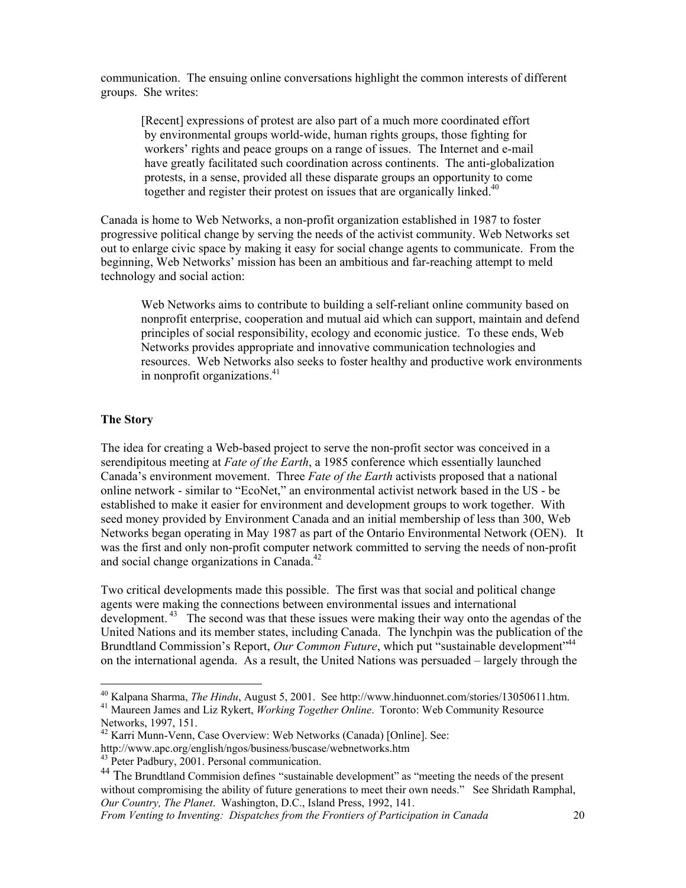communication. The ensuing online conversations highlight the common interests of different groups. She writes:

> [Recent] expressions of protest are also part of a much more coordinated effort by environmental groups world-wide, human rights groups, those fighting for workers' rights and peace groups on a range of issues. The Internet and e-mail have greatly facilitated such coordination across continents. The anti-globalization protests, in a sense, provided all these disparate groups an opportunity to come together and register their protest on issues that are organically linked.[40]

Canada is home to Web Networks, a non-profit organization established in 1987 to foster progressive political change by serving the needs of the activist community. Web Networks set out to enlarge civic space by making it easy for social change agents to communicate. From the beginning, Web Networks' mission has been an ambitious and far-reaching attempt to meld technology and social action:

> Web Networks aims to contribute to building a self-reliant online community based on nonprofit enterprise, cooperation and mutual aid which can support, maintain and defend principles of social responsibility, ecology and economic justice. To these ends, Web Networks provides appropriate and innovative communication technologies and resources. Web Networks also seeks to foster healthy and productive work environments in nonprofit organizations.[41]

**The Story**

The idea for creating a Web-based project to serve the non-profit sector was conceived in a serendipitous meeting at *Fate of the Earth*, a 1985 conference which essentially launched Canada's environment movement. Three *Fate of the Earth* activists proposed that a national online network - similar to "EcoNet," an environmental activist network based in the US - be established to make it easier for environment and development groups to work together. With seed money provided by Environment Canada and an initial membership of less than 300, Web Networks began operating in May 1987 as part of the Ontario Environmental Network (OEN). It was the first and only non-profit computer network committed to serving the needs of non-profit and social change organizations in Canada.[42]

Two critical developments made this possible. The first was that social and political change agents were making the connections between environmental issues and international development.[43] The second was that these issues were making their way onto the agendas of the United Nations and its member states, including Canada. The lynchpin was the publication of the Brundtland Commission's Report, *Our Common Future*, which put "sustainable development"[44] on the international agenda. As a result, the United Nations was persuaded – largely through the

---

[40] Kalpana Sharma, *The Hindu*, August 5, 2001. See http://www.hinduonnet.com/stories/13050611.htm.

[41] Maureen James and Liz Rykert, *Working Together Online*. Toronto: Web Community Resource Networks, 1997, 151.

[42] Karri Munn-Venn, Case Overview: Web Networks (Canada) [Online]. See: http://www.apc.org/english/ngos/business/buscase/webnetworks.htm

[43] Peter Padbury, 2001. Personal communication.

[44] The Brundtland Commision defines "sustainable development" as "meeting the needs of the present without compromising the ability of future generations to meet their own needs." See Shridath Ramphal, *Our Country, The Planet*. Washington, D.C., Island Press, 1992, 141.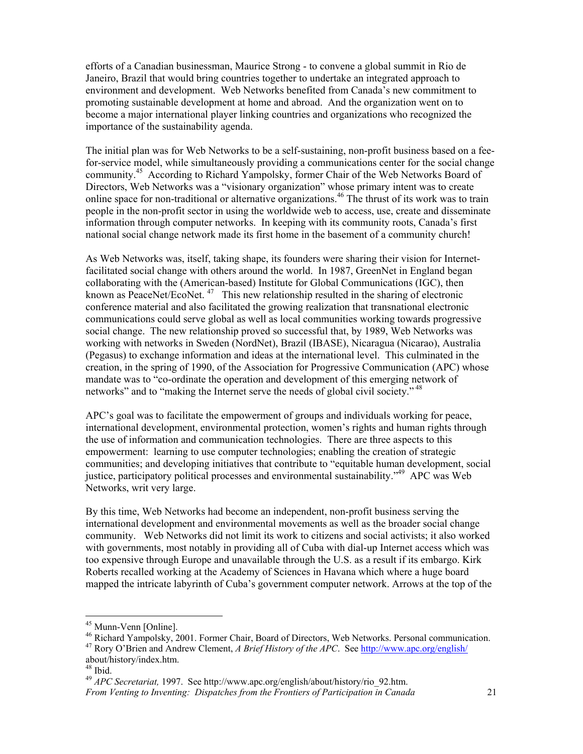efforts of a Canadian businessman, Maurice Strong - to convene a global summit in Rio de Janeiro, Brazil that would bring countries together to undertake an integrated approach to environment and development. Web Networks benefited from Canada's new commitment to promoting sustainable development at home and abroad. And the organization went on to become a major international player linking countries and organizations who recognized the importance of the sustainability agenda.

The initial plan was for Web Networks to be a self-sustaining, non-profit business based on a fee-for-service model, while simultaneously providing a communications center for the social change community.[45] According to Richard Yampolsky, former Chair of the Web Networks Board of Directors, Web Networks was a "visionary organization" whose primary intent was to create online space for non-traditional or alternative organizations.[46] The thrust of its work was to train people in the non-profit sector in using the worldwide web to access, use, create and disseminate information through computer networks. In keeping with its community roots, Canada's first national social change network made its first home in the basement of a community church!

As Web Networks was, itself, taking shape, its founders were sharing their vision for Internet-facilitated social change with others around the world. In 1987, GreenNet in England began collaborating with the (American-based) Institute for Global Communications (IGC), then known as PeaceNet/EcoNet.[47] This new relationship resulted in the sharing of electronic conference material and also facilitated the growing realization that transnational electronic communications could serve global as well as local communities working towards progressive social change. The new relationship proved so successful that, by 1989, Web Networks was working with networks in Sweden (NordNet), Brazil (IBASE), Nicaragua (Nicarao), Australia (Pegasus) to exchange information and ideas at the international level. This culminated in the creation, in the spring of 1990, of the Association for Progressive Communication (APC) whose mandate was to "co-ordinate the operation and development of this emerging network of networks" and to "making the Internet serve the needs of global civil society."[48]

APC's goal was to facilitate the empowerment of groups and individuals working for peace, international development, environmental protection, women's rights and human rights through the use of information and communication technologies. There are three aspects to this empowerment: learning to use computer technologies; enabling the creation of strategic communities; and developing initiatives that contribute to "equitable human development, social justice, participatory political processes and environmental sustainability."[49] APC was Web Networks, writ very large.

By this time, Web Networks had become an independent, non-profit business serving the international development and environmental movements as well as the broader social change community. Web Networks did not limit its work to citizens and social activists; it also worked with governments, most notably in providing all of Cuba with dial-up Internet access which was too expensive through Europe and unavailable through the U.S. as a result if its embargo. Kirk Roberts recalled working at the Academy of Sciences in Havana which where a huge board mapped the intricate labyrinth of Cuba's government computer network. Arrows at the top of the

---

[45] Munn-Venn [Online].

[46] Richard Yampolsky, 2001. Former Chair, Board of Directors, Web Networks. Personal communication.

[47] Rory O'Brien and Andrew Clement, *A Brief History of the APC*. See http://www.apc.org/english/about/history/index.htm.

[48] Ibid.

[49] *APC Secretariat,* 1997. See http://www.apc.org/english/about/history/rio_92.htm.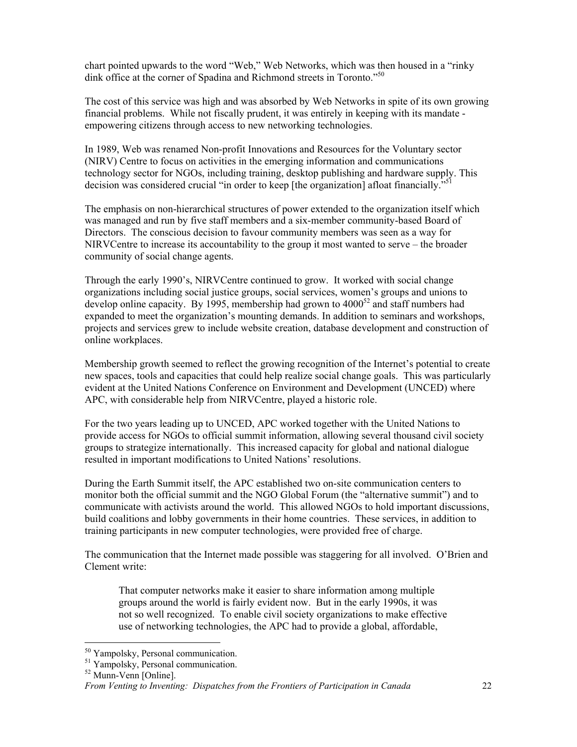chart pointed upwards to the word "Web," Web Networks, which was then housed in a "rinky dink office at the corner of Spadina and Richmond streets in Toronto."[50]

The cost of this service was high and was absorbed by Web Networks in spite of its own growing financial problems. While not fiscally prudent, it was entirely in keeping with its mandate - empowering citizens through access to new networking technologies.

In 1989, Web was renamed Non-profit Innovations and Resources for the Voluntary sector (NIRV) Centre to focus on activities in the emerging information and communications technology sector for NGOs, including training, desktop publishing and hardware supply. This decision was considered crucial "in order to keep [the organization] afloat financially."[51]

The emphasis on non-hierarchical structures of power extended to the organization itself which was managed and run by five staff members and a six-member community-based Board of Directors. The conscious decision to favour community members was seen as a way for NIRVCentre to increase its accountability to the group it most wanted to serve – the broader community of social change agents.

Through the early 1990's, NIRVCentre continued to grow. It worked with social change organizations including social justice groups, social services, women's groups and unions to develop online capacity. By 1995, membership had grown to 4000[52] and staff numbers had expanded to meet the organization's mounting demands. In addition to seminars and workshops, projects and services grew to include website creation, database development and construction of online workplaces.

Membership growth seemed to reflect the growing recognition of the Internet's potential to create new spaces, tools and capacities that could help realize social change goals. This was particularly evident at the United Nations Conference on Environment and Development (UNCED) where APC, with considerable help from NIRVCentre, played a historic role.

For the two years leading up to UNCED, APC worked together with the United Nations to provide access for NGOs to official summit information, allowing several thousand civil society groups to strategize internationally. This increased capacity for global and national dialogue resulted in important modifications to United Nations' resolutions.

During the Earth Summit itself, the APC established two on-site communication centers to monitor both the official summit and the NGO Global Forum (the "alternative summit") and to communicate with activists around the world. This allowed NGOs to hold important discussions, build coalitions and lobby governments in their home countries. These services, in addition to training participants in new computer technologies, were provided free of charge.

The communication that the Internet made possible was staggering for all involved. O'Brien and Clement write:

> That computer networks make it easier to share information among multiple groups around the world is fairly evident now. But in the early 1990s, it was not so well recognized. To enable civil society organizations to make effective use of networking technologies, the APC had to provide a global, affordable,

---

[50] Yampolsky, Personal communication.
[51] Yampolsky, Personal communication.
[52] Munn-Venn [Online].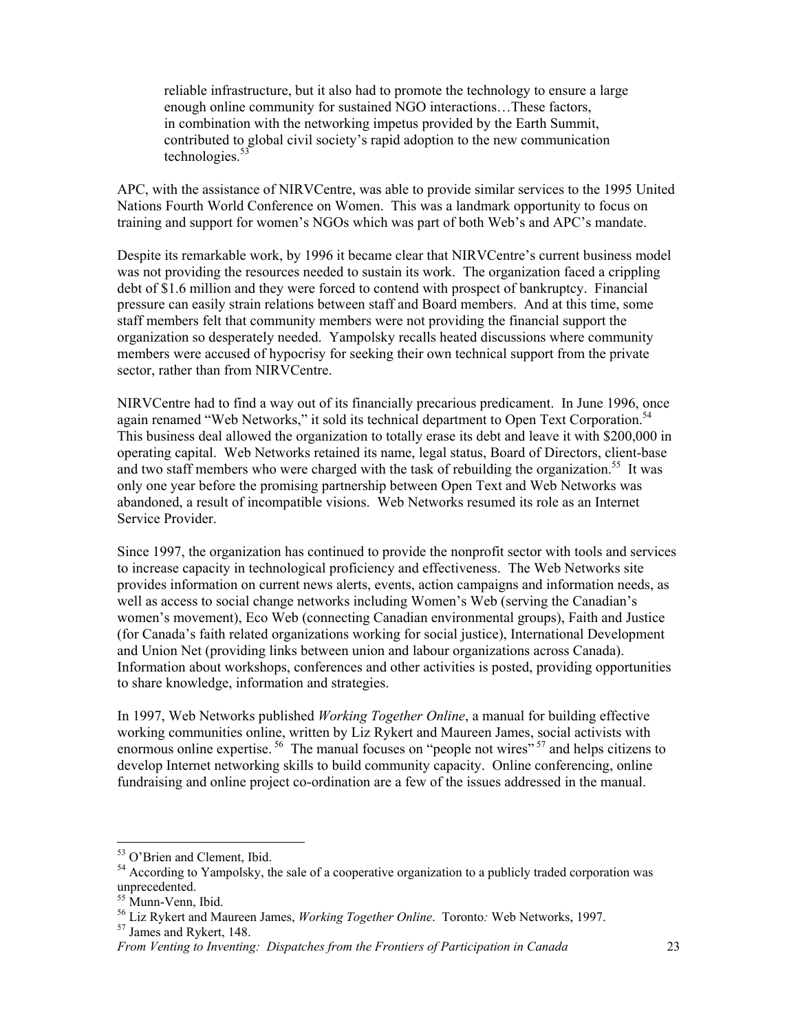> reliable infrastructure, but it also had to promote the technology to ensure a large enough online community for sustained NGO interactions…These factors, in combination with the networking impetus provided by the Earth Summit, contributed to global civil society's rapid adoption to the new communication technologies.[53]

APC, with the assistance of NIRVCentre, was able to provide similar services to the 1995 United Nations Fourth World Conference on Women. This was a landmark opportunity to focus on training and support for women's NGOs which was part of both Web's and APC's mandate.

Despite its remarkable work, by 1996 it became clear that NIRVCentre's current business model was not providing the resources needed to sustain its work. The organization faced a crippling debt of $1.6 million and they were forced to contend with prospect of bankruptcy. Financial pressure can easily strain relations between staff and Board members. And at this time, some staff members felt that community members were not providing the financial support the organization so desperately needed. Yampolsky recalls heated discussions where community members were accused of hypocrisy for seeking their own technical support from the private sector, rather than from NIRVCentre.

NIRVCentre had to find a way out of its financially precarious predicament. In June 1996, once again renamed "Web Networks," it sold its technical department to Open Text Corporation.[54] This business deal allowed the organization to totally erase its debt and leave it with $200,000 in operating capital. Web Networks retained its name, legal status, Board of Directors, client-base and two staff members who were charged with the task of rebuilding the organization.[55] It was only one year before the promising partnership between Open Text and Web Networks was abandoned, a result of incompatible visions. Web Networks resumed its role as an Internet Service Provider.

Since 1997, the organization has continued to provide the nonprofit sector with tools and services to increase capacity in technological proficiency and effectiveness. The Web Networks site provides information on current news alerts, events, action campaigns and information needs, as well as access to social change networks including Women's Web (serving the Canadian's women's movement), Eco Web (connecting Canadian environmental groups), Faith and Justice (for Canada's faith related organizations working for social justice), International Development and Union Net (providing links between union and labour organizations across Canada). Information about workshops, conferences and other activities is posted, providing opportunities to share knowledge, information and strategies.

In 1997, Web Networks published *Working Together Online*, a manual for building effective working communities online, written by Liz Rykert and Maureen James, social activists with enormous online expertise.[56] The manual focuses on "people not wires"[57] and helps citizens to develop Internet networking skills to build community capacity. Online conferencing, online fundraising and online project co-ordination are a few of the issues addressed in the manual.

---

[53] O'Brien and Clement, Ibid.

[54] According to Yampolsky, the sale of a cooperative organization to a publicly traded corporation was unprecedented.

[55] Munn-Venn, Ibid.

[56] Liz Rykert and Maureen James, *Working Together Online*. Toronto: Web Networks, 1997.

[57] James and Rykert, 148.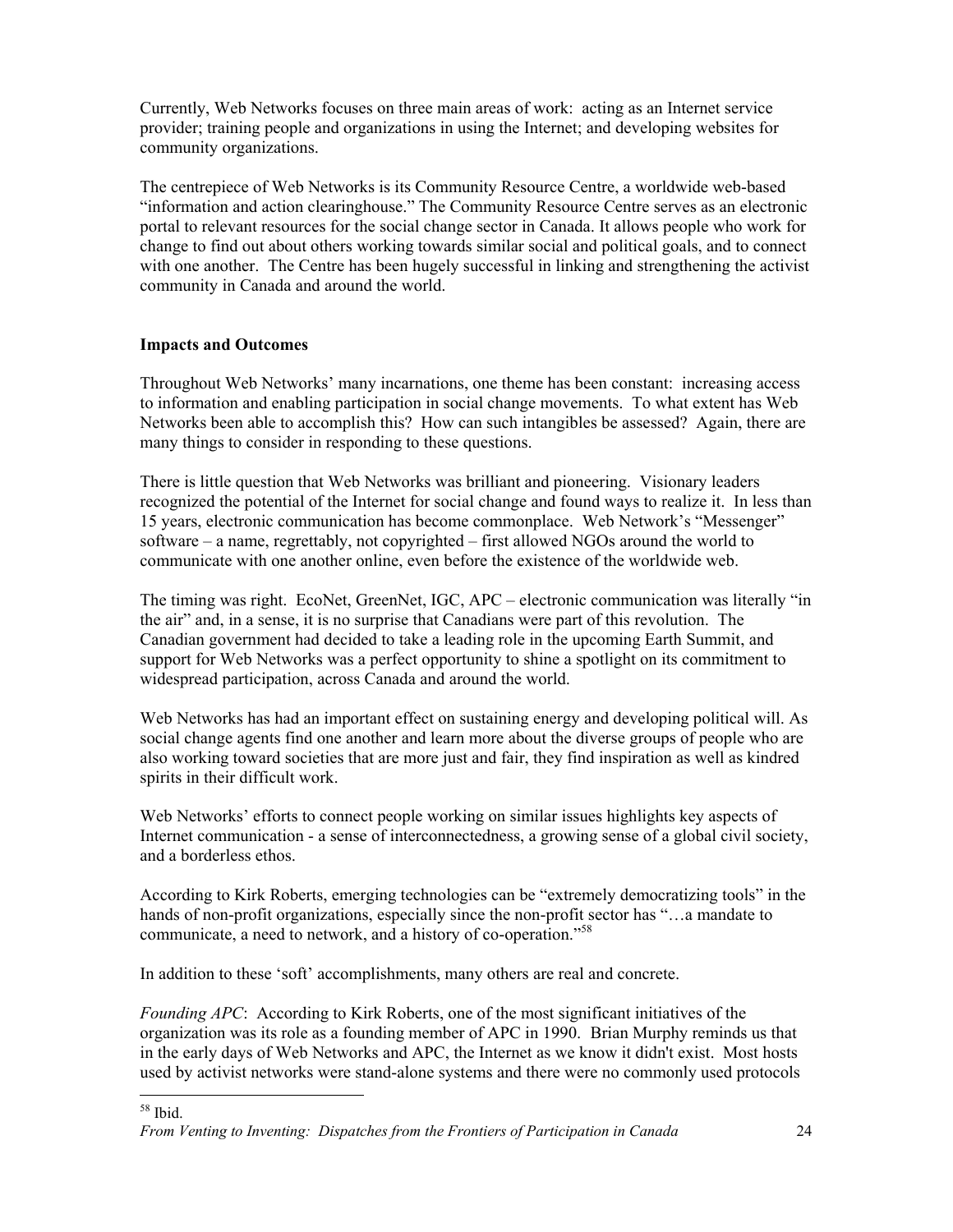Currently, Web Networks focuses on three main areas of work: acting as an Internet service provider; training people and organizations in using the Internet; and developing websites for community organizations.

The centrepiece of Web Networks is its Community Resource Centre, a worldwide web-based "information and action clearinghouse." The Community Resource Centre serves as an electronic portal to relevant resources for the social change sector in Canada. It allows people who work for change to find out about others working towards similar social and political goals, and to connect with one another. The Centre has been hugely successful in linking and strengthening the activist community in Canada and around the world.

**Impacts and Outcomes**

Throughout Web Networks' many incarnations, one theme has been constant: increasing access to information and enabling participation in social change movements. To what extent has Web Networks been able to accomplish this? How can such intangibles be assessed? Again, there are many things to consider in responding to these questions.

There is little question that Web Networks was brilliant and pioneering. Visionary leaders recognized the potential of the Internet for social change and found ways to realize it. In less than 15 years, electronic communication has become commonplace. Web Network's "Messenger" software – a name, regrettably, not copyrighted – first allowed NGOs around the world to communicate with one another online, even before the existence of the worldwide web.

The timing was right. EcoNet, GreenNet, IGC, APC – electronic communication was literally "in the air" and, in a sense, it is no surprise that Canadians were part of this revolution. The Canadian government had decided to take a leading role in the upcoming Earth Summit, and support for Web Networks was a perfect opportunity to shine a spotlight on its commitment to widespread participation, across Canada and around the world.

Web Networks has had an important effect on sustaining energy and developing political will. As social change agents find one another and learn more about the diverse groups of people who are also working toward societies that are more just and fair, they find inspiration as well as kindred spirits in their difficult work.

Web Networks' efforts to connect people working on similar issues highlights key aspects of Internet communication - a sense of interconnectedness, a growing sense of a global civil society, and a borderless ethos.

According to Kirk Roberts, emerging technologies can be "extremely democratizing tools" in the hands of non-profit organizations, especially since the non-profit sector has "…a mandate to communicate, a need to network, and a history of co-operation."[58]

In addition to these 'soft' accomplishments, many others are real and concrete.

*Founding APC*: According to Kirk Roberts, one of the most significant initiatives of the organization was its role as a founding member of APC in 1990. Brian Murphy reminds us that in the early days of Web Networks and APC, the Internet as we know it didn't exist. Most hosts used by activist networks were stand-alone systems and there were no commonly used protocols

[58] Ibid.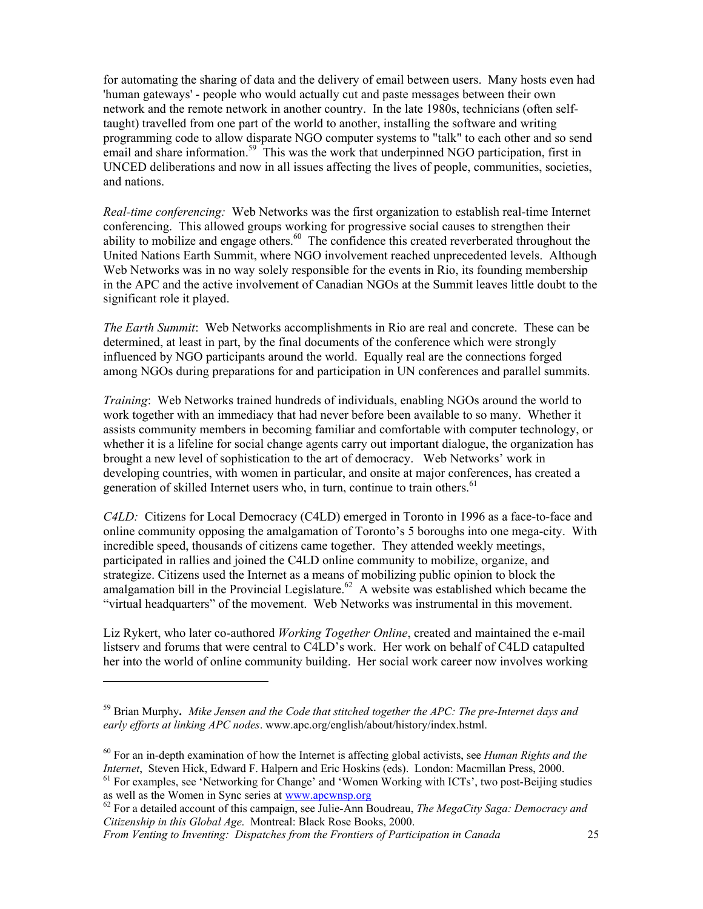for automating the sharing of data and the delivery of email between users. Many hosts even had 'human gateways' - people who would actually cut and paste messages between their own network and the remote network in another country. In the late 1980s, technicians (often self-taught) travelled from one part of the world to another, installing the software and writing programming code to allow disparate NGO computer systems to "talk" to each other and so send email and share information.[59] This was the work that underpinned NGO participation, first in UNCED deliberations and now in all issues affecting the lives of people, communities, societies, and nations.

*Real-time conferencing:* Web Networks was the first organization to establish real-time Internet conferencing. This allowed groups working for progressive social causes to strengthen their ability to mobilize and engage others.[60] The confidence this created reverberated throughout the United Nations Earth Summit, where NGO involvement reached unprecedented levels. Although Web Networks was in no way solely responsible for the events in Rio, its founding membership in the APC and the active involvement of Canadian NGOs at the Summit leaves little doubt to the significant role it played.

*The Earth Summit*: Web Networks accomplishments in Rio are real and concrete. These can be determined, at least in part, by the final documents of the conference which were strongly influenced by NGO participants around the world. Equally real are the connections forged among NGOs during preparations for and participation in UN conferences and parallel summits.

*Training*: Web Networks trained hundreds of individuals, enabling NGOs around the world to work together with an immediacy that had never before been available to so many. Whether it assists community members in becoming familiar and comfortable with computer technology, or whether it is a lifeline for social change agents carry out important dialogue, the organization has brought a new level of sophistication to the art of democracy. Web Networks' work in developing countries, with women in particular, and onsite at major conferences, has created a generation of skilled Internet users who, in turn, continue to train others.[61]

*C4LD:* Citizens for Local Democracy (C4LD) emerged in Toronto in 1996 as a face-to-face and online community opposing the amalgamation of Toronto's 5 boroughs into one mega-city. With incredible speed, thousands of citizens came together. They attended weekly meetings, participated in rallies and joined the C4LD online community to mobilize, organize, and strategize. Citizens used the Internet as a means of mobilizing public opinion to block the amalgamation bill in the Provincial Legislature.[62] A website was established which became the "virtual headquarters" of the movement. Web Networks was instrumental in this movement.

Liz Rykert, who later co-authored *Working Together Online*, created and maintained the e-mail listserv and forums that were central to C4LD's work. Her work on behalf of C4LD catapulted her into the world of online community building. Her social work career now involves working

---

[59] Brian Murphy**.** *Mike Jensen and the Code that stitched together the APC: The pre-Internet days and early efforts at linking APC nodes*. www.apc.org/english/about/history/index.hstml.

[60] For an in-depth examination of how the Internet is affecting global activists, see *Human Rights and the Internet*, Steven Hick, Edward F. Halpern and Eric Hoskins (eds). London: Macmillan Press, 2000.

[61] For examples, see 'Networking for Change' and 'Women Working with ICTs', two post-Beijing studies as well as the Women in Sync series at www.apcwnsp.org

[62] For a detailed account of this campaign, see Julie-Ann Boudreau, *The MegaCity Saga: Democracy and Citizenship in this Global Age*. Montreal: Black Rose Books, 2000.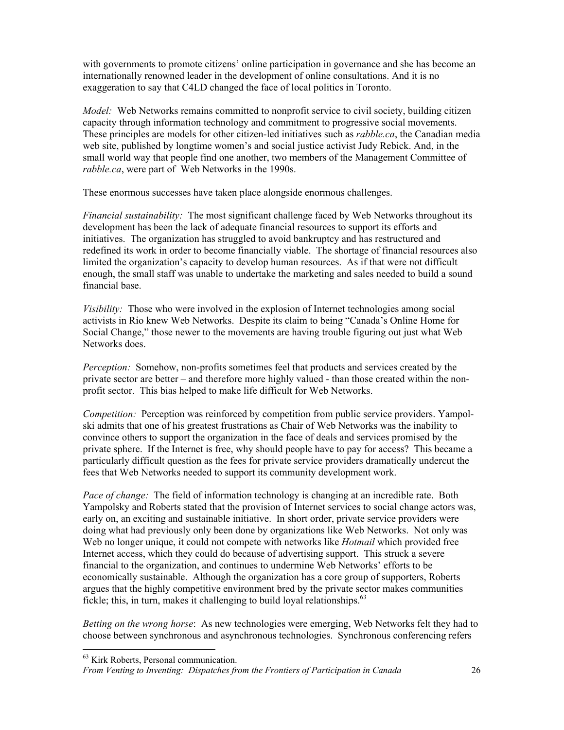with governments to promote citizens' online participation in governance and she has become an internationally renowned leader in the development of online consultations. And it is no exaggeration to say that C4LD changed the face of local politics in Toronto.

*Model:* Web Networks remains committed to nonprofit service to civil society, building citizen capacity through information technology and commitment to progressive social movements. These principles are models for other citizen-led initiatives such as *rabble.ca*, the Canadian media web site, published by longtime women's and social justice activist Judy Rebick. And, in the small world way that people find one another, two members of the Management Committee of *rabble.ca*, were part of Web Networks in the 1990s.

These enormous successes have taken place alongside enormous challenges.

*Financial sustainability:* The most significant challenge faced by Web Networks throughout its development has been the lack of adequate financial resources to support its efforts and initiatives. The organization has struggled to avoid bankruptcy and has restructured and redefined its work in order to become financially viable. The shortage of financial resources also limited the organization's capacity to develop human resources. As if that were not difficult enough, the small staff was unable to undertake the marketing and sales needed to build a sound financial base.

*Visibility:* Those who were involved in the explosion of Internet technologies among social activists in Rio knew Web Networks. Despite its claim to being "Canada's Online Home for Social Change," those newer to the movements are having trouble figuring out just what Web Networks does.

*Perception:* Somehow, non-profits sometimes feel that products and services created by the private sector are better – and therefore more highly valued - than those created within the non-profit sector. This bias helped to make life difficult for Web Networks.

*Competition:* Perception was reinforced by competition from public service providers. Yampolski admits that one of his greatest frustrations as Chair of Web Networks was the inability to convince others to support the organization in the face of deals and services promised by the private sphere. If the Internet is free, why should people have to pay for access? This became a particularly difficult question as the fees for private service providers dramatically undercut the fees that Web Networks needed to support its community development work.

*Pace of change:* The field of information technology is changing at an incredible rate. Both Yampolsky and Roberts stated that the provision of Internet services to social change actors was, early on, an exciting and sustainable initiative. In short order, private service providers were doing what had previously only been done by organizations like Web Networks. Not only was Web no longer unique, it could not compete with networks like *Hotmail* which provided free Internet access, which they could do because of advertising support. This struck a severe financial to the organization, and continues to undermine Web Networks' efforts to be economically sustainable. Although the organization has a core group of supporters, Roberts argues that the highly competitive environment bred by the private sector makes communities fickle; this, in turn, makes it challenging to build loyal relationships.[63]

*Betting on the wrong horse*: As new technologies were emerging, Web Networks felt they had to choose between synchronous and asynchronous technologies. Synchronous conferencing refers

---

[63] Kirk Roberts, Personal communication.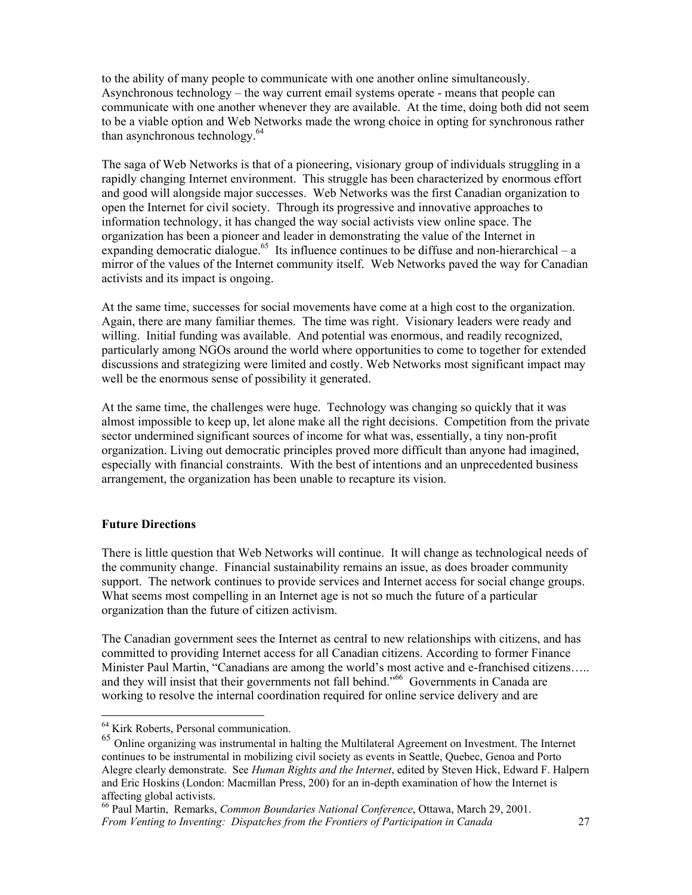to the ability of many people to communicate with one another online simultaneously. Asynchronous technology – the way current email systems operate - means that people can communicate with one another whenever they are available. At the time, doing both did not seem to be a viable option and Web Networks made the wrong choice in opting for synchronous rather than asynchronous technology.[64]

The saga of Web Networks is that of a pioneering, visionary group of individuals struggling in a rapidly changing Internet environment. This struggle has been characterized by enormous effort and good will alongside major successes. Web Networks was the first Canadian organization to open the Internet for civil society. Through its progressive and innovative approaches to information technology, it has changed the way social activists view online space. The organization has been a pioneer and leader in demonstrating the value of the Internet in expanding democratic dialogue.[65] Its influence continues to be diffuse and non-hierarchical – a mirror of the values of the Internet community itself. Web Networks paved the way for Canadian activists and its impact is ongoing.

At the same time, successes for social movements have come at a high cost to the organization. Again, there are many familiar themes. The time was right. Visionary leaders were ready and willing. Initial funding was available. And potential was enormous, and readily recognized, particularly among NGOs around the world where opportunities to come to together for extended discussions and strategizing were limited and costly. Web Networks most significant impact may well be the enormous sense of possibility it generated.

At the same time, the challenges were huge. Technology was changing so quickly that it was almost impossible to keep up, let alone make all the right decisions. Competition from the private sector undermined significant sources of income for what was, essentially, a tiny non-profit organization. Living out democratic principles proved more difficult than anyone had imagined, especially with financial constraints. With the best of intentions and an unprecedented business arrangement, the organization has been unable to recapture its vision.

**Future Directions**

There is little question that Web Networks will continue. It will change as technological needs of the community change. Financial sustainability remains an issue, as does broader community support. The network continues to provide services and Internet access for social change groups. What seems most compelling in an Internet age is not so much the future of a particular organization than the future of citizen activism.

The Canadian government sees the Internet as central to new relationships with citizens, and has committed to providing Internet access for all Canadian citizens. According to former Finance Minister Paul Martin, "Canadians are among the world's most active and e-franchised citizens….. and they will insist that their governments not fall behind."[66] Governments in Canada are working to resolve the internal coordination required for online service delivery and are

---

[64] Kirk Roberts, Personal communication.

[65] Online organizing was instrumental in halting the Multilateral Agreement on Investment. The Internet continues to be instrumental in mobilizing civil society as events in Seattle, Quebec, Genoa and Porto Alegre clearly demonstrate. See *Human Rights and the Internet*, edited by Steven Hick, Edward F. Halpern and Eric Hoskins (London: Macmillan Press, 200) for an in-depth examination of how the Internet is affecting global activists.

[66] Paul Martin, Remarks, *Common Boundaries National Conference*, Ottawa, March 29, 2001.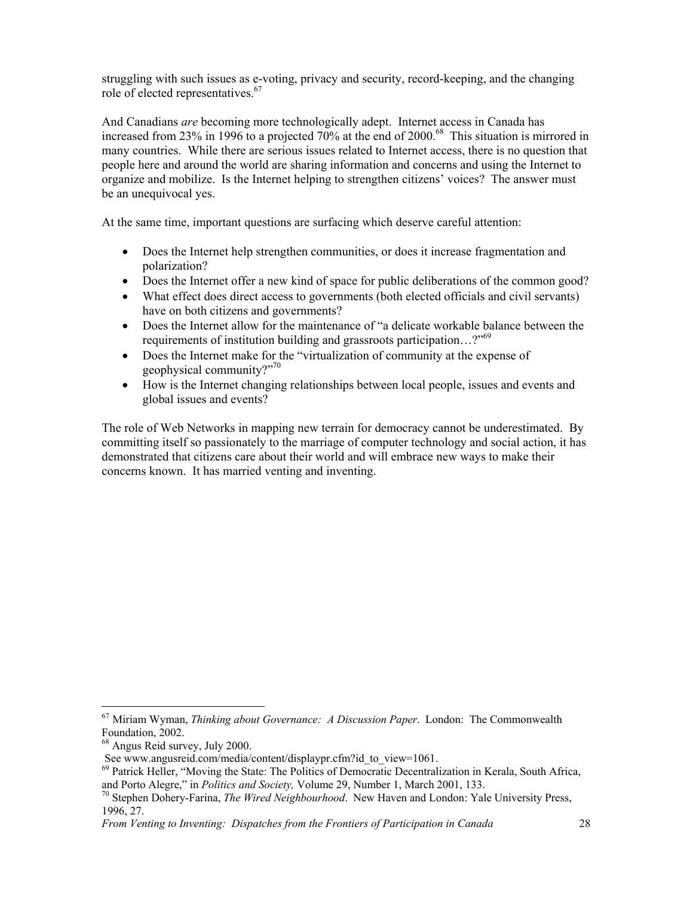struggling with such issues as e-voting, privacy and security, record-keeping, and the changing role of elected representatives.[67]

And Canadians *are* becoming more technologically adept. Internet access in Canada has increased from 23% in 1996 to a projected 70% at the end of 2000.[68] This situation is mirrored in many countries. While there are serious issues related to Internet access, there is no question that people here and around the world are sharing information and concerns and using the Internet to organize and mobilize. Is the Internet helping to strengthen citizens' voices? The answer must be an unequivocal yes.

At the same time, important questions are surfacing which deserve careful attention:

- Does the Internet help strengthen communities, or does it increase fragmentation and polarization?
- Does the Internet offer a new kind of space for public deliberations of the common good?
- What effect does direct access to governments (both elected officials and civil servants) have on both citizens and governments?
- Does the Internet allow for the maintenance of "a delicate workable balance between the requirements of institution building and grassroots participation…?"[69]
- Does the Internet make for the "virtualization of community at the expense of geophysical community?"[70]
- How is the Internet changing relationships between local people, issues and events and global issues and events?

The role of Web Networks in mapping new terrain for democracy cannot be underestimated. By committing itself so passionately to the marriage of computer technology and social action, it has demonstrated that citizens care about their world and will embrace new ways to make their concerns known. It has married venting and inventing.

---

[67] Miriam Wyman, *Thinking about Governance: A Discussion Paper*. London: The Commonwealth Foundation, 2002.

[68] Angus Reid survey, July 2000.
See www.angusreid.com/media/content/displaypr.cfm?id_to_view=1061.

[69] Patrick Heller, "Moving the State: The Politics of Democratic Decentralization in Kerala, South Africa, and Porto Alegre," in *Politics and Society,* Volume 29, Number 1, March 2001, 133.

[70] Stephen Dohery-Farina, *The Wired Neighbourhood*. New Haven and London: Yale University Press, 1996, 27.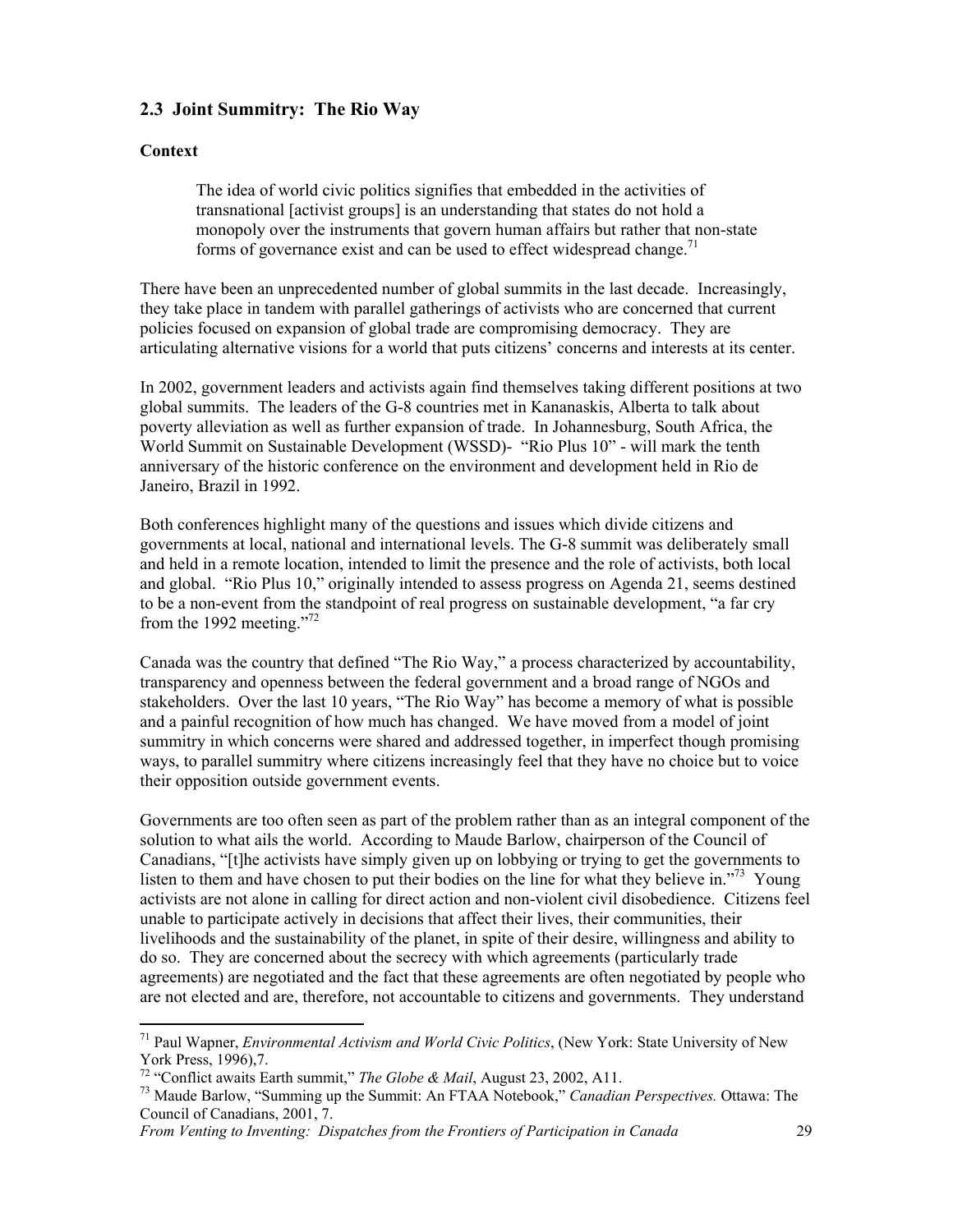## 2.3 Joint Summitry: The Rio Way

### Context

> The idea of world civic politics signifies that embedded in the activities of transnational [activist groups] is an understanding that states do not hold a monopoly over the instruments that govern human affairs but rather that non-state forms of governance exist and can be used to effect widespread change.[71]

There have been an unprecedented number of global summits in the last decade. Increasingly, they take place in tandem with parallel gatherings of activists who are concerned that current policies focused on expansion of global trade are compromising democracy. They are articulating alternative visions for a world that puts citizens' concerns and interests at its center.

In 2002, government leaders and activists again find themselves taking different positions at two global summits. The leaders of the G-8 countries met in Kananaskis, Alberta to talk about poverty alleviation as well as further expansion of trade. In Johannesburg, South Africa, the World Summit on Sustainable Development (WSSD)- "Rio Plus 10" - will mark the tenth anniversary of the historic conference on the environment and development held in Rio de Janeiro, Brazil in 1992.

Both conferences highlight many of the questions and issues which divide citizens and governments at local, national and international levels. The G-8 summit was deliberately small and held in a remote location, intended to limit the presence and the role of activists, both local and global. "Rio Plus 10," originally intended to assess progress on Agenda 21, seems destined to be a non-event from the standpoint of real progress on sustainable development, "a far cry from the 1992 meeting."[72]

Canada was the country that defined "The Rio Way," a process characterized by accountability, transparency and openness between the federal government and a broad range of NGOs and stakeholders. Over the last 10 years, "The Rio Way" has become a memory of what is possible and a painful recognition of how much has changed. We have moved from a model of joint summitry in which concerns were shared and addressed together, in imperfect though promising ways, to parallel summitry where citizens increasingly feel that they have no choice but to voice their opposition outside government events.

Governments are too often seen as part of the problem rather than as an integral component of the solution to what ails the world. According to Maude Barlow, chairperson of the Council of Canadians, "[t]he activists have simply given up on lobbying or trying to get the governments to listen to them and have chosen to put their bodies on the line for what they believe in."[73] Young activists are not alone in calling for direct action and non-violent civil disobedience. Citizens feel unable to participate actively in decisions that affect their lives, their communities, their livelihoods and the sustainability of the planet, in spite of their desire, willingness and ability to do so. They are concerned about the secrecy with which agreements (particularly trade agreements) are negotiated and the fact that these agreements are often negotiated by people who are not elected and are, therefore, not accountable to citizens and governments. They understand

---

[71] Paul Wapner, *Environmental Activism and World Civic Politics*, (New York: State University of New York Press, 1996),7.

[72] "Conflict awaits Earth summit," *The Globe & Mail*, August 23, 2002, A11.

[73] Maude Barlow, "Summing up the Summit: An FTAA Notebook," *Canadian Perspectives.* Ottawa: The Council of Canadians, 2001, 7.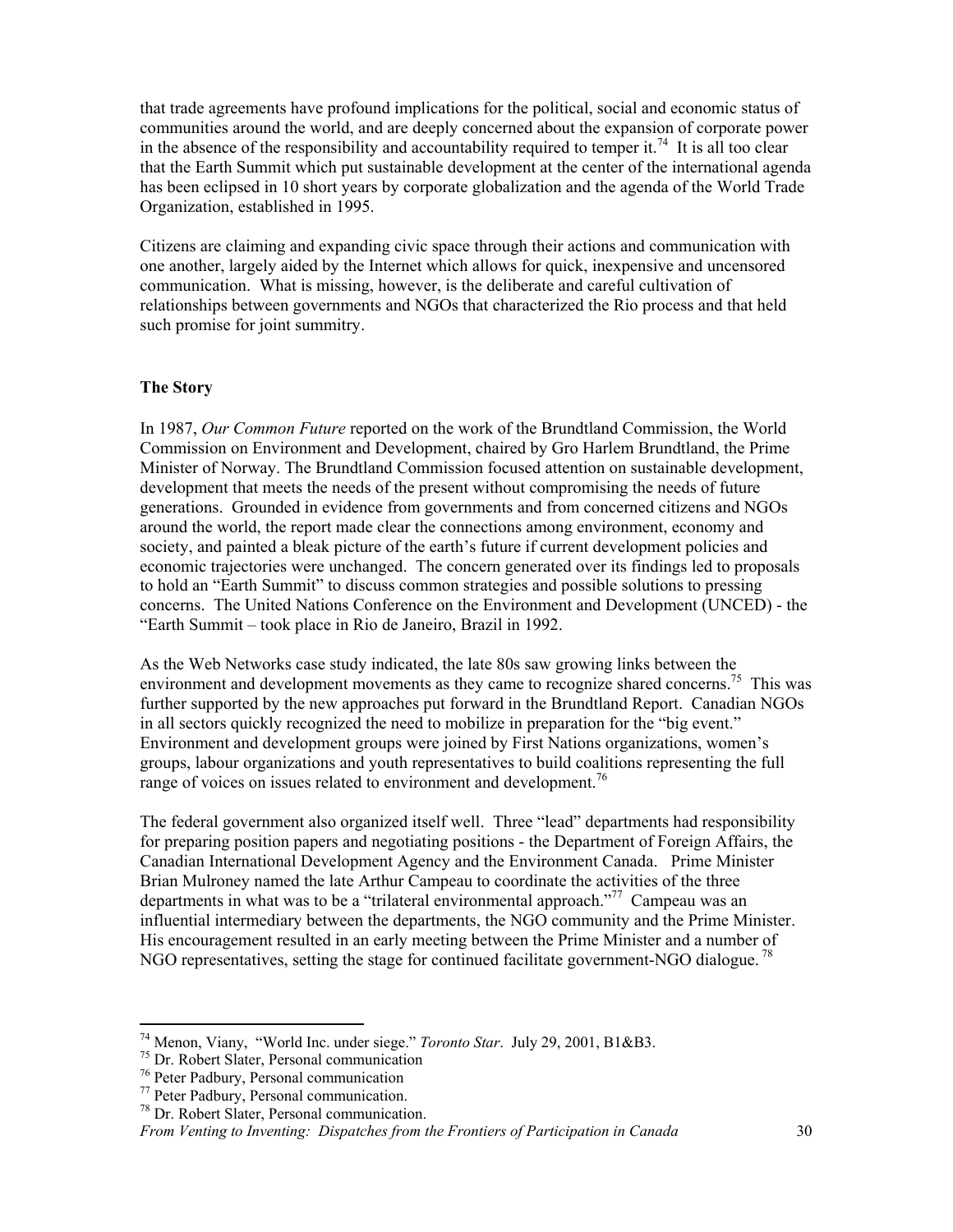that trade agreements have profound implications for the political, social and economic status of communities around the world, and are deeply concerned about the expansion of corporate power in the absence of the responsibility and accountability required to temper it.[74] It is all too clear that the Earth Summit which put sustainable development at the center of the international agenda has been eclipsed in 10 short years by corporate globalization and the agenda of the World Trade Organization, established in 1995.

Citizens are claiming and expanding civic space through their actions and communication with one another, largely aided by the Internet which allows for quick, inexpensive and uncensored communication. What is missing, however, is the deliberate and careful cultivation of relationships between governments and NGOs that characterized the Rio process and that held such promise for joint summitry.

**The Story**

In 1987, *Our Common Future* reported on the work of the Brundtland Commission, the World Commission on Environment and Development, chaired by Gro Harlem Brundtland, the Prime Minister of Norway. The Brundtland Commission focused attention on sustainable development, development that meets the needs of the present without compromising the needs of future generations. Grounded in evidence from governments and from concerned citizens and NGOs around the world, the report made clear the connections among environment, economy and society, and painted a bleak picture of the earth's future if current development policies and economic trajectories were unchanged. The concern generated over its findings led to proposals to hold an "Earth Summit" to discuss common strategies and possible solutions to pressing concerns. The United Nations Conference on the Environment and Development (UNCED) - the "Earth Summit – took place in Rio de Janeiro, Brazil in 1992.

As the Web Networks case study indicated, the late 80s saw growing links between the environment and development movements as they came to recognize shared concerns.[75] This was further supported by the new approaches put forward in the Brundtland Report. Canadian NGOs in all sectors quickly recognized the need to mobilize in preparation for the "big event." Environment and development groups were joined by First Nations organizations, women's groups, labour organizations and youth representatives to build coalitions representing the full range of voices on issues related to environment and development.[76]

The federal government also organized itself well. Three "lead" departments had responsibility for preparing position papers and negotiating positions - the Department of Foreign Affairs, the Canadian International Development Agency and the Environment Canada. Prime Minister Brian Mulroney named the late Arthur Campeau to coordinate the activities of the three departments in what was to be a "trilateral environmental approach."[77] Campeau was an influential intermediary between the departments, the NGO community and the Prime Minister. His encouragement resulted in an early meeting between the Prime Minister and a number of NGO representatives, setting the stage for continued facilitate government-NGO dialogue.[78]

---

[74] Menon, Viany, "World Inc. under siege." *Toronto Star*. July 29, 2001, B1&B3.

[75] Dr. Robert Slater, Personal communication

[76] Peter Padbury, Personal communication

[77] Peter Padbury, Personal communication.

[78] Dr. Robert Slater, Personal communication.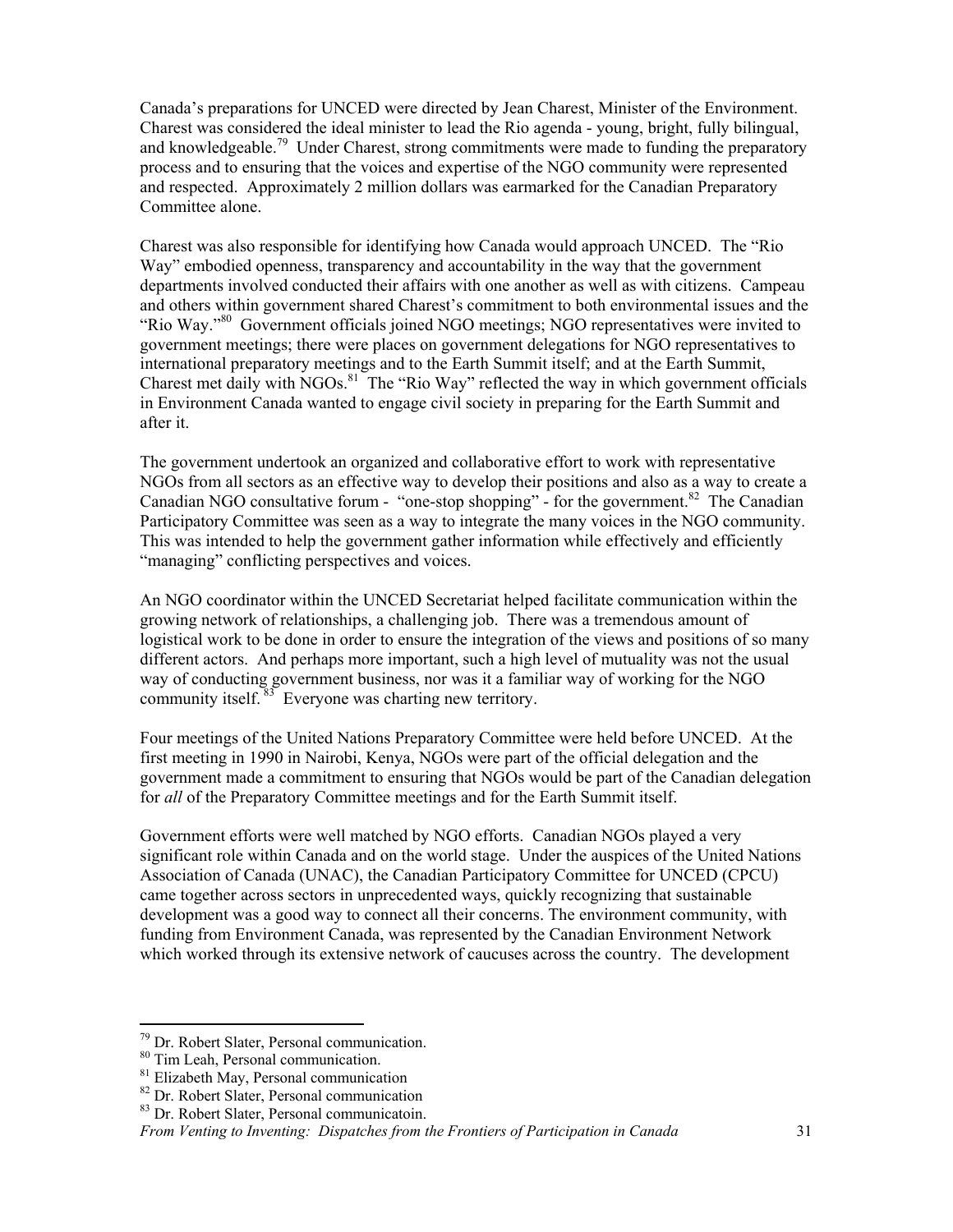Canada's preparations for UNCED were directed by Jean Charest, Minister of the Environment. Charest was considered the ideal minister to lead the Rio agenda - young, bright, fully bilingual, and knowledgeable.[79] Under Charest, strong commitments were made to funding the preparatory process and to ensuring that the voices and expertise of the NGO community were represented and respected. Approximately 2 million dollars was earmarked for the Canadian Preparatory Committee alone.

Charest was also responsible for identifying how Canada would approach UNCED. The "Rio Way" embodied openness, transparency and accountability in the way that the government departments involved conducted their affairs with one another as well as with citizens. Campeau and others within government shared Charest's commitment to both environmental issues and the "Rio Way."[80] Government officials joined NGO meetings; NGO representatives were invited to government meetings; there were places on government delegations for NGO representatives to international preparatory meetings and to the Earth Summit itself; and at the Earth Summit, Charest met daily with NGOs.[81] The "Rio Way" reflected the way in which government officials in Environment Canada wanted to engage civil society in preparing for the Earth Summit and after it.

The government undertook an organized and collaborative effort to work with representative NGOs from all sectors as an effective way to develop their positions and also as a way to create a Canadian NGO consultative forum - "one-stop shopping" - for the government.[82] The Canadian Participatory Committee was seen as a way to integrate the many voices in the NGO community. This was intended to help the government gather information while effectively and efficiently "managing" conflicting perspectives and voices.

An NGO coordinator within the UNCED Secretariat helped facilitate communication within the growing network of relationships, a challenging job. There was a tremendous amount of logistical work to be done in order to ensure the integration of the views and positions of so many different actors. And perhaps more important, such a high level of mutuality was not the usual way of conducting government business, nor was it a familiar way of working for the NGO community itself.[83] Everyone was charting new territory.

Four meetings of the United Nations Preparatory Committee were held before UNCED. At the first meeting in 1990 in Nairobi, Kenya, NGOs were part of the official delegation and the government made a commitment to ensuring that NGOs would be part of the Canadian delegation for *all* of the Preparatory Committee meetings and for the Earth Summit itself.

Government efforts were well matched by NGO efforts. Canadian NGOs played a very significant role within Canada and on the world stage. Under the auspices of the United Nations Association of Canada (UNAC), the Canadian Participatory Committee for UNCED (CPCU) came together across sectors in unprecedented ways, quickly recognizing that sustainable development was a good way to connect all their concerns. The environment community, with funding from Environment Canada, was represented by the Canadian Environment Network which worked through its extensive network of caucuses across the country. The development

[79] Dr. Robert Slater, Personal communication.
[80] Tim Leah, Personal communication.
[81] Elizabeth May, Personal communication
[82] Dr. Robert Slater, Personal communication
[83] Dr. Robert Slater, Personal communicatoin.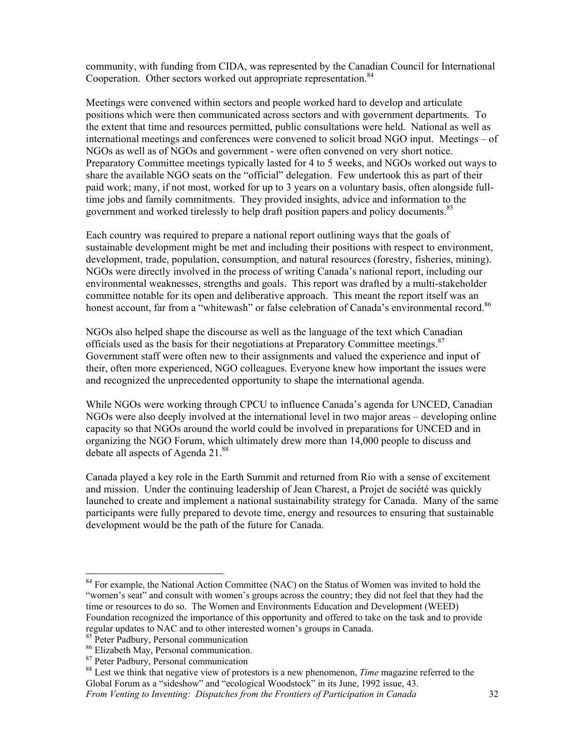community, with funding from CIDA, was represented by the Canadian Council for International Cooperation. Other sectors worked out appropriate representation.[84]

Meetings were convened within sectors and people worked hard to develop and articulate positions which were then communicated across sectors and with government departments. To the extent that time and resources permitted, public consultations were held. National as well as international meetings and conferences were convened to solicit broad NGO input. Meetings – of NGOs as well as of NGOs and government - were often convened on very short notice. Preparatory Committee meetings typically lasted for 4 to 5 weeks, and NGOs worked out ways to share the available NGO seats on the "official" delegation. Few undertook this as part of their paid work; many, if not most, worked for up to 3 years on a voluntary basis, often alongside full-time jobs and family commitments. They provided insights, advice and information to the government and worked tirelessly to help draft position papers and policy documents.[85]

Each country was required to prepare a national report outlining ways that the goals of sustainable development might be met and including their positions with respect to environment, development, trade, population, consumption, and natural resources (forestry, fisheries, mining). NGOs were directly involved in the process of writing Canada's national report, including our environmental weaknesses, strengths and goals. This report was drafted by a multi-stakeholder committee notable for its open and deliberative approach. This meant the report itself was an honest account, far from a "whitewash" or false celebration of Canada's environmental record.[86]

NGOs also helped shape the discourse as well as the language of the text which Canadian officials used as the basis for their negotiations at Preparatory Committee meetings.[87] Government staff were often new to their assignments and valued the experience and input of their, often more experienced, NGO colleagues. Everyone knew how important the issues were and recognized the unprecedented opportunity to shape the international agenda.

While NGOs were working through CPCU to influence Canada's agenda for UNCED, Canadian NGOs were also deeply involved at the international level in two major areas – developing online capacity so that NGOs around the world could be involved in preparations for UNCED and in organizing the NGO Forum, which ultimately drew more than 14,000 people to discuss and debate all aspects of Agenda 21.[88]

Canada played a key role in the Earth Summit and returned from Rio with a sense of excitement and mission. Under the continuing leadership of Jean Charest, a Projet de société was quickly launched to create and implement a national sustainability strategy for Canada. Many of the same participants were fully prepared to devote time, energy and resources to ensuring that sustainable development would be the path of the future for Canada.

---

[84] For example, the National Action Committee (NAC) on the Status of Women was invited to hold the "women's seat" and consult with women's groups across the country; they did not feel that they had the time or resources to do so. The Women and Environments Education and Development (WEED) Foundation recognized the importance of this opportunity and offered to take on the task and to provide regular updates to NAC and to other interested women's groups in Canada.

[85] Peter Padbury, Personal communication

[86] Elizabeth May, Personal communication.

[87] Peter Padbury, Personal communication

[88] Lest we think that negative view of protestors is a new phenomenon, *Time* magazine referred to the Global Forum as a "sideshow" and "ecological Woodstock" in its June, 1992 issue, 43.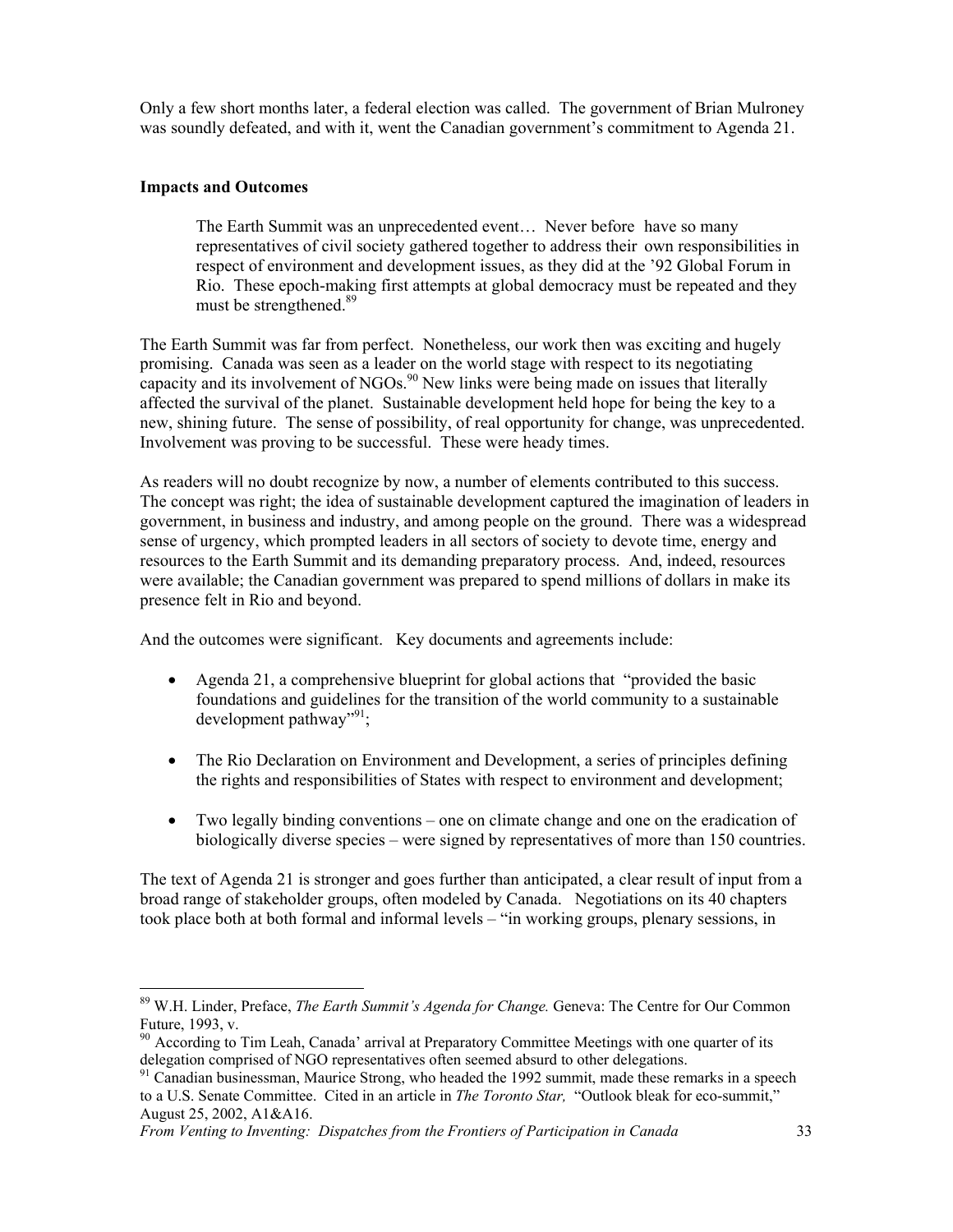Only a few short months later, a federal election was called. The government of Brian Mulroney was soundly defeated, and with it, went the Canadian government's commitment to Agenda 21.

**Impacts and Outcomes**

> The Earth Summit was an unprecedented event… Never before have so many representatives of civil society gathered together to address their own responsibilities in respect of environment and development issues, as they did at the '92 Global Forum in Rio. These epoch-making first attempts at global democracy must be repeated and they must be strengthened.[89]

The Earth Summit was far from perfect. Nonetheless, our work then was exciting and hugely promising. Canada was seen as a leader on the world stage with respect to its negotiating capacity and its involvement of NGOs.[90] New links were being made on issues that literally affected the survival of the planet. Sustainable development held hope for being the key to a new, shining future. The sense of possibility, of real opportunity for change, was unprecedented. Involvement was proving to be successful. These were heady times.

As readers will no doubt recognize by now, a number of elements contributed to this success. The concept was right; the idea of sustainable development captured the imagination of leaders in government, in business and industry, and among people on the ground. There was a widespread sense of urgency, which prompted leaders in all sectors of society to devote time, energy and resources to the Earth Summit and its demanding preparatory process. And, indeed, resources were available; the Canadian government was prepared to spend millions of dollars in make its presence felt in Rio and beyond.

And the outcomes were significant. Key documents and agreements include:

- Agenda 21, a comprehensive blueprint for global actions that "provided the basic foundations and guidelines for the transition of the world community to a sustainable development pathway"[91];

- The Rio Declaration on Environment and Development, a series of principles defining the rights and responsibilities of States with respect to environment and development;

- Two legally binding conventions – one on climate change and one on the eradication of biologically diverse species – were signed by representatives of more than 150 countries.

The text of Agenda 21 is stronger and goes further than anticipated, a clear result of input from a broad range of stakeholder groups, often modeled by Canada. Negotiations on its 40 chapters took place both at both formal and informal levels – "in working groups, plenary sessions, in

---

[89] W.H. Linder, Preface, *The Earth Summit's Agenda for Change.* Geneva: The Centre for Our Common Future, 1993, v.

[90] According to Tim Leah, Canada' arrival at Preparatory Committee Meetings with one quarter of its delegation comprised of NGO representatives often seemed absurd to other delegations.

[91] Canadian businessman, Maurice Strong, who headed the 1992 summit, made these remarks in a speech to a U.S. Senate Committee. Cited in an article in *The Toronto Star,* "Outlook bleak for eco-summit," August 25, 2002, A1&A16.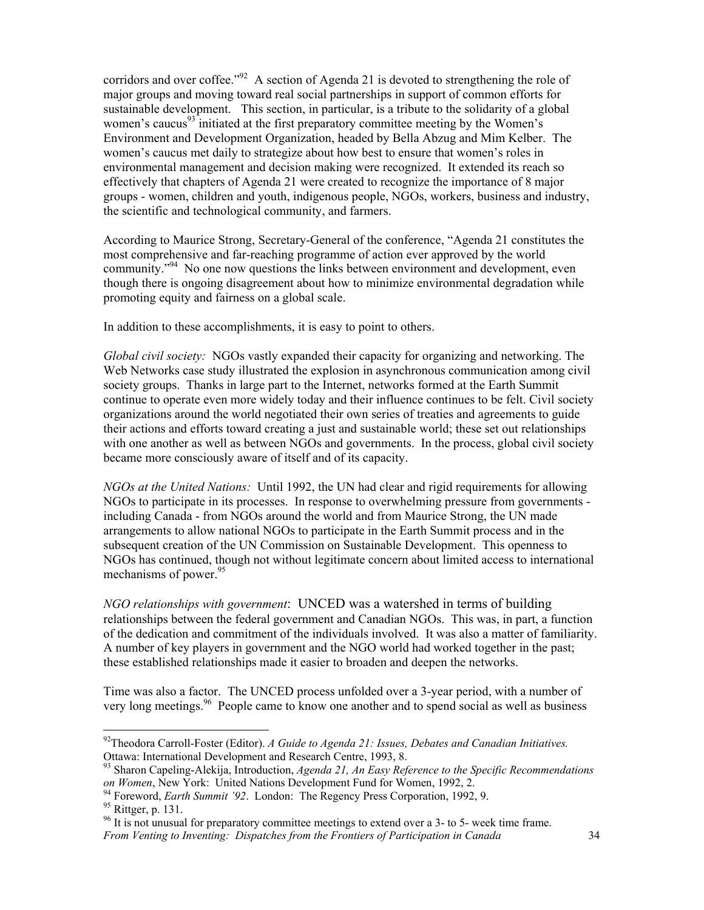corridors and over coffee."[92] A section of Agenda 21 is devoted to strengthening the role of major groups and moving toward real social partnerships in support of common efforts for sustainable development. This section, in particular, is a tribute to the solidarity of a global women's caucus[93] initiated at the first preparatory committee meeting by the Women's Environment and Development Organization, headed by Bella Abzug and Mim Kelber. The women's caucus met daily to strategize about how best to ensure that women's roles in environmental management and decision making were recognized. It extended its reach so effectively that chapters of Agenda 21 were created to recognize the importance of 8 major groups - women, children and youth, indigenous people, NGOs, workers, business and industry, the scientific and technological community, and farmers.

According to Maurice Strong, Secretary-General of the conference, "Agenda 21 constitutes the most comprehensive and far-reaching programme of action ever approved by the world community."[94] No one now questions the links between environment and development, even though there is ongoing disagreement about how to minimize environmental degradation while promoting equity and fairness on a global scale.

In addition to these accomplishments, it is easy to point to others.

*Global civil society:* NGOs vastly expanded their capacity for organizing and networking. The Web Networks case study illustrated the explosion in asynchronous communication among civil society groups. Thanks in large part to the Internet, networks formed at the Earth Summit continue to operate even more widely today and their influence continues to be felt. Civil society organizations around the world negotiated their own series of treaties and agreements to guide their actions and efforts toward creating a just and sustainable world; these set out relationships with one another as well as between NGOs and governments. In the process, global civil society became more consciously aware of itself and of its capacity.

*NGOs at the United Nations:* Until 1992, the UN had clear and rigid requirements for allowing NGOs to participate in its processes. In response to overwhelming pressure from governments - including Canada - from NGOs around the world and from Maurice Strong, the UN made arrangements to allow national NGOs to participate in the Earth Summit process and in the subsequent creation of the UN Commission on Sustainable Development. This openness to NGOs has continued, though not without legitimate concern about limited access to international mechanisms of power.[95]

*NGO relationships with government*: UNCED was a watershed in terms of building relationships between the federal government and Canadian NGOs. This was, in part, a function of the dedication and commitment of the individuals involved. It was also a matter of familiarity. A number of key players in government and the NGO world had worked together in the past; these established relationships made it easier to broaden and deepen the networks.

Time was also a factor. The UNCED process unfolded over a 3-year period, with a number of very long meetings.[96] People came to know one another and to spend social as well as business

---

[92] Theodora Carroll-Foster (Editor). *A Guide to Agenda 21: Issues, Debates and Canadian Initiatives.* Ottawa: International Development and Research Centre, 1993, 8.

[93] Sharon Capeling-Alekija, Introduction, *Agenda 21, An Easy Reference to the Specific Recommendations on Women*, New York: United Nations Development Fund for Women, 1992, 2.

[94] Foreword, *Earth Summit '92*. London: The Regency Press Corporation, 1992, 9.

[95] Rittger, p. 131.

[96] It is not unusual for preparatory committee meetings to extend over a 3- to 5- week time frame.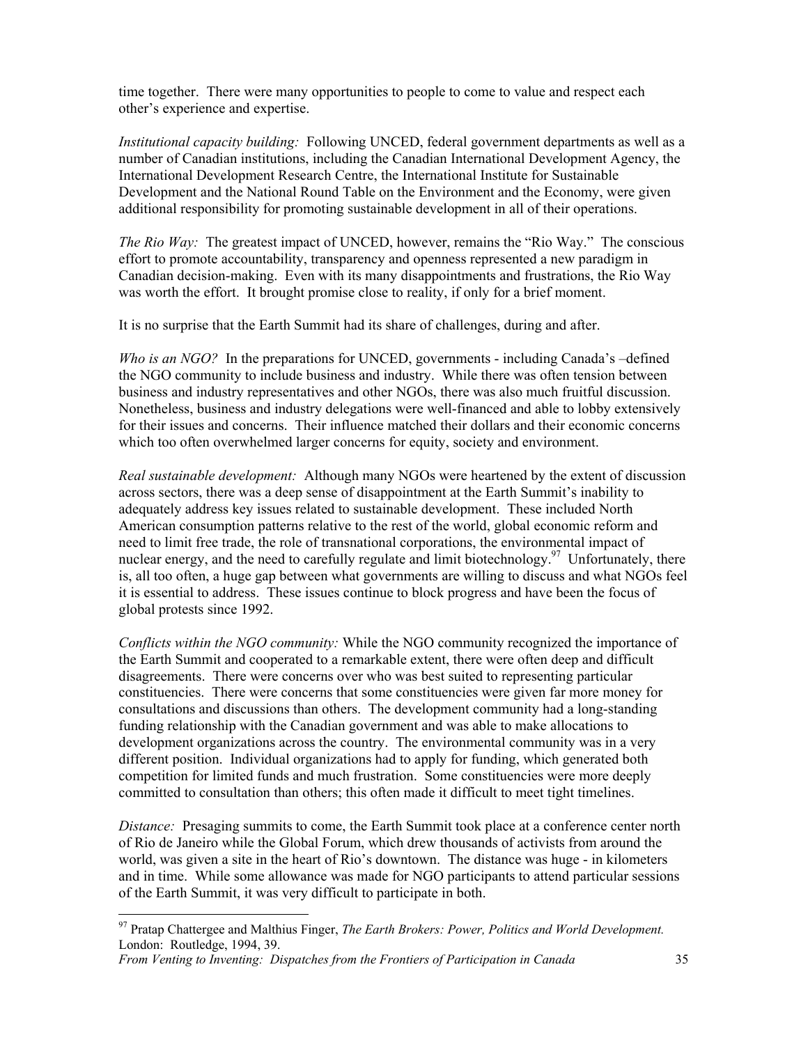time together. There were many opportunities to people to come to value and respect each other's experience and expertise.

*Institutional capacity building:* Following UNCED, federal government departments as well as a number of Canadian institutions, including the Canadian International Development Agency, the International Development Research Centre, the International Institute for Sustainable Development and the National Round Table on the Environment and the Economy, were given additional responsibility for promoting sustainable development in all of their operations.

*The Rio Way:* The greatest impact of UNCED, however, remains the "Rio Way." The conscious effort to promote accountability, transparency and openness represented a new paradigm in Canadian decision-making. Even with its many disappointments and frustrations, the Rio Way was worth the effort. It brought promise close to reality, if only for a brief moment.

It is no surprise that the Earth Summit had its share of challenges, during and after.

*Who is an NGO?* In the preparations for UNCED, governments - including Canada's –defined the NGO community to include business and industry. While there was often tension between business and industry representatives and other NGOs, there was also much fruitful discussion. Nonetheless, business and industry delegations were well-financed and able to lobby extensively for their issues and concerns. Their influence matched their dollars and their economic concerns which too often overwhelmed larger concerns for equity, society and environment.

*Real sustainable development:* Although many NGOs were heartened by the extent of discussion across sectors, there was a deep sense of disappointment at the Earth Summit's inability to adequately address key issues related to sustainable development. These included North American consumption patterns relative to the rest of the world, global economic reform and need to limit free trade, the role of transnational corporations, the environmental impact of nuclear energy, and the need to carefully regulate and limit biotechnology.[97] Unfortunately, there is, all too often, a huge gap between what governments are willing to discuss and what NGOs feel it is essential to address. These issues continue to block progress and have been the focus of global protests since 1992.

*Conflicts within the NGO community:* While the NGO community recognized the importance of the Earth Summit and cooperated to a remarkable extent, there were often deep and difficult disagreements. There were concerns over who was best suited to representing particular constituencies. There were concerns that some constituencies were given far more money for consultations and discussions than others. The development community had a long-standing funding relationship with the Canadian government and was able to make allocations to development organizations across the country. The environmental community was in a very different position. Individual organizations had to apply for funding, which generated both competition for limited funds and much frustration. Some constituencies were more deeply committed to consultation than others; this often made it difficult to meet tight timelines.

*Distance:* Presaging summits to come, the Earth Summit took place at a conference center north of Rio de Janeiro while the Global Forum, which drew thousands of activists from around the world, was given a site in the heart of Rio's downtown. The distance was huge - in kilometers and in time. While some allowance was made for NGO participants to attend particular sessions of the Earth Summit, it was very difficult to participate in both.

---

[97] Pratap Chattergee and Malthius Finger, *The Earth Brokers: Power, Politics and World Development.* London: Routledge, 1994, 39.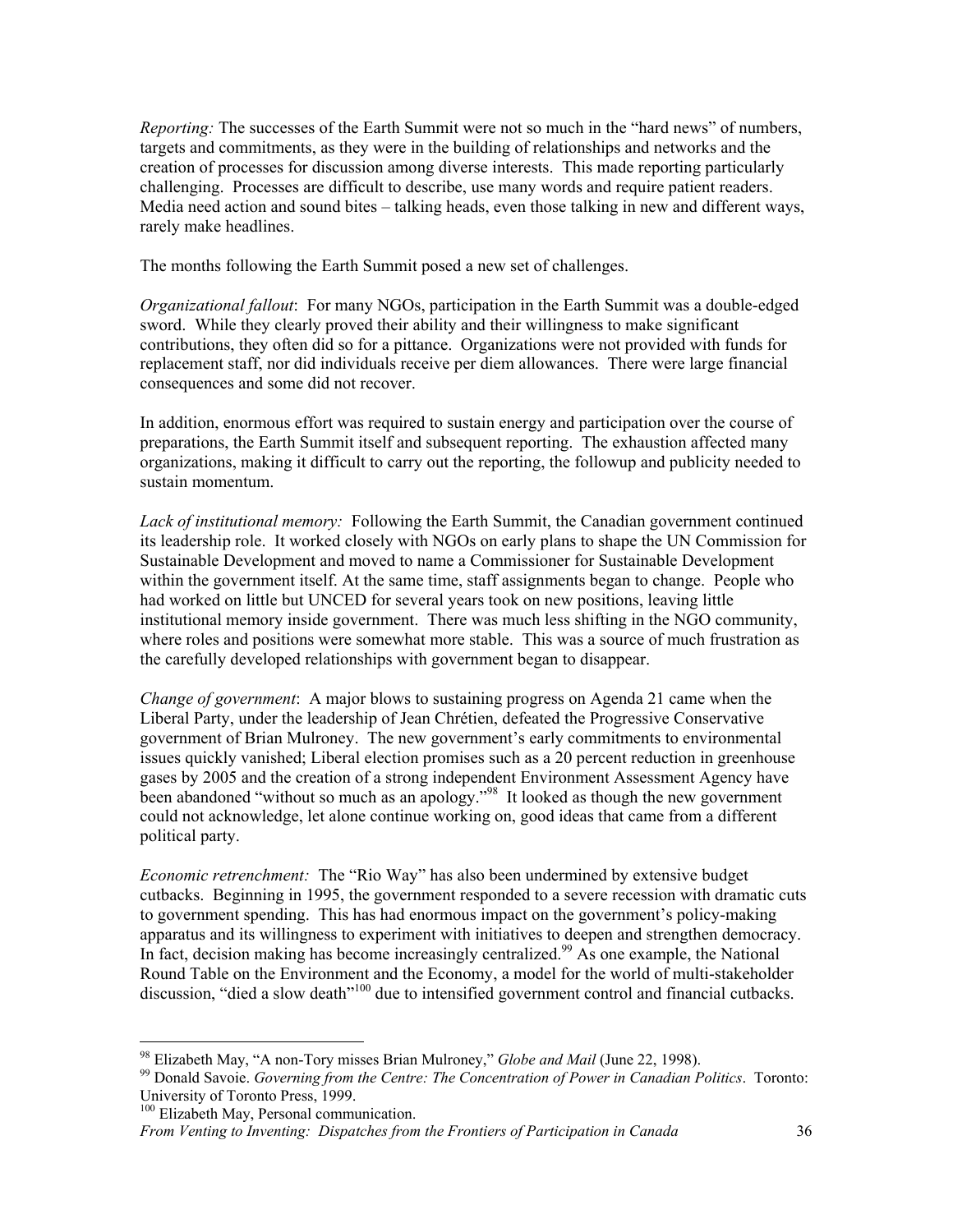*Reporting:* The successes of the Earth Summit were not so much in the "hard news" of numbers, targets and commitments, as they were in the building of relationships and networks and the creation of processes for discussion among diverse interests. This made reporting particularly challenging. Processes are difficult to describe, use many words and require patient readers. Media need action and sound bites – talking heads, even those talking in new and different ways, rarely make headlines.

The months following the Earth Summit posed a new set of challenges.

*Organizational fallout*: For many NGOs, participation in the Earth Summit was a double-edged sword. While they clearly proved their ability and their willingness to make significant contributions, they often did so for a pittance. Organizations were not provided with funds for replacement staff, nor did individuals receive per diem allowances. There were large financial consequences and some did not recover.

In addition, enormous effort was required to sustain energy and participation over the course of preparations, the Earth Summit itself and subsequent reporting. The exhaustion affected many organizations, making it difficult to carry out the reporting, the followup and publicity needed to sustain momentum.

*Lack of institutional memory:* Following the Earth Summit, the Canadian government continued its leadership role. It worked closely with NGOs on early plans to shape the UN Commission for Sustainable Development and moved to name a Commissioner for Sustainable Development within the government itself. At the same time, staff assignments began to change. People who had worked on little but UNCED for several years took on new positions, leaving little institutional memory inside government. There was much less shifting in the NGO community, where roles and positions were somewhat more stable. This was a source of much frustration as the carefully developed relationships with government began to disappear.

*Change of government*: A major blows to sustaining progress on Agenda 21 came when the Liberal Party, under the leadership of Jean Chrétien, defeated the Progressive Conservative government of Brian Mulroney. The new government's early commitments to environmental issues quickly vanished; Liberal election promises such as a 20 percent reduction in greenhouse gases by 2005 and the creation of a strong independent Environment Assessment Agency have been abandoned "without so much as an apology."[98] It looked as though the new government could not acknowledge, let alone continue working on, good ideas that came from a different political party.

*Economic retrenchment:* The "Rio Way" has also been undermined by extensive budget cutbacks. Beginning in 1995, the government responded to a severe recession with dramatic cuts to government spending. This has had enormous impact on the government's policy-making apparatus and its willingness to experiment with initiatives to deepen and strengthen democracy. In fact, decision making has become increasingly centralized.[99] As one example, the National Round Table on the Environment and the Economy, a model for the world of multi-stakeholder discussion, "died a slow death"[100] due to intensified government control and financial cutbacks.

---

[98] Elizabeth May, "A non-Tory misses Brian Mulroney," *Globe and Mail* (June 22, 1998).

[99] Donald Savoie. *Governing from the Centre: The Concentration of Power in Canadian Politics*. Toronto: University of Toronto Press, 1999.

[100] Elizabeth May, Personal communication.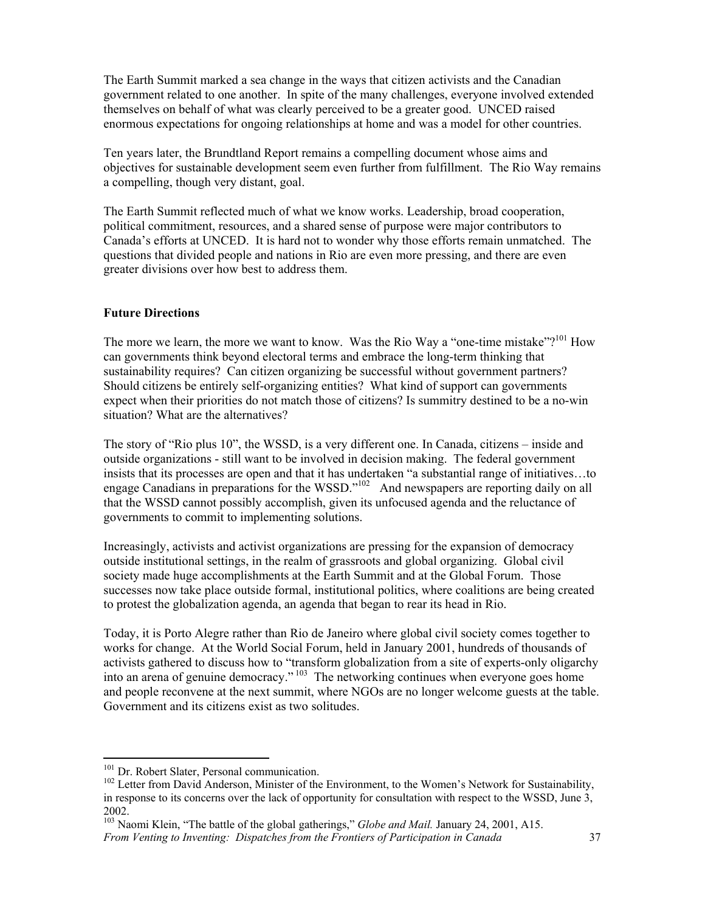The Earth Summit marked a sea change in the ways that citizen activists and the Canadian government related to one another. In spite of the many challenges, everyone involved extended themselves on behalf of what was clearly perceived to be a greater good. UNCED raised enormous expectations for ongoing relationships at home and was a model for other countries.

Ten years later, the Brundtland Report remains a compelling document whose aims and objectives for sustainable development seem even further from fulfillment. The Rio Way remains a compelling, though very distant, goal.

The Earth Summit reflected much of what we know works. Leadership, broad cooperation, political commitment, resources, and a shared sense of purpose were major contributors to Canada's efforts at UNCED. It is hard not to wonder why those efforts remain unmatched. The questions that divided people and nations in Rio are even more pressing, and there are even greater divisions over how best to address them.

**Future Directions**

The more we learn, the more we want to know. Was the Rio Way a "one-time mistake"?[101] How can governments think beyond electoral terms and embrace the long-term thinking that sustainability requires? Can citizen organizing be successful without government partners? Should citizens be entirely self-organizing entities? What kind of support can governments expect when their priorities do not match those of citizens? Is summitry destined to be a no-win situation? What are the alternatives?

The story of "Rio plus 10", the WSSD, is a very different one. In Canada, citizens – inside and outside organizations - still want to be involved in decision making. The federal government insists that its processes are open and that it has undertaken "a substantial range of initiatives…to engage Canadians in preparations for the WSSD."[102] And newspapers are reporting daily on all that the WSSD cannot possibly accomplish, given its unfocused agenda and the reluctance of governments to commit to implementing solutions.

Increasingly, activists and activist organizations are pressing for the expansion of democracy outside institutional settings, in the realm of grassroots and global organizing. Global civil society made huge accomplishments at the Earth Summit and at the Global Forum. Those successes now take place outside formal, institutional politics, where coalitions are being created to protest the globalization agenda, an agenda that began to rear its head in Rio.

Today, it is Porto Alegre rather than Rio de Janeiro where global civil society comes together to works for change. At the World Social Forum, held in January 2001, hundreds of thousands of activists gathered to discuss how to "transform globalization from a site of experts-only oligarchy into an arena of genuine democracy."[103] The networking continues when everyone goes home and people reconvene at the next summit, where NGOs are no longer welcome guests at the table. Government and its citizens exist as two solitudes.

---

[101] Dr. Robert Slater, Personal communication.

[102] Letter from David Anderson, Minister of the Environment, to the Women's Network for Sustainability, in response to its concerns over the lack of opportunity for consultation with respect to the WSSD, June 3, 2002.

[103] Naomi Klein, "The battle of the global gatherings," *Globe and Mail.* January 24, 2001, A15.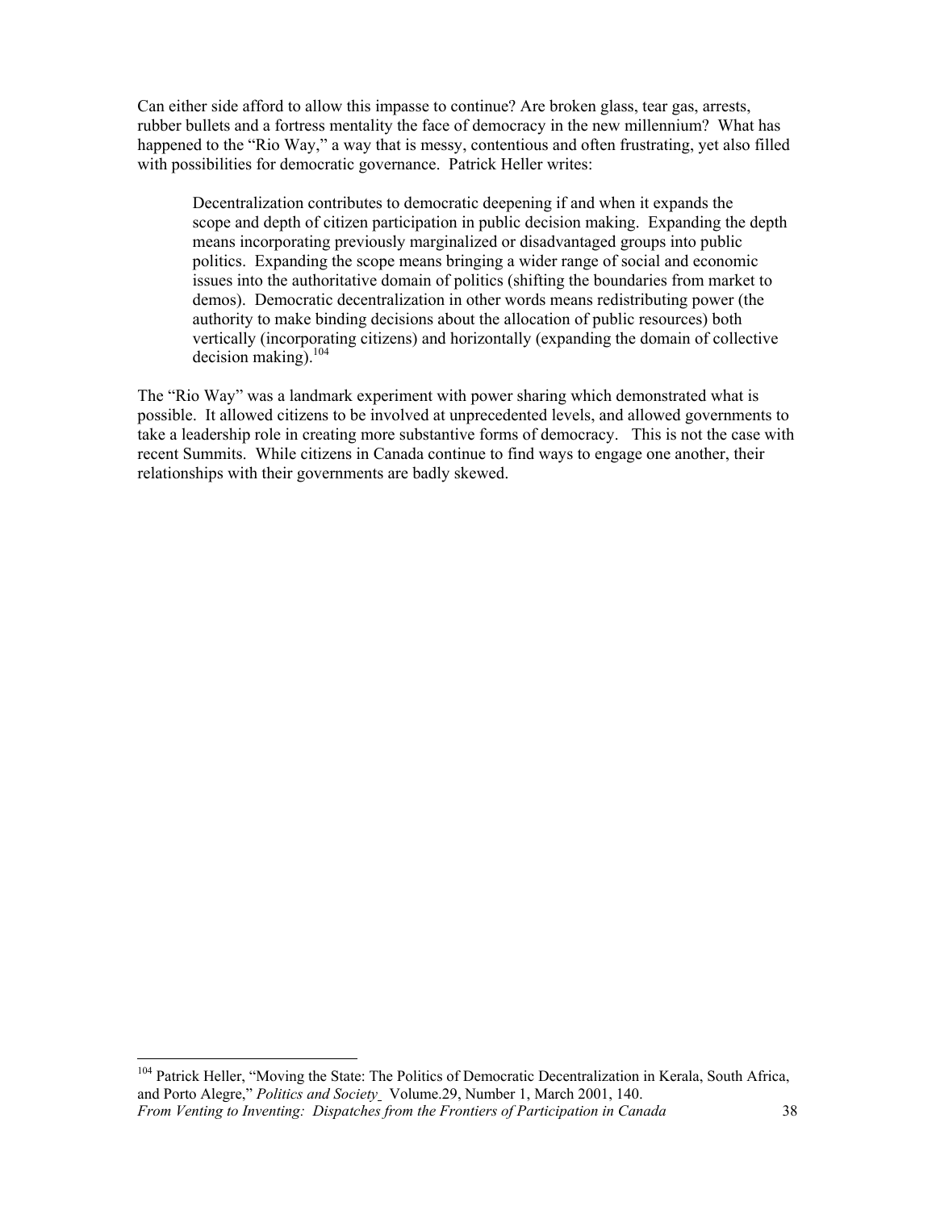Can either side afford to allow this impasse to continue? Are broken glass, tear gas, arrests, rubber bullets and a fortress mentality the face of democracy in the new millennium? What has happened to the "Rio Way," a way that is messy, contentious and often frustrating, yet also filled with possibilities for democratic governance. Patrick Heller writes:

> Decentralization contributes to democratic deepening if and when it expands the scope and depth of citizen participation in public decision making. Expanding the depth means incorporating previously marginalized or disadvantaged groups into public politics. Expanding the scope means bringing a wider range of social and economic issues into the authoritative domain of politics (shifting the boundaries from market to demos). Democratic decentralization in other words means redistributing power (the authority to make binding decisions about the allocation of public resources) both vertically (incorporating citizens) and horizontally (expanding the domain of collective decision making).[104]

The "Rio Way" was a landmark experiment with power sharing which demonstrated what is possible. It allowed citizens to be involved at unprecedented levels, and allowed governments to take a leadership role in creating more substantive forms of democracy. This is not the case with recent Summits. While citizens in Canada continue to find ways to engage one another, their relationships with their governments are badly skewed.

---

[104] Patrick Heller, "Moving the State: The Politics of Democratic Decentralization in Kerala, South Africa, and Porto Alegre," *Politics and Society* Volume.29, Number 1, March 2001, 140.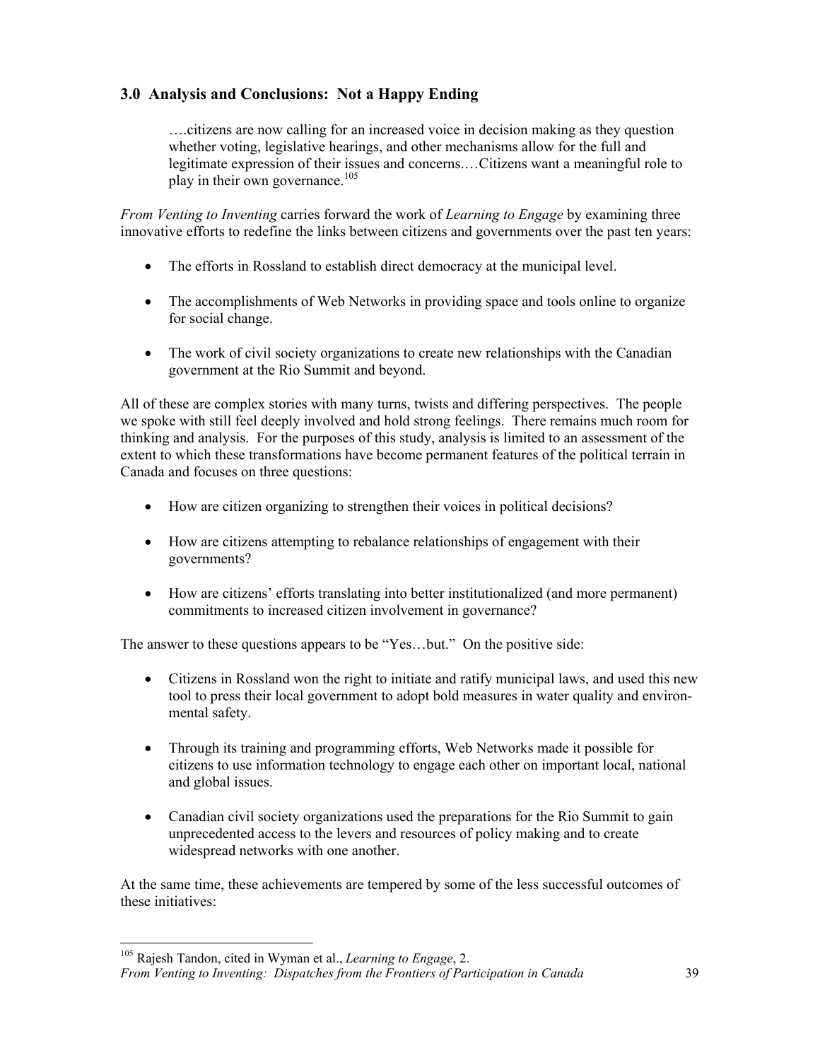## 3.0 Analysis and Conclusions: Not a Happy Ending

> ….citizens are now calling for an increased voice in decision making as they question whether voting, legislative hearings, and other mechanisms allow for the full and legitimate expression of their issues and concerns.…Citizens want a meaningful role to play in their own governance.[105]

*From Venting to Inventing* carries forward the work of *Learning to Engage* by examining three innovative efforts to redefine the links between citizens and governments over the past ten years:

- The efforts in Rossland to establish direct democracy at the municipal level.
- The accomplishments of Web Networks in providing space and tools online to organize for social change.
- The work of civil society organizations to create new relationships with the Canadian government at the Rio Summit and beyond.

All of these are complex stories with many turns, twists and differing perspectives. The people we spoke with still feel deeply involved and hold strong feelings. There remains much room for thinking and analysis. For the purposes of this study, analysis is limited to an assessment of the extent to which these transformations have become permanent features of the political terrain in Canada and focuses on three questions:

- How are citizen organizing to strengthen their voices in political decisions?
- How are citizens attempting to rebalance relationships of engagement with their governments?
- How are citizens' efforts translating into better institutionalized (and more permanent) commitments to increased citizen involvement in governance?

The answer to these questions appears to be "Yes…but." On the positive side:

- Citizens in Rossland won the right to initiate and ratify municipal laws, and used this new tool to press their local government to adopt bold measures in water quality and environmental safety.
- Through its training and programming efforts, Web Networks made it possible for citizens to use information technology to engage each other on important local, national and global issues.
- Canadian civil society organizations used the preparations for the Rio Summit to gain unprecedented access to the levers and resources of policy making and to create widespread networks with one another.

At the same time, these achievements are tempered by some of the less successful outcomes of these initiatives:

---

[105] Rajesh Tandon, cited in Wyman et al., *Learning to Engage*, 2.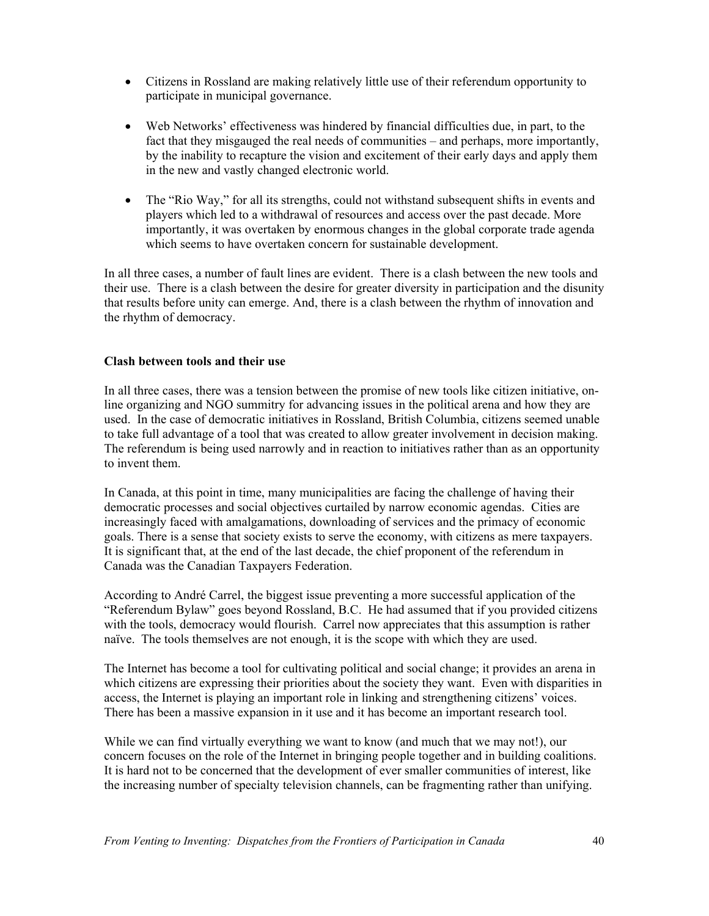- Citizens in Rossland are making relatively little use of their referendum opportunity to participate in municipal governance.

- Web Networks' effectiveness was hindered by financial difficulties due, in part, to the fact that they misgauged the real needs of communities – and perhaps, more importantly, by the inability to recapture the vision and excitement of their early days and apply them in the new and vastly changed electronic world.

- The "Rio Way," for all its strengths, could not withstand subsequent shifts in events and players which led to a withdrawal of resources and access over the past decade. More importantly, it was overtaken by enormous changes in the global corporate trade agenda which seems to have overtaken concern for sustainable development.

In all three cases, a number of fault lines are evident. There is a clash between the new tools and their use. There is a clash between the desire for greater diversity in participation and the disunity that results before unity can emerge. And, there is a clash between the rhythm of innovation and the rhythm of democracy.

**Clash between tools and their use**

In all three cases, there was a tension between the promise of new tools like citizen initiative, on-line organizing and NGO summitry for advancing issues in the political arena and how they are used. In the case of democratic initiatives in Rossland, British Columbia, citizens seemed unable to take full advantage of a tool that was created to allow greater involvement in decision making. The referendum is being used narrowly and in reaction to initiatives rather than as an opportunity to invent them.

In Canada, at this point in time, many municipalities are facing the challenge of having their democratic processes and social objectives curtailed by narrow economic agendas. Cities are increasingly faced with amalgamations, downloading of services and the primacy of economic goals. There is a sense that society exists to serve the economy, with citizens as mere taxpayers. It is significant that, at the end of the last decade, the chief proponent of the referendum in Canada was the Canadian Taxpayers Federation.

According to André Carrel, the biggest issue preventing a more successful application of the "Referendum Bylaw" goes beyond Rossland, B.C. He had assumed that if you provided citizens with the tools, democracy would flourish. Carrel now appreciates that this assumption is rather naïve. The tools themselves are not enough, it is the scope with which they are used.

The Internet has become a tool for cultivating political and social change; it provides an arena in which citizens are expressing their priorities about the society they want. Even with disparities in access, the Internet is playing an important role in linking and strengthening citizens' voices. There has been a massive expansion in it use and it has become an important research tool.

While we can find virtually everything we want to know (and much that we may not!), our concern focuses on the role of the Internet in bringing people together and in building coalitions. It is hard not to be concerned that the development of ever smaller communities of interest, like the increasing number of specialty television channels, can be fragmenting rather than unifying.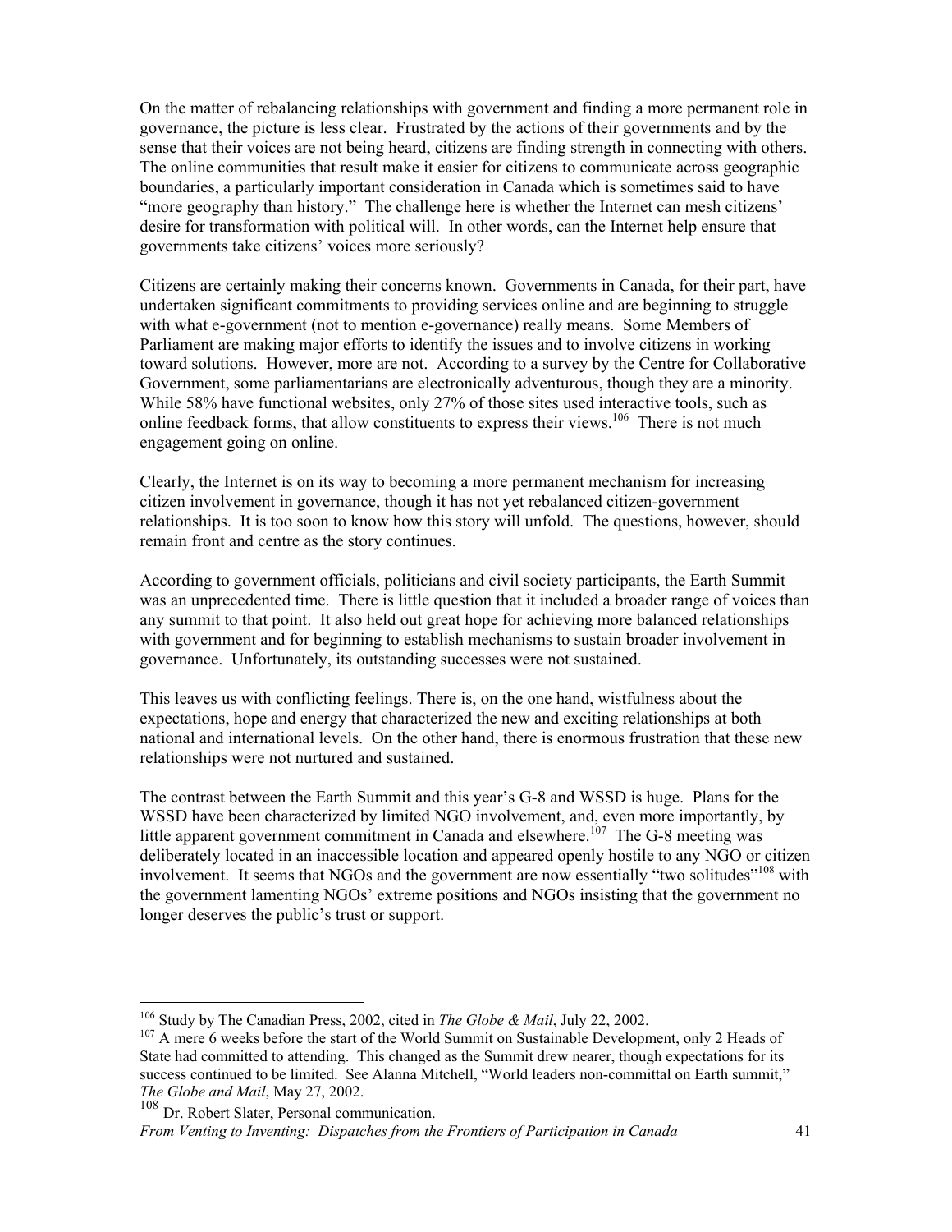On the matter of rebalancing relationships with government and finding a more permanent role in governance, the picture is less clear. Frustrated by the actions of their governments and by the sense that their voices are not being heard, citizens are finding strength in connecting with others. The online communities that result make it easier for citizens to communicate across geographic boundaries, a particularly important consideration in Canada which is sometimes said to have "more geography than history." The challenge here is whether the Internet can mesh citizens' desire for transformation with political will. In other words, can the Internet help ensure that governments take citizens' voices more seriously?

Citizens are certainly making their concerns known. Governments in Canada, for their part, have undertaken significant commitments to providing services online and are beginning to struggle with what e-government (not to mention e-governance) really means. Some Members of Parliament are making major efforts to identify the issues and to involve citizens in working toward solutions. However, more are not. According to a survey by the Centre for Collaborative Government, some parliamentarians are electronically adventurous, though they are a minority. While 58% have functional websites, only 27% of those sites used interactive tools, such as online feedback forms, that allow constituents to express their views.[106] There is not much engagement going on online.

Clearly, the Internet is on its way to becoming a more permanent mechanism for increasing citizen involvement in governance, though it has not yet rebalanced citizen-government relationships. It is too soon to know how this story will unfold. The questions, however, should remain front and centre as the story continues.

According to government officials, politicians and civil society participants, the Earth Summit was an unprecedented time. There is little question that it included a broader range of voices than any summit to that point. It also held out great hope for achieving more balanced relationships with government and for beginning to establish mechanisms to sustain broader involvement in governance. Unfortunately, its outstanding successes were not sustained.

This leaves us with conflicting feelings. There is, on the one hand, wistfulness about the expectations, hope and energy that characterized the new and exciting relationships at both national and international levels. On the other hand, there is enormous frustration that these new relationships were not nurtured and sustained.

The contrast between the Earth Summit and this year's G-8 and WSSD is huge. Plans for the WSSD have been characterized by limited NGO involvement, and, even more importantly, by little apparent government commitment in Canada and elsewhere.[107] The G-8 meeting was deliberately located in an inaccessible location and appeared openly hostile to any NGO or citizen involvement. It seems that NGOs and the government are now essentially "two solitudes"[108] with the government lamenting NGOs' extreme positions and NGOs insisting that the government no longer deserves the public's trust or support.

---

[106] Study by The Canadian Press, 2002, cited in *The Globe & Mail*, July 22, 2002.

[107] A mere 6 weeks before the start of the World Summit on Sustainable Development, only 2 Heads of State had committed to attending. This changed as the Summit drew nearer, though expectations for its success continued to be limited. See Alanna Mitchell, "World leaders non-committal on Earth summit," *The Globe and Mail*, May 27, 2002.

[108] Dr. Robert Slater, Personal communication.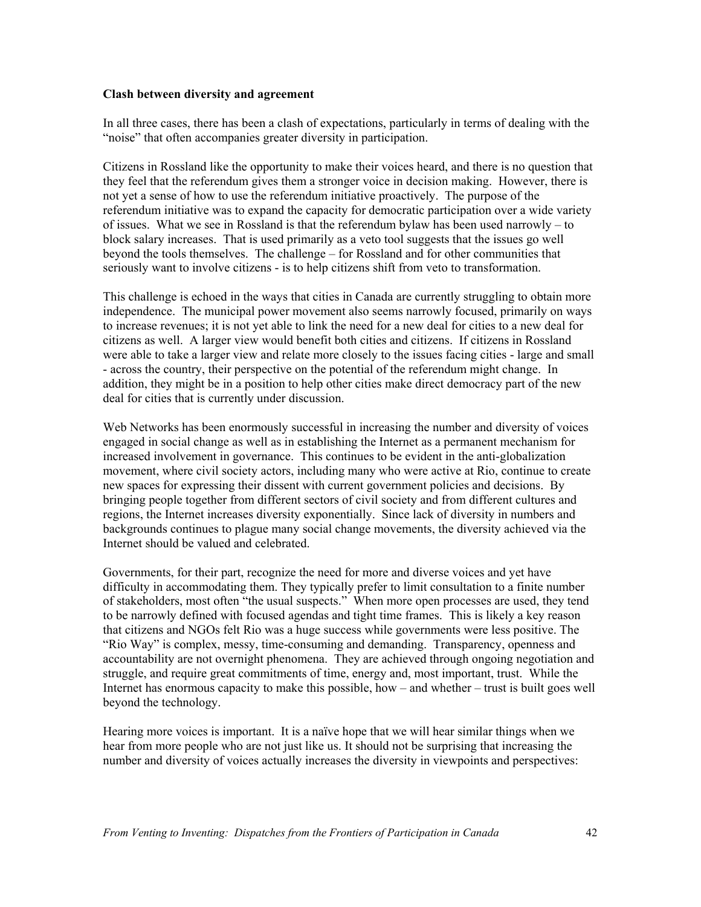**Clash between diversity and agreement**

In all three cases, there has been a clash of expectations, particularly in terms of dealing with the "noise" that often accompanies greater diversity in participation.

Citizens in Rossland like the opportunity to make their voices heard, and there is no question that they feel that the referendum gives them a stronger voice in decision making. However, there is not yet a sense of how to use the referendum initiative proactively. The purpose of the referendum initiative was to expand the capacity for democratic participation over a wide variety of issues. What we see in Rossland is that the referendum bylaw has been used narrowly – to block salary increases. That is used primarily as a veto tool suggests that the issues go well beyond the tools themselves. The challenge – for Rossland and for other communities that seriously want to involve citizens - is to help citizens shift from veto to transformation.

This challenge is echoed in the ways that cities in Canada are currently struggling to obtain more independence. The municipal power movement also seems narrowly focused, primarily on ways to increase revenues; it is not yet able to link the need for a new deal for cities to a new deal for citizens as well. A larger view would benefit both cities and citizens. If citizens in Rossland were able to take a larger view and relate more closely to the issues facing cities - large and small - across the country, their perspective on the potential of the referendum might change. In addition, they might be in a position to help other cities make direct democracy part of the new deal for cities that is currently under discussion.

Web Networks has been enormously successful in increasing the number and diversity of voices engaged in social change as well as in establishing the Internet as a permanent mechanism for increased involvement in governance. This continues to be evident in the anti-globalization movement, where civil society actors, including many who were active at Rio, continue to create new spaces for expressing their dissent with current government policies and decisions. By bringing people together from different sectors of civil society and from different cultures and regions, the Internet increases diversity exponentially. Since lack of diversity in numbers and backgrounds continues to plague many social change movements, the diversity achieved via the Internet should be valued and celebrated.

Governments, for their part, recognize the need for more and diverse voices and yet have difficulty in accommodating them. They typically prefer to limit consultation to a finite number of stakeholders, most often "the usual suspects." When more open processes are used, they tend to be narrowly defined with focused agendas and tight time frames. This is likely a key reason that citizens and NGOs felt Rio was a huge success while governments were less positive. The "Rio Way" is complex, messy, time-consuming and demanding. Transparency, openness and accountability are not overnight phenomena. They are achieved through ongoing negotiation and struggle, and require great commitments of time, energy and, most important, trust. While the Internet has enormous capacity to make this possible, how – and whether – trust is built goes well beyond the technology.

Hearing more voices is important. It is a naïve hope that we will hear similar things when we hear from more people who are not just like us. It should not be surprising that increasing the number and diversity of voices actually increases the diversity in viewpoints and perspectives: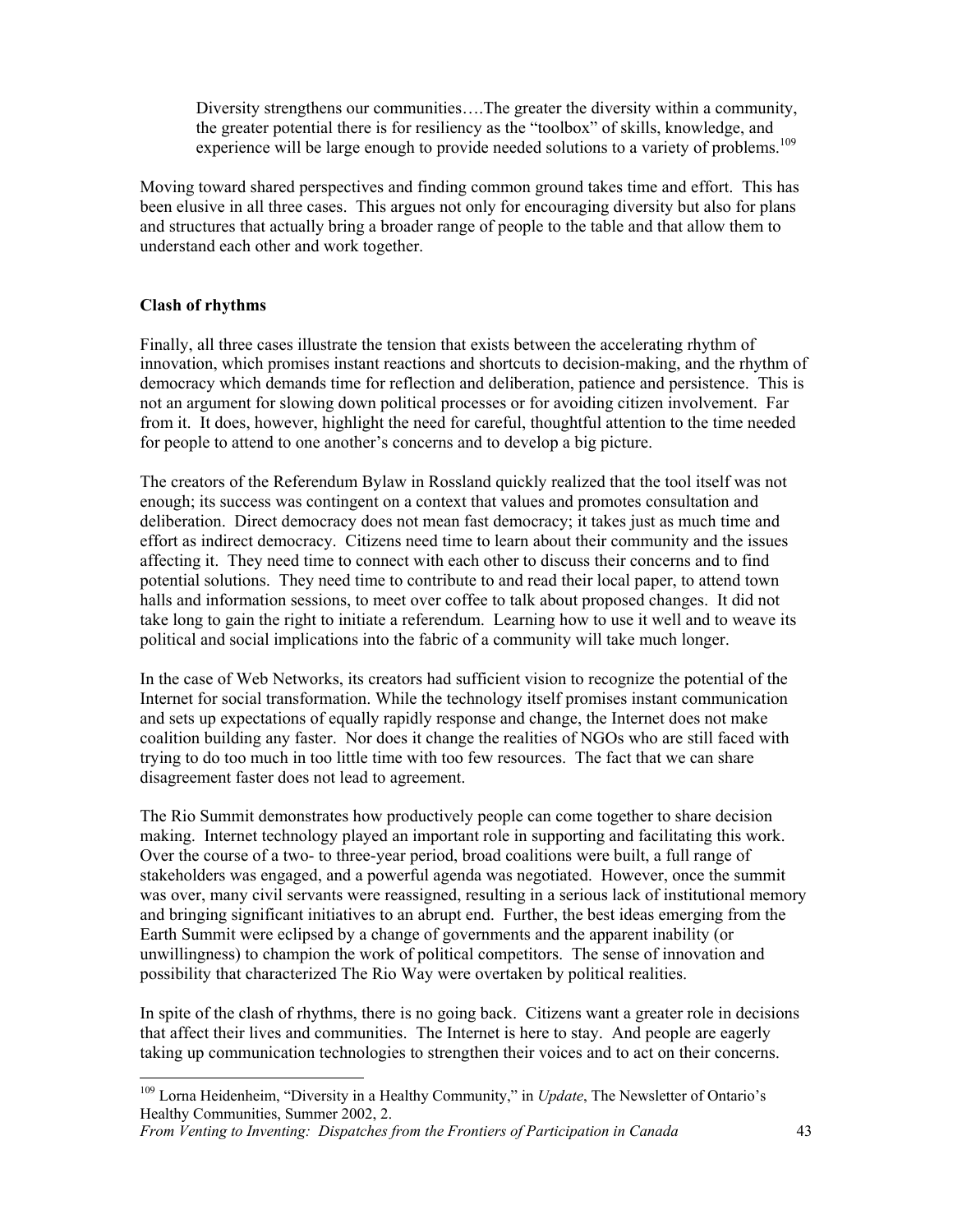> Diversity strengthens our communities….The greater the diversity within a community, the greater potential there is for resiliency as the "toolbox" of skills, knowledge, and experience will be large enough to provide needed solutions to a variety of problems.[109]

Moving toward shared perspectives and finding common ground takes time and effort. This has been elusive in all three cases. This argues not only for encouraging diversity but also for plans and structures that actually bring a broader range of people to the table and that allow them to understand each other and work together.

**Clash of rhythms**

Finally, all three cases illustrate the tension that exists between the accelerating rhythm of innovation, which promises instant reactions and shortcuts to decision-making, and the rhythm of democracy which demands time for reflection and deliberation, patience and persistence. This is not an argument for slowing down political processes or for avoiding citizen involvement. Far from it. It does, however, highlight the need for careful, thoughtful attention to the time needed for people to attend to one another's concerns and to develop a big picture.

The creators of the Referendum Bylaw in Rossland quickly realized that the tool itself was not enough; its success was contingent on a context that values and promotes consultation and deliberation. Direct democracy does not mean fast democracy; it takes just as much time and effort as indirect democracy. Citizens need time to learn about their community and the issues affecting it. They need time to connect with each other to discuss their concerns and to find potential solutions. They need time to contribute to and read their local paper, to attend town halls and information sessions, to meet over coffee to talk about proposed changes. It did not take long to gain the right to initiate a referendum. Learning how to use it well and to weave its political and social implications into the fabric of a community will take much longer.

In the case of Web Networks, its creators had sufficient vision to recognize the potential of the Internet for social transformation. While the technology itself promises instant communication and sets up expectations of equally rapidly response and change, the Internet does not make coalition building any faster. Nor does it change the realities of NGOs who are still faced with trying to do too much in too little time with too few resources. The fact that we can share disagreement faster does not lead to agreement.

The Rio Summit demonstrates how productively people can come together to share decision making. Internet technology played an important role in supporting and facilitating this work. Over the course of a two- to three-year period, broad coalitions were built, a full range of stakeholders was engaged, and a powerful agenda was negotiated. However, once the summit was over, many civil servants were reassigned, resulting in a serious lack of institutional memory and bringing significant initiatives to an abrupt end. Further, the best ideas emerging from the Earth Summit were eclipsed by a change of governments and the apparent inability (or unwillingness) to champion the work of political competitors. The sense of innovation and possibility that characterized The Rio Way were overtaken by political realities.

In spite of the clash of rhythms, there is no going back. Citizens want a greater role in decisions that affect their lives and communities. The Internet is here to stay. And people are eagerly taking up communication technologies to strengthen their voices and to act on their concerns.

---

[109] Lorna Heidenheim, "Diversity in a Healthy Community," in *Update*, The Newsletter of Ontario's Healthy Communities, Summer 2002, 2.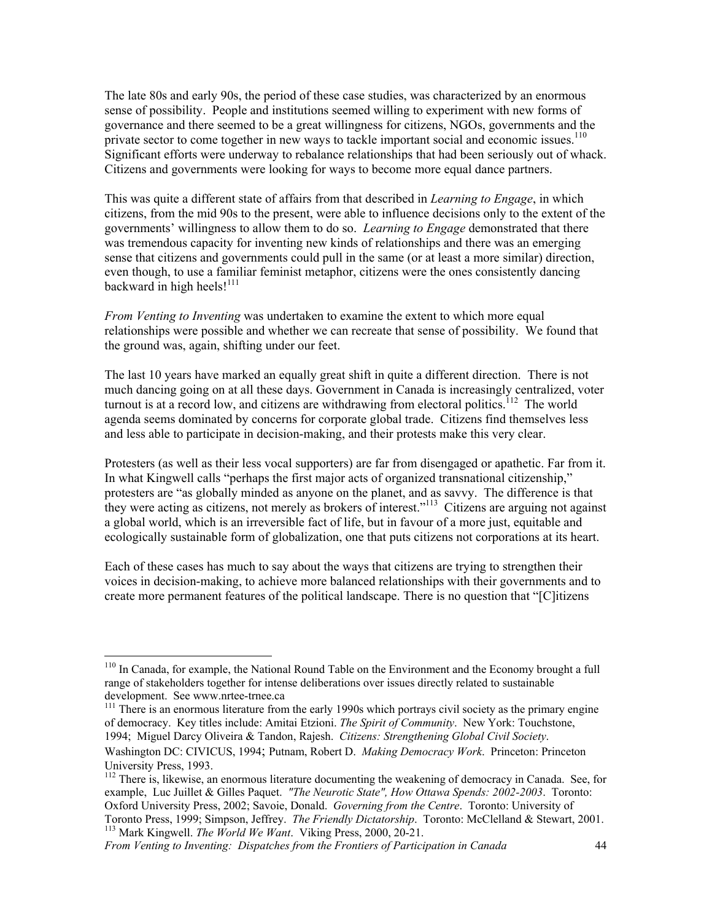The late 80s and early 90s, the period of these case studies, was characterized by an enormous sense of possibility. People and institutions seemed willing to experiment with new forms of governance and there seemed to be a great willingness for citizens, NGOs, governments and the private sector to come together in new ways to tackle important social and economic issues.[110] Significant efforts were underway to rebalance relationships that had been seriously out of whack. Citizens and governments were looking for ways to become more equal dance partners.

This was quite a different state of affairs from that described in *Learning to Engage*, in which citizens, from the mid 90s to the present, were able to influence decisions only to the extent of the governments' willingness to allow them to do so. *Learning to Engage* demonstrated that there was tremendous capacity for inventing new kinds of relationships and there was an emerging sense that citizens and governments could pull in the same (or at least a more similar) direction, even though, to use a familiar feminist metaphor, citizens were the ones consistently dancing backward in high heels![111]

*From Venting to Inventing* was undertaken to examine the extent to which more equal relationships were possible and whether we can recreate that sense of possibility. We found that the ground was, again, shifting under our feet.

The last 10 years have marked an equally great shift in quite a different direction. There is not much dancing going on at all these days. Government in Canada is increasingly centralized, voter turnout is at a record low, and citizens are withdrawing from electoral politics.[112] The world agenda seems dominated by concerns for corporate global trade. Citizens find themselves less and less able to participate in decision-making, and their protests make this very clear.

Protesters (as well as their less vocal supporters) are far from disengaged or apathetic. Far from it. In what Kingwell calls "perhaps the first major acts of organized transnational citizenship," protesters are "as globally minded as anyone on the planet, and as savvy. The difference is that they were acting as citizens, not merely as brokers of interest."[113] Citizens are arguing not against a global world, which is an irreversible fact of life, but in favour of a more just, equitable and ecologically sustainable form of globalization, one that puts citizens not corporations at its heart.

Each of these cases has much to say about the ways that citizens are trying to strengthen their voices in decision-making, to achieve more balanced relationships with their governments and to create more permanent features of the political landscape. There is no question that "[C]itizens

---

[110] In Canada, for example, the National Round Table on the Environment and the Economy brought a full range of stakeholders together for intense deliberations over issues directly related to sustainable development. See www.nrtee-trnee.ca

[111] There is an enormous literature from the early 1990s which portrays civil society as the primary engine of democracy. Key titles include: Amitai Etzioni. *The Spirit of Community*. New York: Touchstone, 1994; Miguel Darcy Oliveira & Tandon, Rajesh. *Citizens: Strengthening Global Civil Society*. Washington DC: CIVICUS, 1994; Putnam, Robert D. *Making Democracy Work*. Princeton: Princeton University Press, 1993.

[112] There is, likewise, an enormous literature documenting the weakening of democracy in Canada. See, for example, Luc Juillet & Gilles Paquet. *"The Neurotic State", How Ottawa Spends: 2002-2003*. Toronto: Oxford University Press, 2002; Savoie, Donald. *Governing from the Centre*. Toronto: University of Toronto Press, 1999; Simpson, Jeffrey. *The Friendly Dictatorship*. Toronto: McClelland & Stewart, 2001.

[113] Mark Kingwell. *The World We Want*. Viking Press, 2000, 20-21.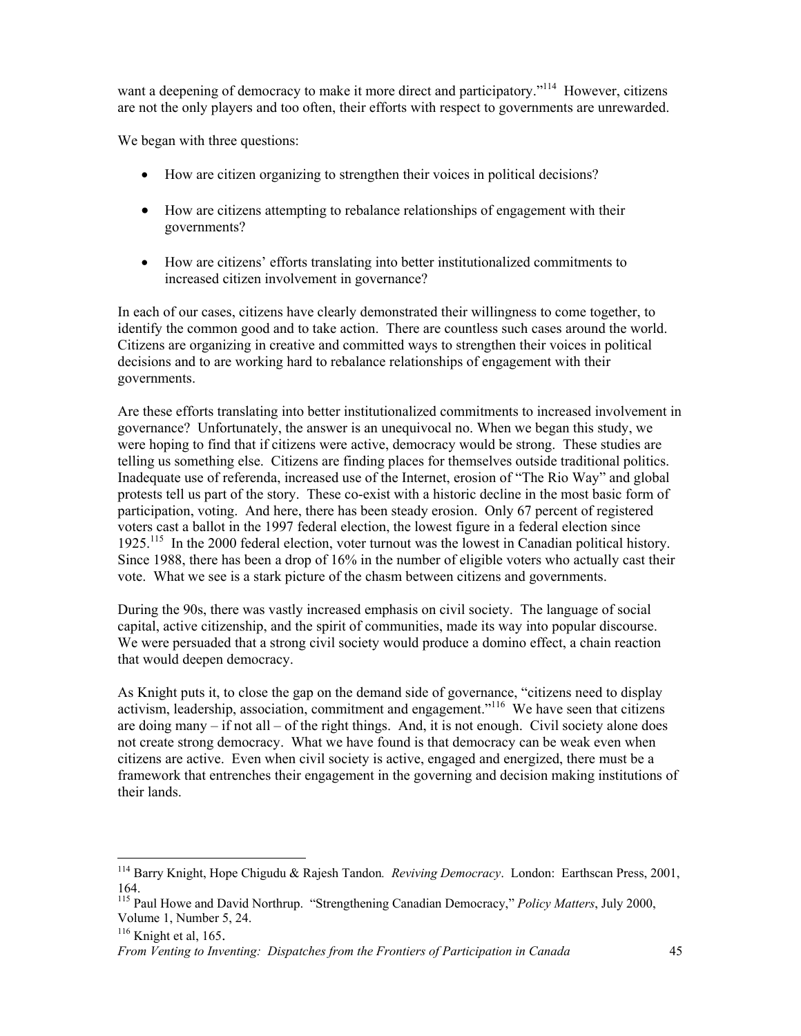want a deepening of democracy to make it more direct and participatory."[114] However, citizens are not the only players and too often, their efforts with respect to governments are unrewarded.

We began with three questions:

- How are citizen organizing to strengthen their voices in political decisions?
- How are citizens attempting to rebalance relationships of engagement with their governments?
- How are citizens' efforts translating into better institutionalized commitments to increased citizen involvement in governance?

In each of our cases, citizens have clearly demonstrated their willingness to come together, to identify the common good and to take action. There are countless such cases around the world. Citizens are organizing in creative and committed ways to strengthen their voices in political decisions and to are working hard to rebalance relationships of engagement with their governments.

Are these efforts translating into better institutionalized commitments to increased involvement in governance? Unfortunately, the answer is an unequivocal no. When we began this study, we were hoping to find that if citizens were active, democracy would be strong. These studies are telling us something else. Citizens are finding places for themselves outside traditional politics. Inadequate use of referenda, increased use of the Internet, erosion of "The Rio Way" and global protests tell us part of the story. These co-exist with a historic decline in the most basic form of participation, voting. And here, there has been steady erosion. Only 67 percent of registered voters cast a ballot in the 1997 federal election, the lowest figure in a federal election since 1925.[115] In the 2000 federal election, voter turnout was the lowest in Canadian political history. Since 1988, there has been a drop of 16% in the number of eligible voters who actually cast their vote. What we see is a stark picture of the chasm between citizens and governments.

During the 90s, there was vastly increased emphasis on civil society. The language of social capital, active citizenship, and the spirit of communities, made its way into popular discourse. We were persuaded that a strong civil society would produce a domino effect, a chain reaction that would deepen democracy.

As Knight puts it, to close the gap on the demand side of governance, "citizens need to display activism, leadership, association, commitment and engagement."[116] We have seen that citizens are doing many – if not all – of the right things. And, it is not enough. Civil society alone does not create strong democracy. What we have found is that democracy can be weak even when citizens are active. Even when civil society is active, engaged and energized, there must be a framework that entrenches their engagement in the governing and decision making institutions of their lands.

---

[114] Barry Knight, Hope Chigudu & Rajesh Tandon. *Reviving Democracy*. London: Earthscan Press, 2001, 164.

[115] Paul Howe and David Northrup. "Strengthening Canadian Democracy," *Policy Matters*, July 2000, Volume 1, Number 5, 24.

[116] Knight et al, 165.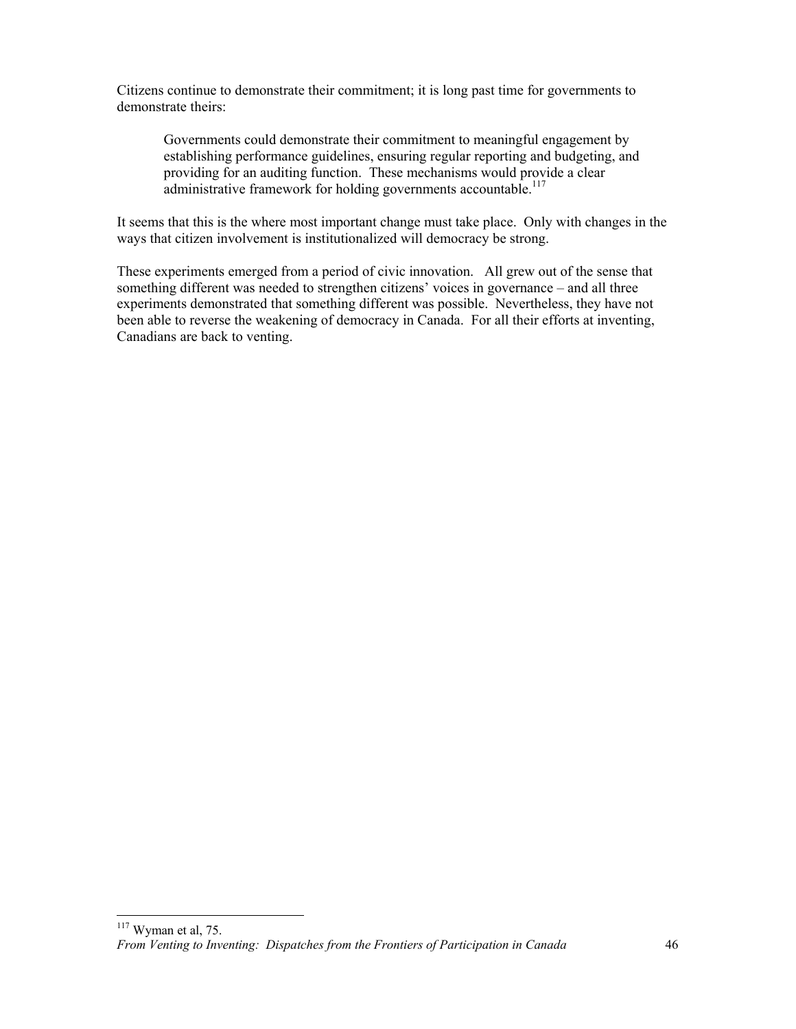Citizens continue to demonstrate their commitment; it is long past time for governments to demonstrate theirs:

> Governments could demonstrate their commitment to meaningful engagement by establishing performance guidelines, ensuring regular reporting and budgeting, and providing for an auditing function. These mechanisms would provide a clear administrative framework for holding governments accountable.[117]

It seems that this is the where most important change must take place. Only with changes in the ways that citizen involvement is institutionalized will democracy be strong.

These experiments emerged from a period of civic innovation. All grew out of the sense that something different was needed to strengthen citizens' voices in governance – and all three experiments demonstrated that something different was possible. Nevertheless, they have not been able to reverse the weakening of democracy in Canada. For all their efforts at inventing, Canadians are back to venting.

---

[117] Wyman et al, 75.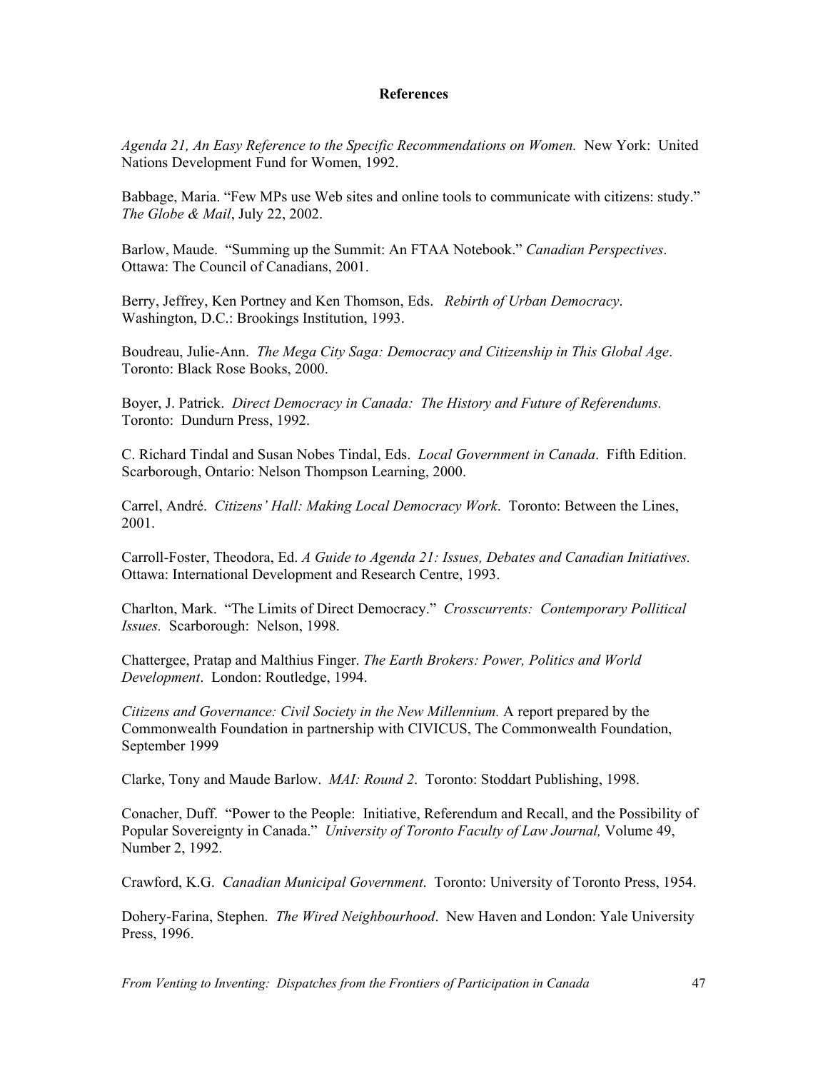## References

*Agenda 21, An Easy Reference to the Specific Recommendations on Women.* New York: United Nations Development Fund for Women, 1992.

Babbage, Maria. "Few MPs use Web sites and online tools to communicate with citizens: study." *The Globe & Mail*, July 22, 2002.

Barlow, Maude. "Summing up the Summit: An FTAA Notebook." *Canadian Perspectives*. Ottawa: The Council of Canadians, 2001.

Berry, Jeffrey, Ken Portney and Ken Thomson, Eds. *Rebirth of Urban Democracy*. Washington, D.C.: Brookings Institution, 1993.

Boudreau, Julie-Ann. *The Mega City Saga: Democracy and Citizenship in This Global Age*. Toronto: Black Rose Books, 2000.

Boyer, J. Patrick. *Direct Democracy in Canada: The History and Future of Referendums.* Toronto: Dundurn Press, 1992.

C. Richard Tindal and Susan Nobes Tindal, Eds. *Local Government in Canada*. Fifth Edition. Scarborough, Ontario: Nelson Thompson Learning, 2000.

Carrel, André. *Citizens' Hall: Making Local Democracy Work*. Toronto: Between the Lines, 2001.

Carroll-Foster, Theodora, Ed. *A Guide to Agenda 21: Issues, Debates and Canadian Initiatives.* Ottawa: International Development and Research Centre, 1993.

Charlton, Mark. "The Limits of Direct Democracy." *Crosscurrents: Contemporary Pollitical Issues.* Scarborough: Nelson, 1998.

Chattergee, Pratap and Malthius Finger. *The Earth Brokers: Power, Politics and World Development*. London: Routledge, 1994.

*Citizens and Governance: Civil Society in the New Millennium.* A report prepared by the Commonwealth Foundation in partnership with CIVICUS, The Commonwealth Foundation, September 1999

Clarke, Tony and Maude Barlow. *MAI: Round 2*. Toronto: Stoddart Publishing, 1998.

Conacher, Duff. "Power to the People: Initiative, Referendum and Recall, and the Possibility of Popular Sovereignty in Canada." *University of Toronto Faculty of Law Journal,* Volume 49, Number 2, 1992.

Crawford, K.G. *Canadian Municipal Government*. Toronto: University of Toronto Press, 1954.

Dohery-Farina, Stephen. *The Wired Neighbourhood*. New Haven and London: Yale University Press, 1996.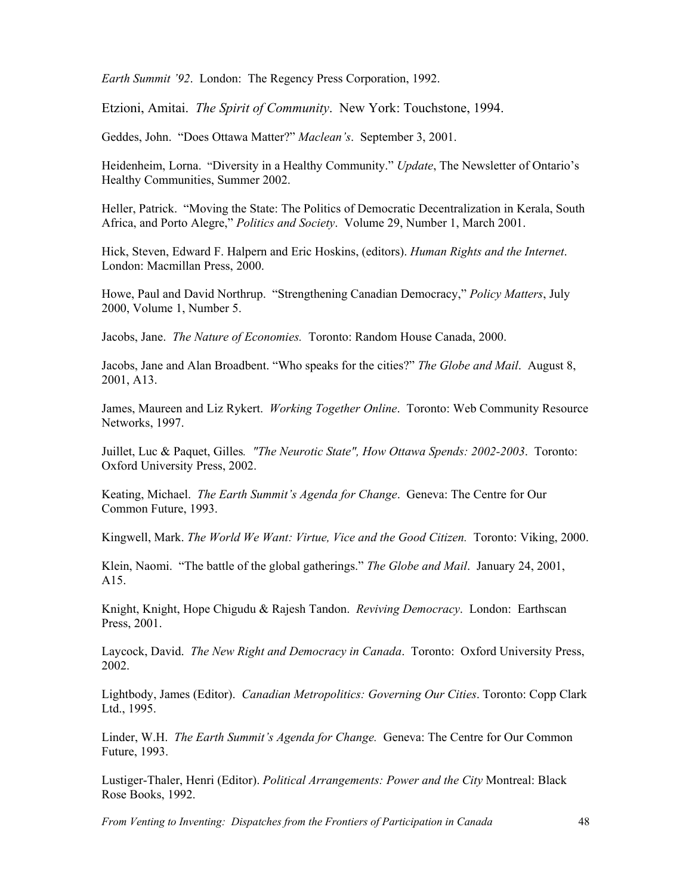*Earth Summit '92*. London: The Regency Press Corporation, 1992.

Etzioni, Amitai. *The Spirit of Community*. New York: Touchstone, 1994.

Geddes, John. "Does Ottawa Matter?" *Maclean's*. September 3, 2001.

Heidenheim, Lorna. "Diversity in a Healthy Community." *Update*, The Newsletter of Ontario's Healthy Communities, Summer 2002.

Heller, Patrick. "Moving the State: The Politics of Democratic Decentralization in Kerala, South Africa, and Porto Alegre," *Politics and Society*. Volume 29, Number 1, March 2001.

Hick, Steven, Edward F. Halpern and Eric Hoskins, (editors). *Human Rights and the Internet*. London: Macmillan Press, 2000.

Howe, Paul and David Northrup. "Strengthening Canadian Democracy," *Policy Matters*, July 2000, Volume 1, Number 5.

Jacobs, Jane. *The Nature of Economies.* Toronto: Random House Canada, 2000.

Jacobs, Jane and Alan Broadbent. "Who speaks for the cities?" *The Globe and Mail*. August 8, 2001, A13.

James, Maureen and Liz Rykert. *Working Together Online*. Toronto: Web Community Resource Networks, 1997.

Juillet, Luc & Paquet, Gilles*. "The Neurotic State", How Ottawa Spends: 2002-2003*. Toronto: Oxford University Press, 2002.

Keating, Michael. *The Earth Summit's Agenda for Change*. Geneva: The Centre for Our Common Future, 1993.

Kingwell, Mark. *The World We Want: Virtue, Vice and the Good Citizen.* Toronto: Viking, 2000.

Klein, Naomi. "The battle of the global gatherings." *The Globe and Mail*. January 24, 2001, A15.

Knight, Knight, Hope Chigudu & Rajesh Tandon. *Reviving Democracy*. London: Earthscan Press, 2001.

Laycock, David. *The New Right and Democracy in Canada*. Toronto: Oxford University Press, 2002.

Lightbody, James (Editor). *Canadian Metropolitics: Governing Our Cities*. Toronto: Copp Clark Ltd., 1995.

Linder, W.H. *The Earth Summit's Agenda for Change.* Geneva: The Centre for Our Common Future, 1993.

Lustiger-Thaler, Henri (Editor). *Political Arrangements: Power and the City* Montreal: Black Rose Books, 1992.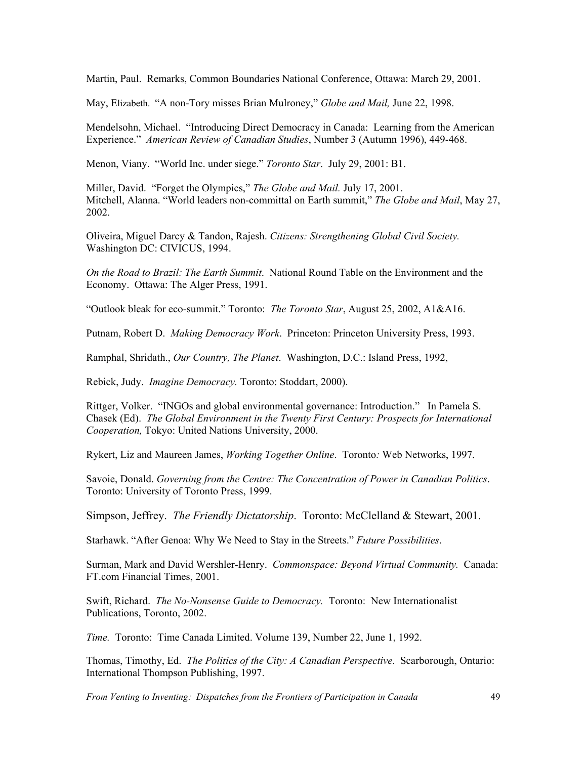Martin, Paul. Remarks, Common Boundaries National Conference, Ottawa: March 29, 2001.

May, Elizabeth. "A non-Tory misses Brian Mulroney," *Globe and Mail,* June 22, 1998.

Mendelsohn, Michael. "Introducing Direct Democracy in Canada: Learning from the American Experience." *American Review of Canadian Studies*, Number 3 (Autumn 1996), 449-468.

Menon, Viany. "World Inc. under siege." *Toronto Star*. July 29, 2001: B1.

Miller, David. "Forget the Olympics," *The Globe and Mail.* July 17, 2001.
Mitchell, Alanna. "World leaders non-committal on Earth summit," *The Globe and Mail*, May 27, 2002.

Oliveira, Miguel Darcy & Tandon, Rajesh. *Citizens: Strengthening Global Civil Society.* Washington DC: CIVICUS, 1994.

*On the Road to Brazil: The Earth Summit*. National Round Table on the Environment and the Economy. Ottawa: The Alger Press, 1991.

"Outlook bleak for eco-summit." Toronto: *The Toronto Star*, August 25, 2002, A1&A16.

Putnam, Robert D. *Making Democracy Work*. Princeton: Princeton University Press, 1993.

Ramphal, Shridath., *Our Country, The Planet*. Washington, D.C.: Island Press, 1992,

Rebick, Judy. *Imagine Democracy.* Toronto: Stoddart, 2000).

Rittger, Volker. "INGOs and global environmental governance: Introduction." In Pamela S. Chasek (Ed). *The Global Environment in the Twenty First Century: Prospects for International Cooperation,* Tokyo: United Nations University, 2000.

Rykert, Liz and Maureen James, *Working Together Online*. Toronto*:* Web Networks, 1997.

Savoie, Donald. *Governing from the Centre: The Concentration of Power in Canadian Politics*. Toronto: University of Toronto Press, 1999.

Simpson, Jeffrey. *The Friendly Dictatorship*. Toronto: McClelland & Stewart, 2001.

Starhawk. "After Genoa: Why We Need to Stay in the Streets." *Future Possibilities*.

Surman, Mark and David Wershler-Henry. *Commonspace: Beyond Virtual Community.* Canada: FT.com Financial Times, 2001.

Swift, Richard. *The No-Nonsense Guide to Democracy.* Toronto: New Internationalist Publications, Toronto, 2002.

*Time.* Toronto: Time Canada Limited. Volume 139, Number 22, June 1, 1992.

Thomas, Timothy, Ed. *The Politics of the City: A Canadian Perspective*. Scarborough, Ontario: International Thompson Publishing, 1997.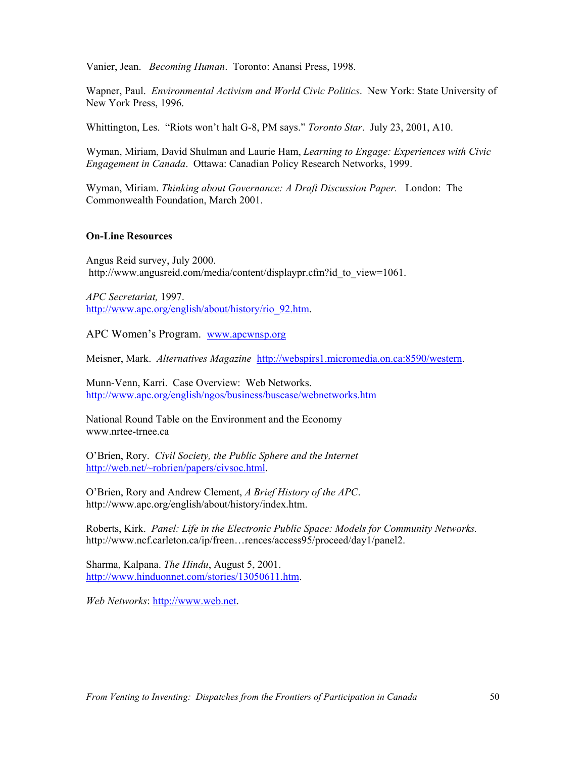Vanier, Jean. *Becoming Human*. Toronto: Anansi Press, 1998.

Wapner, Paul. *Environmental Activism and World Civic Politics*. New York: State University of New York Press, 1996.

Whittington, Les. "Riots won't halt G-8, PM says." *Toronto Star*. July 23, 2001, A10.

Wyman, Miriam, David Shulman and Laurie Ham, *Learning to Engage: Experiences with Civic Engagement in Canada*. Ottawa: Canadian Policy Research Networks, 1999.

Wyman, Miriam. *Thinking about Governance: A Draft Discussion Paper.* London: The Commonwealth Foundation, March 2001.

**On-Line Resources**

Angus Reid survey, July 2000.
http://www.angusreid.com/media/content/displaypr.cfm?id_to_view=1061.

*APC Secretariat,* 1997.
http://www.apc.org/english/about/history/rio_92.htm.

APC Women's Program. www.apcwnsp.org

Meisner, Mark. *Alternatives Magazine* http://webspirs1.micromedia.on.ca:8590/western.

Munn-Venn, Karri. Case Overview: Web Networks.
http://www.apc.org/english/ngos/business/buscase/webnetworks.htm

National Round Table on the Environment and the Economy
www.nrtee-trnee.ca

O'Brien, Rory. *Civil Society, the Public Sphere and the Internet*
http://web.net/~robrien/papers/civsoc.html.

O'Brien, Rory and Andrew Clement, *A Brief History of the APC*.
http://www.apc.org/english/about/history/index.htm.

Roberts, Kirk. *Panel: Life in the Electronic Public Space: Models for Community Networks.*
http://www.ncf.carleton.ca/ip/freen…rences/access95/proceed/day1/panel2.

Sharma, Kalpana. *The Hindu*, August 5, 2001.
http://www.hinduonnet.com/stories/13050611.htm.

*Web Networks*: http://www.web.net.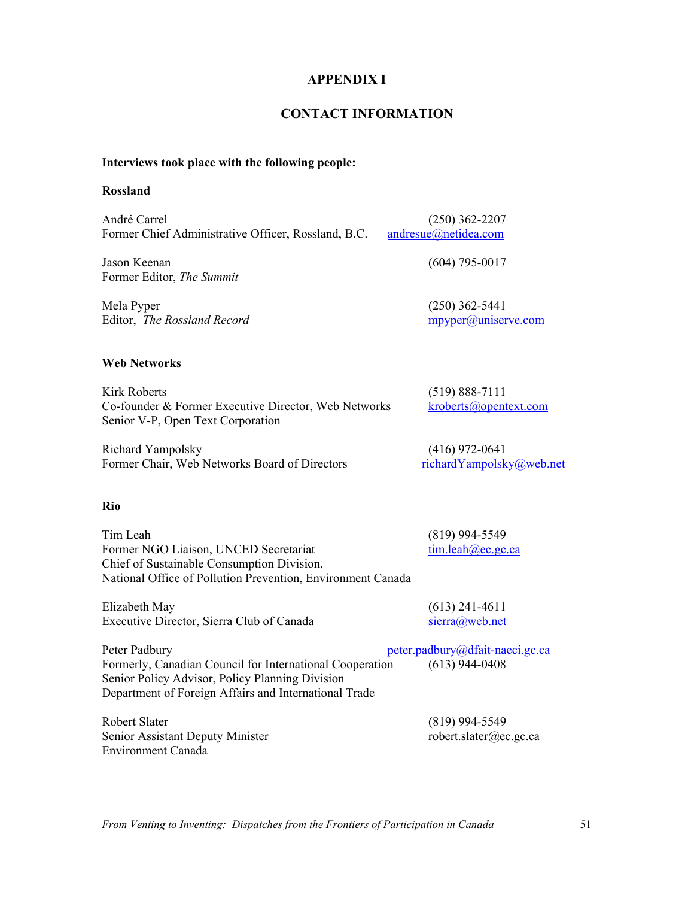# APPENDIX I

## CONTACT INFORMATION

**Interviews took place with the following people:**

**Rossland**

André Carrel
Former Chief Administrative Officer, Rossland, B.C.
(250) 362-2207
andresue@netidea.com

Jason Keenan
Former Editor, *The Summit*
(604) 795-0017

Mela Pyper
Editor, *The Rossland Record*
(250) 362-5441
mpyper@uniserve.com

**Web Networks**

Kirk Roberts
Co-founder & Former Executive Director, Web Networks
Senior V-P, Open Text Corporation
(519) 888-7111
kroberts@opentext.com

Richard Yampolsky
Former Chair, Web Networks Board of Directors
(416) 972-0641
richardYampolsky@web.net

**Rio**

Tim Leah
Former NGO Liaison, UNCED Secretariat
Chief of Sustainable Consumption Division,
National Office of Pollution Prevention, Environment Canada
(819) 994-5549
tim.leah@ec.gc.ca

Elizabeth May
Executive Director, Sierra Club of Canada
(613) 241-4611
sierra@web.net

Peter Padbury
Formerly, Canadian Council for International Cooperation
Senior Policy Advisor, Policy Planning Division
Department of Foreign Affairs and International Trade
peter.padbury@dfait-naeci.gc.ca
(613) 944-0408

Robert Slater
Senior Assistant Deputy Minister
Environment Canada
(819) 994-5549
robert.slater@ec.gc.ca